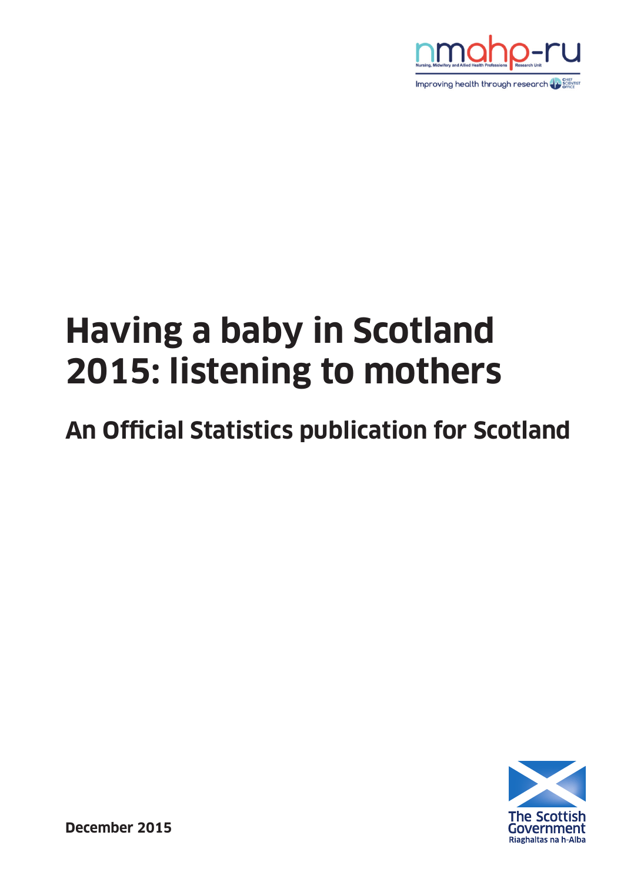nmahp-ru

Nursing, Midwifery and Allied Health Professions Research Unit

Improving health through research

# Having a baby in Scotland 2015: listening to mothers

## An Official Statistics publication for Scotland

**December 2015**

The Scottish Government
Riaghaltas na h-Alba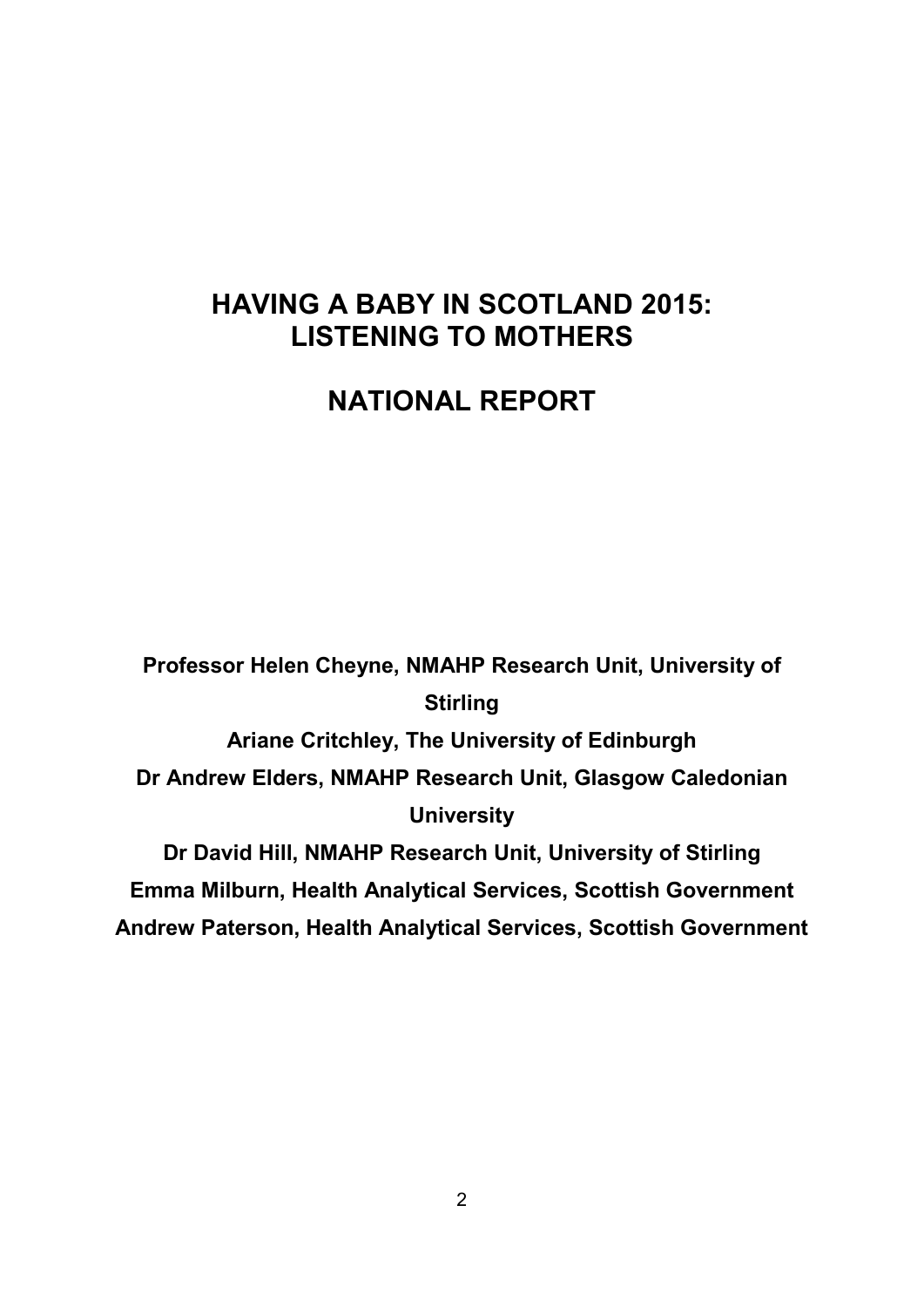# HAVING A BABY IN SCOTLAND 2015: LISTENING TO MOTHERS

# NATIONAL REPORT

**Professor Helen Cheyne, NMAHP Research Unit, University of Stirling**

**Ariane Critchley, The University of Edinburgh**

**Dr Andrew Elders, NMAHP Research Unit, Glasgow Caledonian University**

**Dr David Hill, NMAHP Research Unit, University of Stirling**

**Emma Milburn, Health Analytical Services, Scottish Government**

**Andrew Paterson, Health Analytical Services, Scottish Government**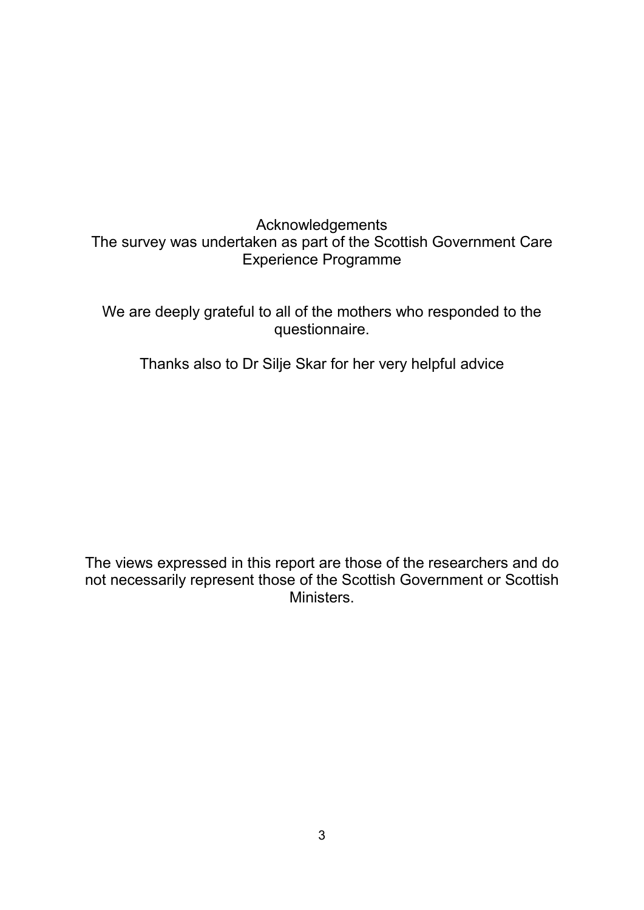## Acknowledgements

The survey was undertaken as part of the Scottish Government Care Experience Programme

We are deeply grateful to all of the mothers who responded to the questionnaire.

Thanks also to Dr Silje Skar for her very helpful advice

The views expressed in this report are those of the researchers and do not necessarily represent those of the Scottish Government or Scottish Ministers.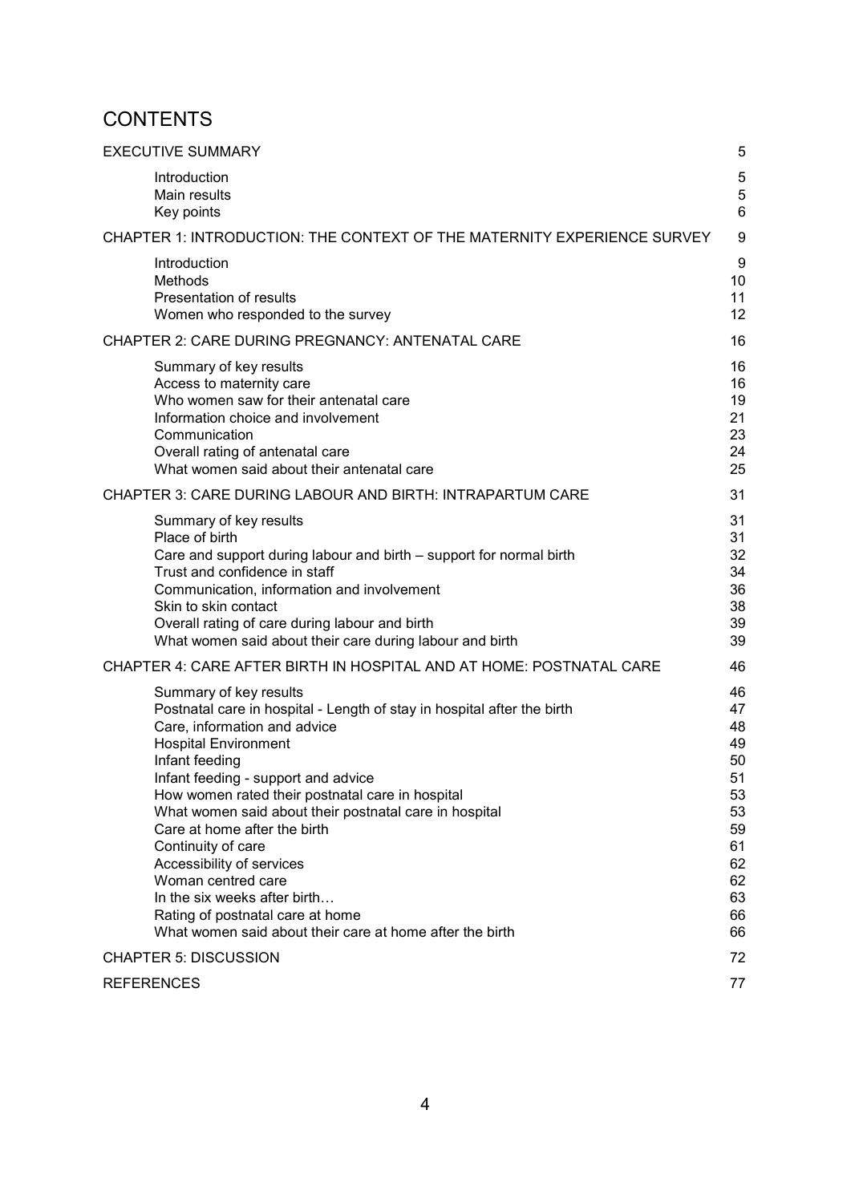# CONTENTS

| | |
|---|---|
| EXECUTIVE SUMMARY | 5 |
| Introduction | 5 |
| Main results | 5 |
| Key points | 6 |
| CHAPTER 1: INTRODUCTION: THE CONTEXT OF THE MATERNITY EXPERIENCE SURVEY | 9 |
| Introduction | 9 |
| Methods | 10 |
| Presentation of results | 11 |
| Women who responded to the survey | 12 |
| CHAPTER 2: CARE DURING PREGNANCY: ANTENATAL CARE | 16 |
| Summary of key results | 16 |
| Access to maternity care | 16 |
| Who women saw for their antenatal care | 19 |
| Information choice and involvement | 21 |
| Communication | 23 |
| Overall rating of antenatal care | 24 |
| What women said about their antenatal care | 25 |
| CHAPTER 3: CARE DURING LABOUR AND BIRTH: INTRAPARTUM CARE | 31 |
| Summary of key results | 31 |
| Place of birth | 31 |
| Care and support during labour and birth – support for normal birth | 32 |
| Trust and confidence in staff | 34 |
| Communication, information and involvement | 36 |
| Skin to skin contact | 38 |
| Overall rating of care during labour and birth | 39 |
| What women said about their care during labour and birth | 39 |
| CHAPTER 4: CARE AFTER BIRTH IN HOSPITAL AND AT HOME: POSTNATAL CARE | 46 |
| Summary of key results | 46 |
| Postnatal care in hospital - Length of stay in hospital after the birth | 47 |
| Care, information and advice | 48 |
| Hospital Environment | 49 |
| Infant feeding | 50 |
| Infant feeding - support and advice | 51 |
| How women rated their postnatal care in hospital | 53 |
| What women said about their postnatal care in hospital | 53 |
| Care at home after the birth | 59 |
| Continuity of care | 61 |
| Accessibility of services | 62 |
| Woman centred care | 62 |
| In the six weeks after birth… | 63 |
| Rating of postnatal care at home | 66 |
| What women said about their care at home after the birth | 66 |
| CHAPTER 5: DISCUSSION | 72 |
| REFERENCES | 77 |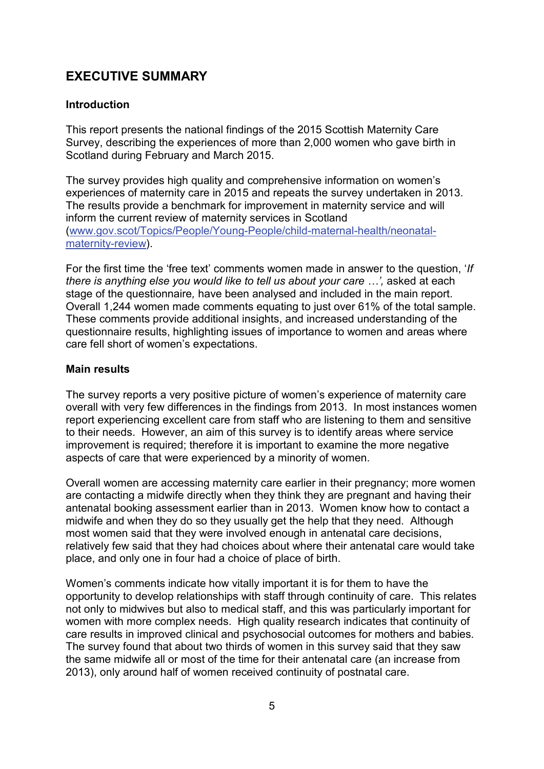# EXECUTIVE SUMMARY

### Introduction

This report presents the national findings of the 2015 Scottish Maternity Care Survey, describing the experiences of more than 2,000 women who gave birth in Scotland during February and March 2015.

The survey provides high quality and comprehensive information on women's experiences of maternity care in 2015 and repeats the survey undertaken in 2013. The results provide a benchmark for improvement in maternity service and will inform the current review of maternity services in Scotland ([www.gov.scot/Topics/People/Young-People/child-maternal-health/neonatal-maternity-review](www.gov.scot/Topics/People/Young-People/child-maternal-health/neonatal-maternity-review)).

For the first time the 'free text' comments women made in answer to the question, '*If there is anything else you would like to tell us about your care …',* asked at each stage of the questionnaire*,* have been analysed and included in the main report. Overall 1,244 women made comments equating to just over 61% of the total sample. These comments provide additional insights, and increased understanding of the questionnaire results, highlighting issues of importance to women and areas where care fell short of women's expectations.

### Main results

The survey reports a very positive picture of women's experience of maternity care overall with very few differences in the findings from 2013. In most instances women report experiencing excellent care from staff who are listening to them and sensitive to their needs. However, an aim of this survey is to identify areas where service improvement is required; therefore it is important to examine the more negative aspects of care that were experienced by a minority of women.

Overall women are accessing maternity care earlier in their pregnancy; more women are contacting a midwife directly when they think they are pregnant and having their antenatal booking assessment earlier than in 2013. Women know how to contact a midwife and when they do so they usually get the help that they need. Although most women said that they were involved enough in antenatal care decisions, relatively few said that they had choices about where their antenatal care would take place, and only one in four had a choice of place of birth.

Women's comments indicate how vitally important it is for them to have the opportunity to develop relationships with staff through continuity of care. This relates not only to midwives but also to medical staff, and this was particularly important for women with more complex needs. High quality research indicates that continuity of care results in improved clinical and psychosocial outcomes for mothers and babies. The survey found that about two thirds of women in this survey said that they saw the same midwife all or most of the time for their antenatal care (an increase from 2013), only around half of women received continuity of postnatal care.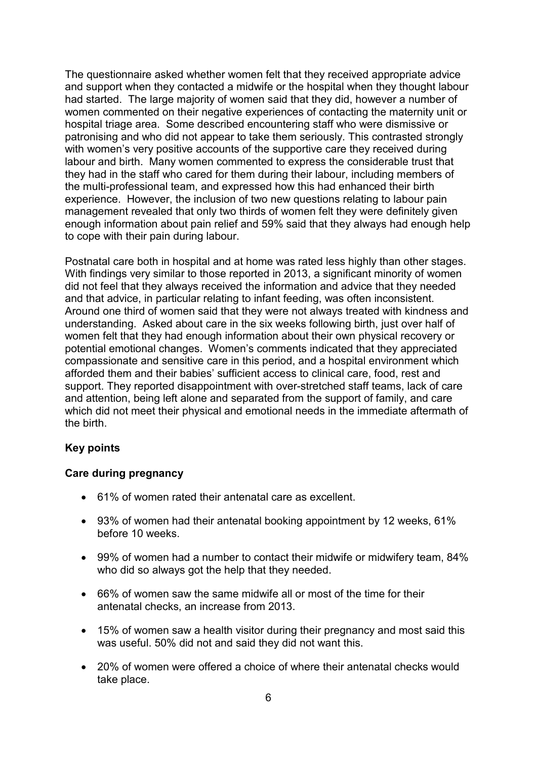The questionnaire asked whether women felt that they received appropriate advice and support when they contacted a midwife or the hospital when they thought labour had started. The large majority of women said that they did, however a number of women commented on their negative experiences of contacting the maternity unit or hospital triage area. Some described encountering staff who were dismissive or patronising and who did not appear to take them seriously. This contrasted strongly with women's very positive accounts of the supportive care they received during labour and birth. Many women commented to express the considerable trust that they had in the staff who cared for them during their labour, including members of the multi-professional team, and expressed how this had enhanced their birth experience. However, the inclusion of two new questions relating to labour pain management revealed that only two thirds of women felt they were definitely given enough information about pain relief and 59% said that they always had enough help to cope with their pain during labour.

Postnatal care both in hospital and at home was rated less highly than other stages. With findings very similar to those reported in 2013, a significant minority of women did not feel that they always received the information and advice that they needed and that advice, in particular relating to infant feeding, was often inconsistent. Around one third of women said that they were not always treated with kindness and understanding. Asked about care in the six weeks following birth, just over half of women felt that they had enough information about their own physical recovery or potential emotional changes. Women's comments indicated that they appreciated compassionate and sensitive care in this period, and a hospital environment which afforded them and their babies' sufficient access to clinical care, food, rest and support. They reported disappointment with over-stretched staff teams, lack of care and attention, being left alone and separated from the support of family, and care which did not meet their physical and emotional needs in the immediate aftermath of the birth.

**Key points**

**Care during pregnancy**

- 61% of women rated their antenatal care as excellent.
- 93% of women had their antenatal booking appointment by 12 weeks, 61% before 10 weeks.
- 99% of women had a number to contact their midwife or midwifery team, 84% who did so always got the help that they needed.
- 66% of women saw the same midwife all or most of the time for their antenatal checks, an increase from 2013.
- 15% of women saw a health visitor during their pregnancy and most said this was useful. 50% did not and said they did not want this.
- 20% of women were offered a choice of where their antenatal checks would take place.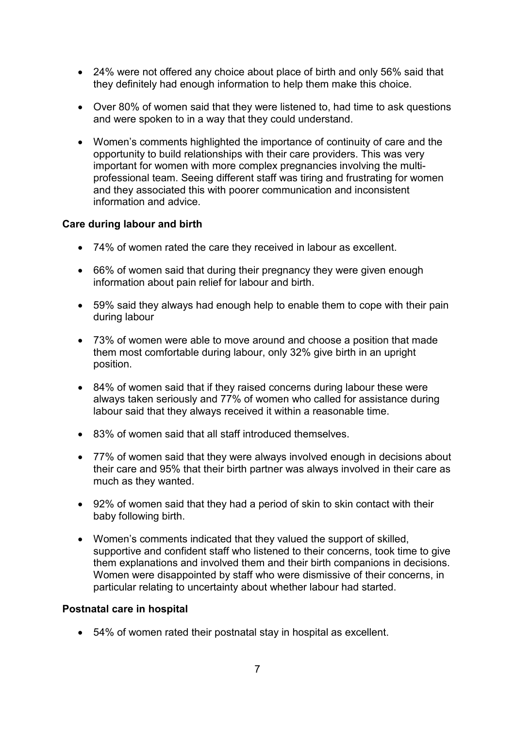- 24% were not offered any choice about place of birth and only 56% said that they definitely had enough information to help them make this choice.

- Over 80% of women said that they were listened to, had time to ask questions and were spoken to in a way that they could understand.

- Women's comments highlighted the importance of continuity of care and the opportunity to build relationships with their care providers. This was very important for women with more complex pregnancies involving the multi-professional team. Seeing different staff was tiring and frustrating for women and they associated this with poorer communication and inconsistent information and advice.

**Care during labour and birth**

- 74% of women rated the care they received in labour as excellent.

- 66% of women said that during their pregnancy they were given enough information about pain relief for labour and birth.

- 59% said they always had enough help to enable them to cope with their pain during labour

- 73% of women were able to move around and choose a position that made them most comfortable during labour, only 32% give birth in an upright position.

- 84% of women said that if they raised concerns during labour these were always taken seriously and 77% of women who called for assistance during labour said that they always received it within a reasonable time.

- 83% of women said that all staff introduced themselves.

- 77% of women said that they were always involved enough in decisions about their care and 95% that their birth partner was always involved in their care as much as they wanted.

- 92% of women said that they had a period of skin to skin contact with their baby following birth.

- Women's comments indicated that they valued the support of skilled, supportive and confident staff who listened to their concerns, took time to give them explanations and involved them and their birth companions in decisions. Women were disappointed by staff who were dismissive of their concerns, in particular relating to uncertainty about whether labour had started.

**Postnatal care in hospital**

- 54% of women rated their postnatal stay in hospital as excellent.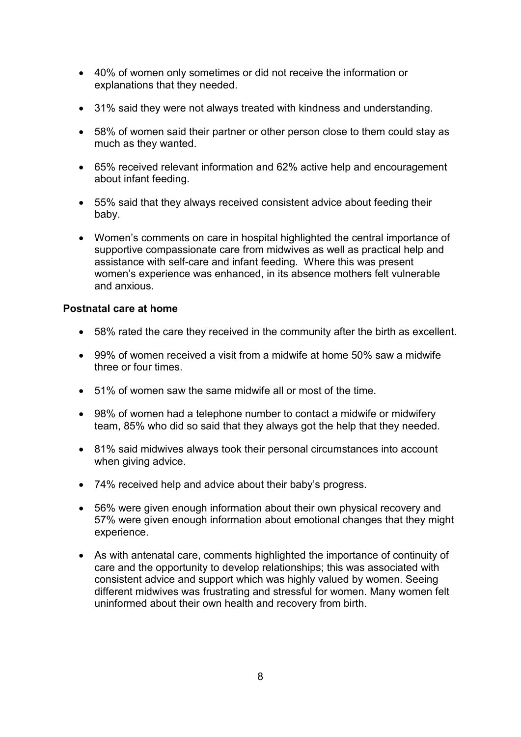- 40% of women only sometimes or did not receive the information or explanations that they needed.

- 31% said they were not always treated with kindness and understanding.

- 58% of women said their partner or other person close to them could stay as much as they wanted.

- 65% received relevant information and 62% active help and encouragement about infant feeding.

- 55% said that they always received consistent advice about feeding their baby.

- Women's comments on care in hospital highlighted the central importance of supportive compassionate care from midwives as well as practical help and assistance with self-care and infant feeding. Where this was present women's experience was enhanced, in its absence mothers felt vulnerable and anxious.

**Postnatal care at home**

- 58% rated the care they received in the community after the birth as excellent.

- 99% of women received a visit from a midwife at home 50% saw a midwife three or four times.

- 51% of women saw the same midwife all or most of the time.

- 98% of women had a telephone number to contact a midwife or midwifery team, 85% who did so said that they always got the help that they needed.

- 81% said midwives always took their personal circumstances into account when giving advice.

- 74% received help and advice about their baby's progress.

- 56% were given enough information about their own physical recovery and 57% were given enough information about emotional changes that they might experience.

- As with antenatal care, comments highlighted the importance of continuity of care and the opportunity to develop relationships; this was associated with consistent advice and support which was highly valued by women. Seeing different midwives was frustrating and stressful for women. Many women felt uninformed about their own health and recovery from birth.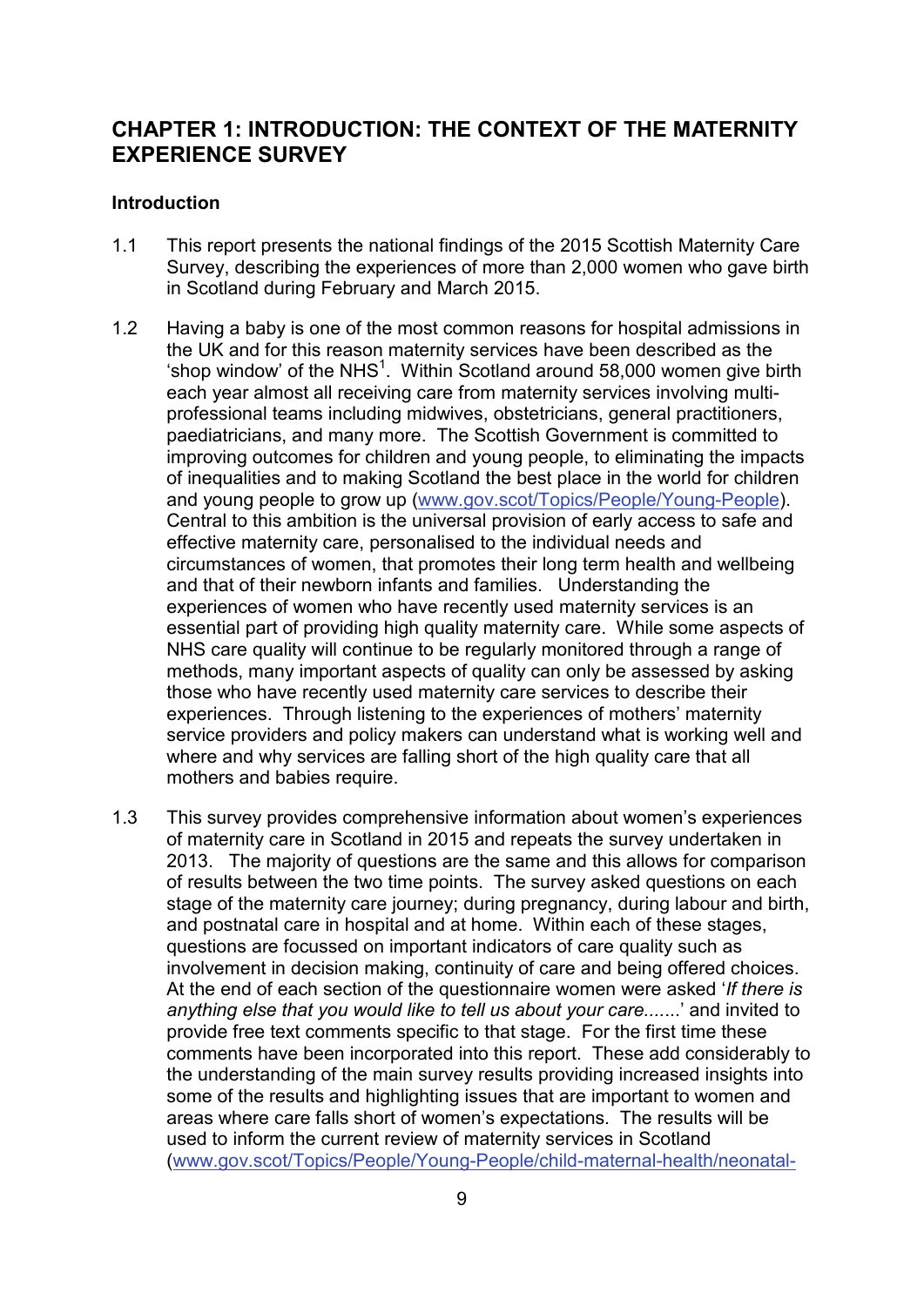## CHAPTER 1: INTRODUCTION: THE CONTEXT OF THE MATERNITY EXPERIENCE SURVEY

### Introduction

1.1 This report presents the national findings of the 2015 Scottish Maternity Care Survey, describing the experiences of more than 2,000 women who gave birth in Scotland during February and March 2015.

1.2 Having a baby is one of the most common reasons for hospital admissions in the UK and for this reason maternity services have been described as the 'shop window' of the NHS[1]. Within Scotland around 58,000 women give birth each year almost all receiving care from maternity services involving multi-professional teams including midwives, obstetricians, general practitioners, paediatricians, and many more. The Scottish Government is committed to improving outcomes for children and young people, to eliminating the impacts of inequalities and to making Scotland the best place in the world for children and young people to grow up (www.gov.scot/Topics/People/Young-People). Central to this ambition is the universal provision of early access to safe and effective maternity care, personalised to the individual needs and circumstances of women, that promotes their long term health and wellbeing and that of their newborn infants and families. Understanding the experiences of women who have recently used maternity services is an essential part of providing high quality maternity care. While some aspects of NHS care quality will continue to be regularly monitored through a range of methods, many important aspects of quality can only be assessed by asking those who have recently used maternity care services to describe their experiences. Through listening to the experiences of mothers' maternity service providers and policy makers can understand what is working well and where and why services are falling short of the high quality care that all mothers and babies require.

1.3 This survey provides comprehensive information about women's experiences of maternity care in Scotland in 2015 and repeats the survey undertaken in 2013. The majority of questions are the same and this allows for comparison of results between the two time points. The survey asked questions on each stage of the maternity care journey; during pregnancy, during labour and birth, and postnatal care in hospital and at home. Within each of these stages, questions are focussed on important indicators of care quality such as involvement in decision making, continuity of care and being offered choices. At the end of each section of the questionnaire women were asked '*If there is anything else that you would like to tell us about your care.......*' and invited to provide free text comments specific to that stage. For the first time these comments have been incorporated into this report. These add considerably to the understanding of the main survey results providing increased insights into some of the results and highlighting issues that are important to women and areas where care falls short of women's expectations. The results will be used to inform the current review of maternity services in Scotland (www.gov.scot/Topics/People/Young-People/child-maternal-health/neonatal-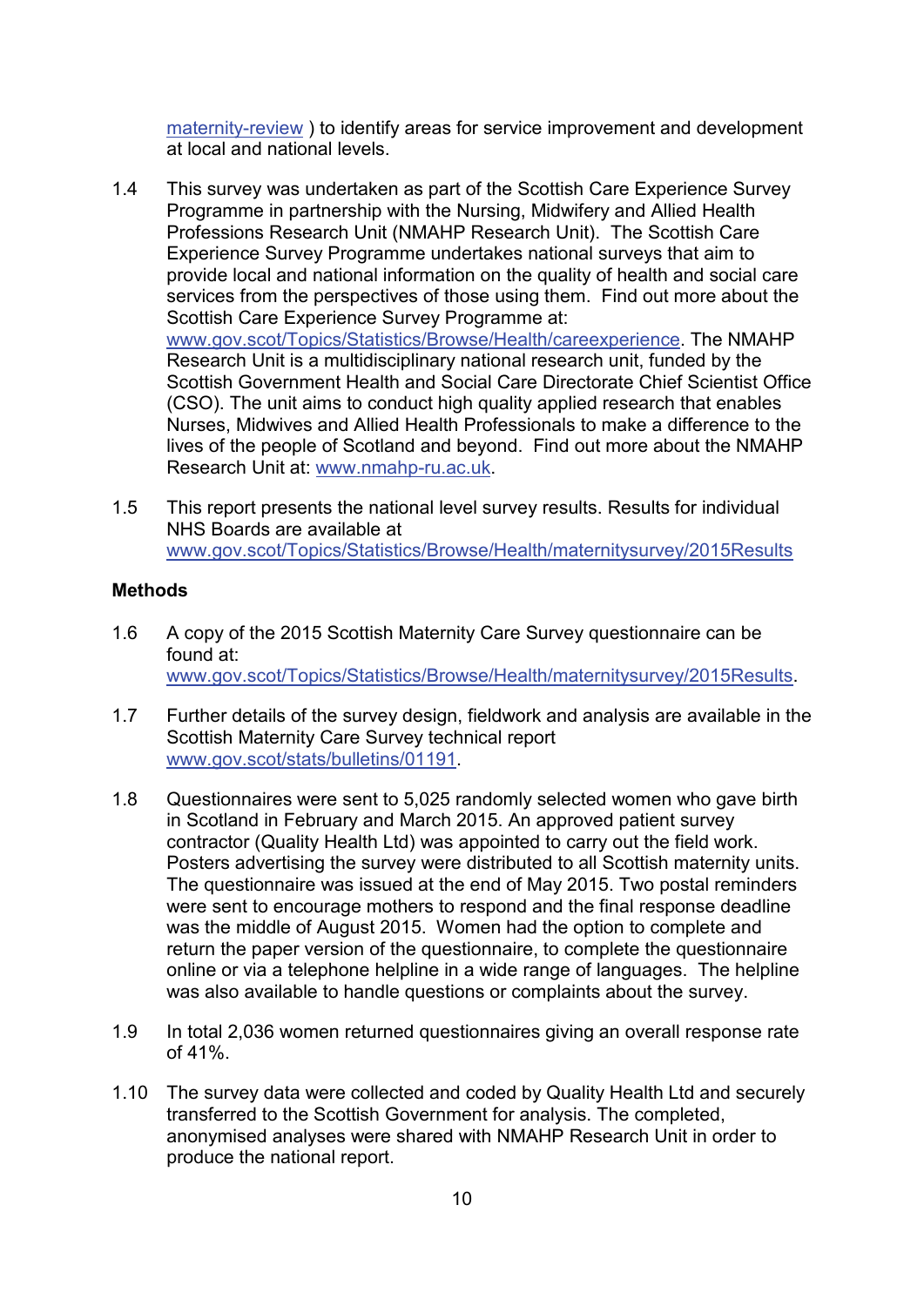maternity-review ) to identify areas for service improvement and development at local and national levels.

1.4 This survey was undertaken as part of the Scottish Care Experience Survey Programme in partnership with the Nursing, Midwifery and Allied Health Professions Research Unit (NMAHP Research Unit). The Scottish Care Experience Survey Programme undertakes national surveys that aim to provide local and national information on the quality of health and social care services from the perspectives of those using them. Find out more about the Scottish Care Experience Survey Programme at: www.gov.scot/Topics/Statistics/Browse/Health/careexperience. The NMAHP Research Unit is a multidisciplinary national research unit, funded by the Scottish Government Health and Social Care Directorate Chief Scientist Office (CSO). The unit aims to conduct high quality applied research that enables Nurses, Midwives and Allied Health Professionals to make a difference to the lives of the people of Scotland and beyond. Find out more about the NMAHP Research Unit at: www.nmahp-ru.ac.uk.

1.5 This report presents the national level survey results. Results for individual NHS Boards are available at www.gov.scot/Topics/Statistics/Browse/Health/maternitysurvey/2015Results

**Methods**

1.6 A copy of the 2015 Scottish Maternity Care Survey questionnaire can be found at: www.gov.scot/Topics/Statistics/Browse/Health/maternitysurvey/2015Results.

1.7 Further details of the survey design, fieldwork and analysis are available in the Scottish Maternity Care Survey technical report www.gov.scot/stats/bulletins/01191.

1.8 Questionnaires were sent to 5,025 randomly selected women who gave birth in Scotland in February and March 2015. An approved patient survey contractor (Quality Health Ltd) was appointed to carry out the field work. Posters advertising the survey were distributed to all Scottish maternity units. The questionnaire was issued at the end of May 2015. Two postal reminders were sent to encourage mothers to respond and the final response deadline was the middle of August 2015. Women had the option to complete and return the paper version of the questionnaire, to complete the questionnaire online or via a telephone helpline in a wide range of languages. The helpline was also available to handle questions or complaints about the survey.

1.9 In total 2,036 women returned questionnaires giving an overall response rate of 41%.

1.10 The survey data were collected and coded by Quality Health Ltd and securely transferred to the Scottish Government for analysis. The completed, anonymised analyses were shared with NMAHP Research Unit in order to produce the national report.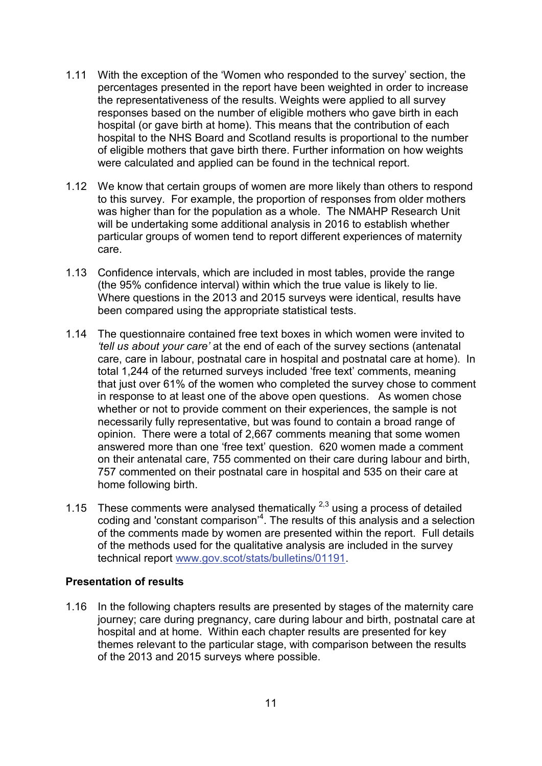1.11 With the exception of the 'Women who responded to the survey' section, the percentages presented in the report have been weighted in order to increase the representativeness of the results. Weights were applied to all survey responses based on the number of eligible mothers who gave birth in each hospital (or gave birth at home). This means that the contribution of each hospital to the NHS Board and Scotland results is proportional to the number of eligible mothers that gave birth there. Further information on how weights were calculated and applied can be found in the technical report.

1.12 We know that certain groups of women are more likely than others to respond to this survey. For example, the proportion of responses from older mothers was higher than for the population as a whole. The NMAHP Research Unit will be undertaking some additional analysis in 2016 to establish whether particular groups of women tend to report different experiences of maternity care.

1.13 Confidence intervals, which are included in most tables, provide the range (the 95% confidence interval) within which the true value is likely to lie. Where questions in the 2013 and 2015 surveys were identical, results have been compared using the appropriate statistical tests.

1.14 The questionnaire contained free text boxes in which women were invited to *'tell us about your care'* at the end of each of the survey sections (antenatal care, care in labour, postnatal care in hospital and postnatal care at home). In total 1,244 of the returned surveys included 'free text' comments, meaning that just over 61% of the women who completed the survey chose to comment in response to at least one of the above open questions. As women chose whether or not to provide comment on their experiences, the sample is not necessarily fully representative, but was found to contain a broad range of opinion. There were a total of 2,667 comments meaning that some women answered more than one 'free text' question. 620 women made a comment on their antenatal care, 755 commented on their care during labour and birth, 757 commented on their postnatal care in hospital and 535 on their care at home following birth.

1.15 These comments were analysed thematically [2,3] using a process of detailed coding and 'constant comparison'[4]. The results of this analysis and a selection of the comments made by women are presented within the report. Full details of the methods used for the qualitative analysis are included in the survey technical report www.gov.scot/stats/bulletins/01191.

**Presentation of results**

1.16 In the following chapters results are presented by stages of the maternity care journey; care during pregnancy, care during labour and birth, postnatal care at hospital and at home. Within each chapter results are presented for key themes relevant to the particular stage, with comparison between the results of the 2013 and 2015 surveys where possible.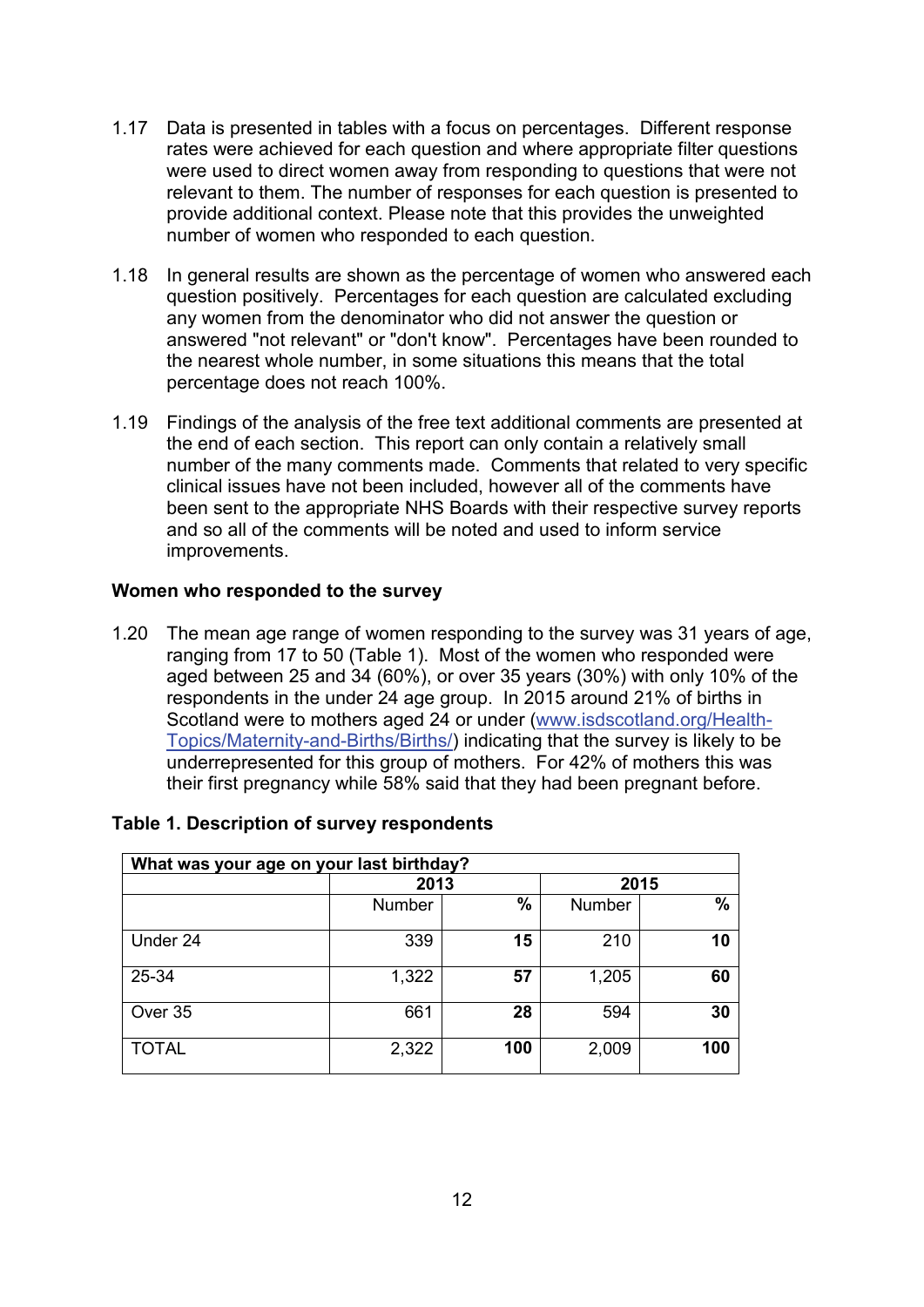1.17 Data is presented in tables with a focus on percentages. Different response rates were achieved for each question and where appropriate filter questions were used to direct women away from responding to questions that were not relevant to them. The number of responses for each question is presented to provide additional context. Please note that this provides the unweighted number of women who responded to each question.

1.18 In general results are shown as the percentage of women who answered each question positively. Percentages for each question are calculated excluding any women from the denominator who did not answer the question or answered "not relevant" or "don't know". Percentages have been rounded to the nearest whole number, in some situations this means that the total percentage does not reach 100%.

1.19 Findings of the analysis of the free text additional comments are presented at the end of each section. This report can only contain a relatively small number of the many comments made. Comments that related to very specific clinical issues have not been included, however all of the comments have been sent to the appropriate NHS Boards with their respective survey reports and so all of the comments will be noted and used to inform service improvements.

**Women who responded to the survey**

1.20 The mean age range of women responding to the survey was 31 years of age, ranging from 17 to 50 (Table 1). Most of the women who responded were aged between 25 and 34 (60%), or over 35 years (30%) with only 10% of the respondents in the under 24 age group. In 2015 around 21% of births in Scotland were to mothers aged 24 or under (www.isdscotland.org/Health-Topics/Maternity-and-Births/Births/) indicating that the survey is likely to be underrepresented for this group of mothers. For 42% of mothers this was their first pregnancy while 58% said that they had been pregnant before.

**Table 1. Description of survey respondents**

| What was your age on your last birthday? | | | | |
|---|---|---|---|---|
| | 2013 | | 2015 | |
| | Number | % | Number | % |
| Under 24 | 339 | **15** | 210 | **10** |
| 25-34 | 1,322 | **57** | 1,205 | **60** |
| Over 35 | 661 | **28** | 594 | **30** |
| TOTAL | 2,322 | **100** | 2,009 | **100** |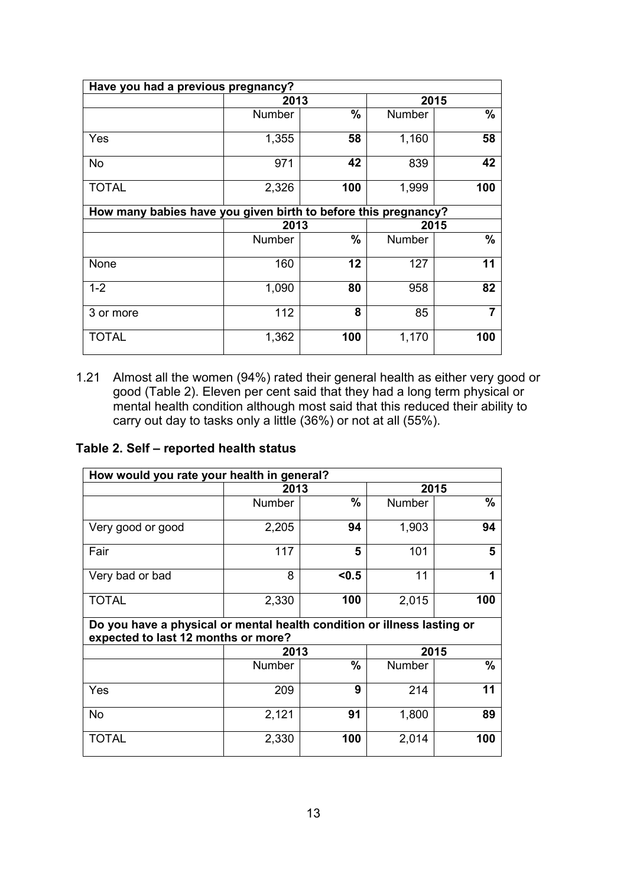| Have you had a previous pregnancy? | | | | |
|---|---|---|---|---|
| | 2013 | | 2015 | |
| | Number | **%** | Number | **%** |
| Yes | 1,355 | **58** | 1,160 | **58** |
| No | 971 | **42** | 839 | **42** |
| TOTAL | 2,326 | **100** | 1,999 | **100** |
| **How many babies have you given birth to before this pregnancy?** | | | | |
| | 2013 | | 2015 | |
| | Number | **%** | Number | **%** |
| None | 160 | **12** | 127 | **11** |
| 1-2 | 1,090 | **80** | 958 | **82** |
| 3 or more | 112 | **8** | 85 | **7** |
| TOTAL | 1,362 | **100** | 1,170 | **100** |

1.21 Almost all the women (94%) rated their general health as either very good or good (Table 2). Eleven per cent said that they had a long term physical or mental health condition although most said that this reduced their ability to carry out day to tasks only a little (36%) or not at all (55%).

**Table 2. Self – reported health status**

| How would you rate your health in general? | | | | |
|---|---|---|---|---|
| | 2013 | | 2015 | |
| | Number | **%** | Number | **%** |
| Very good or good | 2,205 | **94** | 1,903 | **94** |
| Fair | 117 | **5** | 101 | **5** |
| Very bad or bad | 8 | **<0.5** | 11 | **1** |
| TOTAL | 2,330 | **100** | 2,015 | **100** |
| **Do you have a physical or mental health condition or illness lasting or expected to last 12 months or more?** | | | | |
| | 2013 | | 2015 | |
| | Number | **%** | Number | **%** |
| Yes | 209 | **9** | 214 | **11** |
| No | 2,121 | **91** | 1,800 | **89** |
| TOTAL | 2,330 | **100** | 2,014 | **100** |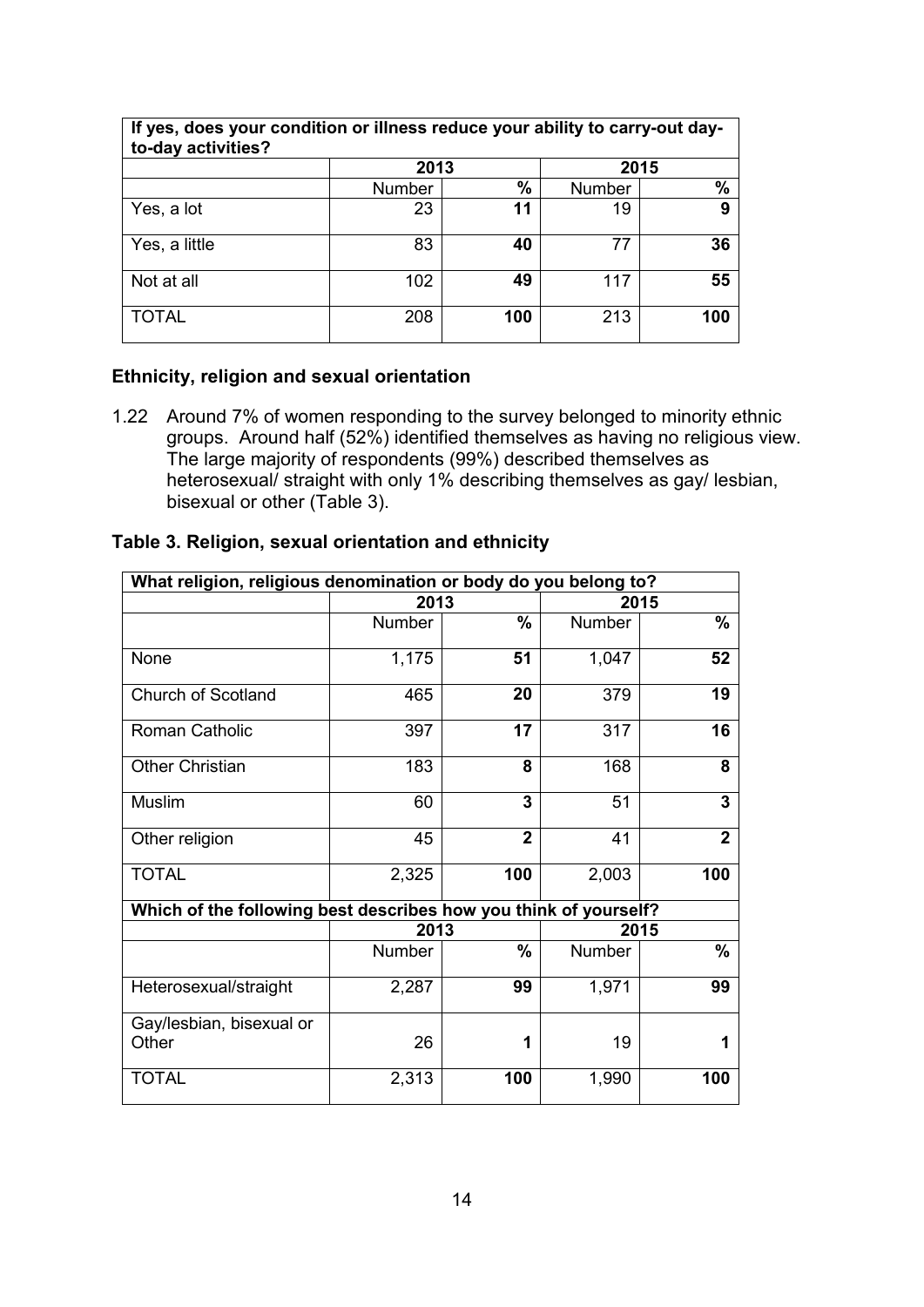| If yes, does your condition or illness reduce your ability to carry-out day-to-day activities? | | | | |
|---|---|---|---|---|
| | 2013 | | 2015 | |
| | Number | % | Number | % |
| Yes, a lot | 23 | **11** | 19 | **9** |
| Yes, a little | 83 | **40** | 77 | **36** |
| Not at all | 102 | **49** | 117 | **55** |
| TOTAL | 208 | **100** | 213 | **100** |

### Ethnicity, religion and sexual orientation

1.22 Around 7% of women responding to the survey belonged to minority ethnic groups. Around half (52%) identified themselves as having no religious view. The large majority of respondents (99%) described themselves as heterosexual/ straight with only 1% describing themselves as gay/ lesbian, bisexual or other (Table 3).

### Table 3. Religion, sexual orientation and ethnicity

| What religion, religious denomination or body do you belong to? | | | | |
|---|---|---|---|---|
| | 2013 | | 2015 | |
| | Number | % | Number | % |
| None | 1,175 | **51** | 1,047 | **52** |
| Church of Scotland | 465 | **20** | 379 | **19** |
| Roman Catholic | 397 | **17** | 317 | **16** |
| Other Christian | 183 | **8** | 168 | **8** |
| Muslim | 60 | **3** | 51 | **3** |
| Other religion | 45 | **2** | 41 | **2** |
| TOTAL | 2,325 | **100** | 2,003 | **100** |
| **Which of the following best describes how you think of yourself?** | | | | |
| | 2013 | | 2015 | |
| | Number | % | Number | % |
| Heterosexual/straight | 2,287 | **99** | 1,971 | **99** |
| Gay/lesbian, bisexual or Other | 26 | **1** | 19 | **1** |
| TOTAL | 2,313 | **100** | 1,990 | **100** |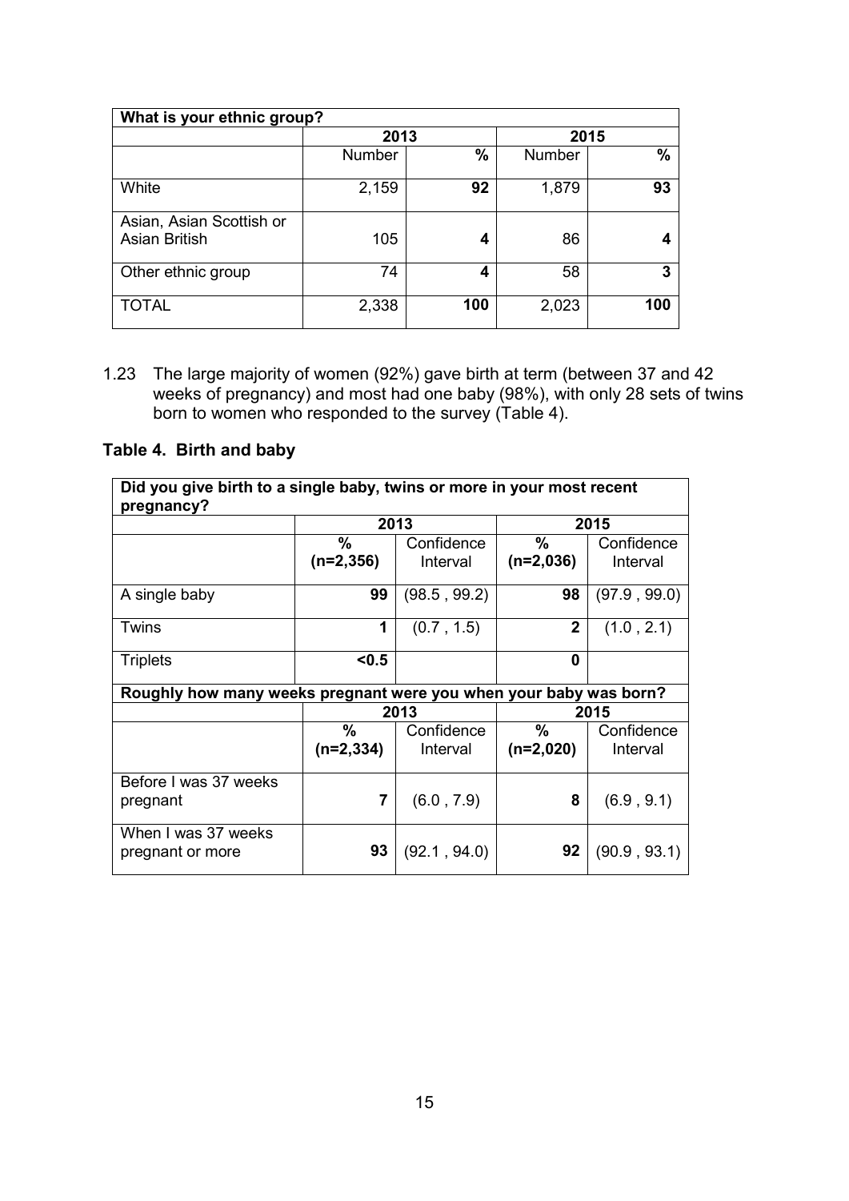| What is your ethnic group? | | | | |
|---|---|---|---|---|
| | 2013 | | 2015 | |
| | Number | % | Number | % |
| White | 2,159 | **92** | 1,879 | **93** |
| Asian, Asian Scottish or Asian British | 105 | **4** | 86 | **4** |
| Other ethnic group | 74 | **4** | 58 | **3** |
| TOTAL | 2,338 | **100** | 2,023 | **100** |

1.23 The large majority of women (92%) gave birth at term (between 37 and 42 weeks of pregnancy) and most had one baby (98%), with only 28 sets of twins born to women who responded to the survey (Table 4).

### Table 4. Birth and baby

| Did you give birth to a single baby, twins or more in your most recent pregnancy? | | | | |
|---|---|---|---|---|
| | 2013 | | 2015 | |
| | **%** **(n=2,356)** | Confidence Interval | **%** **(n=2,036)** | Confidence Interval |
| A single baby | **99** | (98.5 , 99.2) | **98** | (97.9 , 99.0) |
| Twins | **1** | (0.7 , 1.5) | **2** | (1.0 , 2.1) |
| Triplets | **<0.5** | | **0** | |
| **Roughly how many weeks pregnant were you when your baby was born?** | | | | |
| | 2013 | | 2015 | |
| | **%** **(n=2,334)** | Confidence Interval | **%** **(n=2,020)** | Confidence Interval |
| Before I was 37 weeks pregnant | **7** | (6.0 , 7.9) | **8** | (6.9 , 9.1) |
| When I was 37 weeks pregnant or more | **93** | (92.1 , 94.0) | **92** | (90.9 , 93.1) |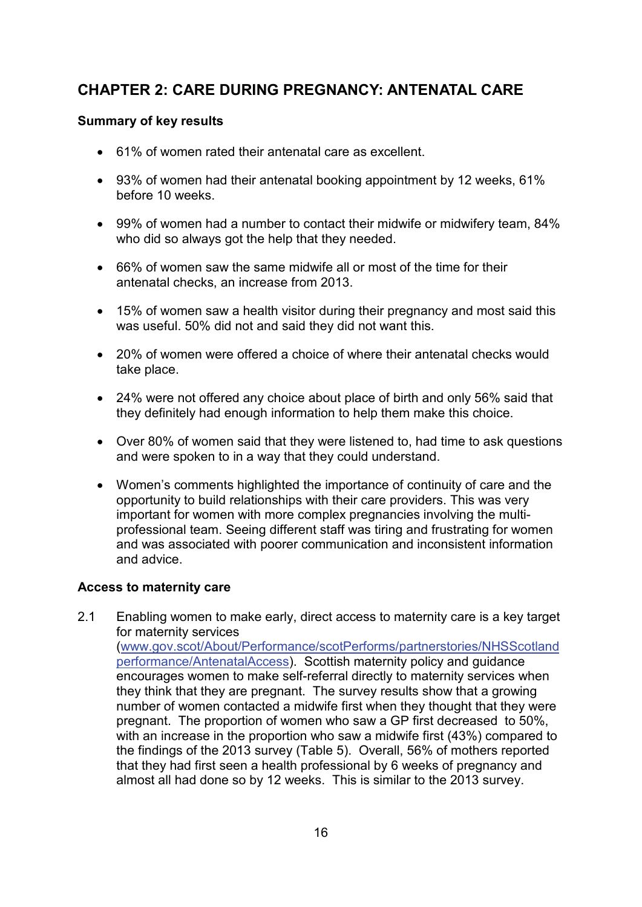# CHAPTER 2: CARE DURING PREGNANCY: ANTENATAL CARE

**Summary of key results**

- 61% of women rated their antenatal care as excellent.
- 93% of women had their antenatal booking appointment by 12 weeks, 61% before 10 weeks.
- 99% of women had a number to contact their midwife or midwifery team, 84% who did so always got the help that they needed.
- 66% of women saw the same midwife all or most of the time for their antenatal checks, an increase from 2013.
- 15% of women saw a health visitor during their pregnancy and most said this was useful. 50% did not and said they did not want this.
- 20% of women were offered a choice of where their antenatal checks would take place.
- 24% were not offered any choice about place of birth and only 56% said that they definitely had enough information to help them make this choice.
- Over 80% of women said that they were listened to, had time to ask questions and were spoken to in a way that they could understand.
- Women's comments highlighted the importance of continuity of care and the opportunity to build relationships with their care providers. This was very important for women with more complex pregnancies involving the multi-professional team. Seeing different staff was tiring and frustrating for women and was associated with poorer communication and inconsistent information and advice.

**Access to maternity care**

2.1 Enabling women to make early, direct access to maternity care is a key target for maternity services (www.gov.scot/About/Performance/scotPerforms/partnerstories/NHSScotlandperformance/AntenatalAccess). Scottish maternity policy and guidance encourages women to make self-referral directly to maternity services when they think that they are pregnant. The survey results show that a growing number of women contacted a midwife first when they thought that they were pregnant. The proportion of women who saw a GP first decreased to 50%, with an increase in the proportion who saw a midwife first (43%) compared to the findings of the 2013 survey (Table 5). Overall, 56% of mothers reported that they had first seen a health professional by 6 weeks of pregnancy and almost all had done so by 12 weeks. This is similar to the 2013 survey.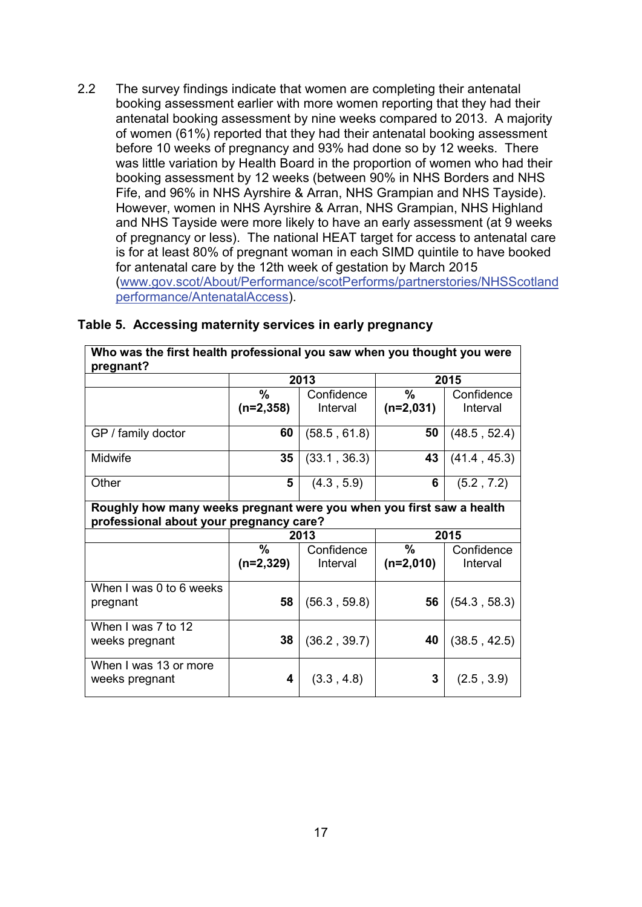2.2 The survey findings indicate that women are completing their antenatal booking assessment earlier with more women reporting that they had their antenatal booking assessment by nine weeks compared to 2013. A majority of women (61%) reported that they had their antenatal booking assessment before 10 weeks of pregnancy and 93% had done so by 12 weeks. There was little variation by Health Board in the proportion of women who had their booking assessment by 12 weeks (between 90% in NHS Borders and NHS Fife, and 96% in NHS Ayrshire & Arran, NHS Grampian and NHS Tayside). However, women in NHS Ayrshire & Arran, NHS Grampian, NHS Highland and NHS Tayside were more likely to have an early assessment (at 9 weeks of pregnancy or less). The national HEAT target for access to antenatal care is for at least 80% of pregnant woman in each SIMD quintile to have booked for antenatal care by the 12th week of gestation by March 2015 (www.gov.scot/About/Performance/scotPerforms/partnerstories/NHSScotlandperformance/AntenatalAccess).

**Table 5. Accessing maternity services in early pregnancy**

| **Who was the first health professional you saw when you thought you were pregnant?** | | | | |
|---|---|---|---|---|
| | **2013** | | **2015** | |
| | **%** **(n=2,358)** | Confidence Interval | **%** **(n=2,031)** | Confidence Interval |
| GP / family doctor | **60** | (58.5 , 61.8) | **50** | (48.5 , 52.4) |
| Midwife | **35** | (33.1 , 36.3) | **43** | (41.4 , 45.3) |
| Other | **5** | (4.3 , 5.9) | **6** | (5.2 , 7.2) |
| **Roughly how many weeks pregnant were you when you first saw a health professional about your pregnancy care?** | | | | |
| | **2013** | | **2015** | |
| | **%** **(n=2,329)** | Confidence Interval | **%** **(n=2,010)** | Confidence Interval |
| When I was 0 to 6 weeks pregnant | **58** | (56.3 , 59.8) | **56** | (54.3 , 58.3) |
| When I was 7 to 12 weeks pregnant | **38** | (36.2 , 39.7) | **40** | (38.5 , 42.5) |
| When I was 13 or more weeks pregnant | **4** | (3.3 , 4.8) | **3** | (2.5 , 3.9) |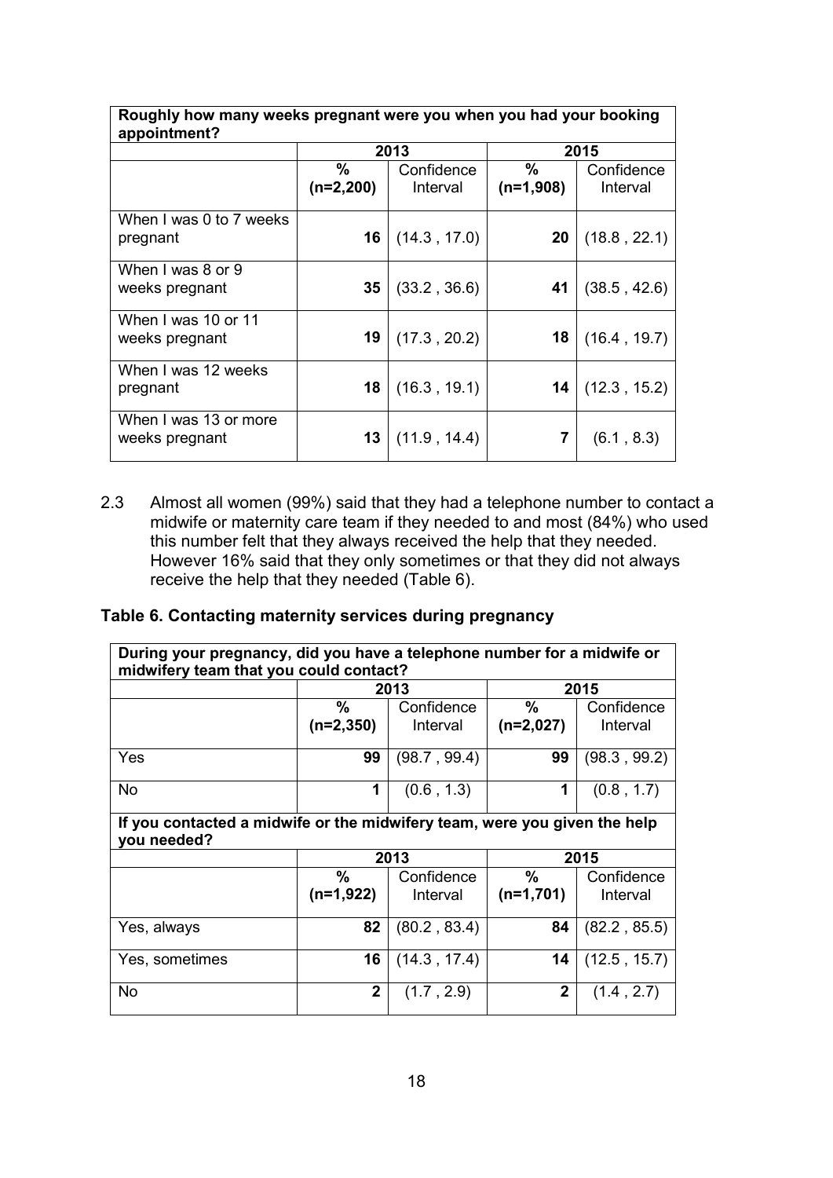| Roughly how many weeks pregnant were you when you had your booking appointment? | | | | |
|---|---|---|---|---|
| | 2013 | | 2015 | |
| | % (n=2,200) | Confidence Interval | % (n=1,908) | Confidence Interval |
| When I was 0 to 7 weeks pregnant | **16** | (14.3 , 17.0) | **20** | (18.8 , 22.1) |
| When I was 8 or 9 weeks pregnant | **35** | (33.2 , 36.6) | **41** | (38.5 , 42.6) |
| When I was 10 or 11 weeks pregnant | **19** | (17.3 , 20.2) | **18** | (16.4 , 19.7) |
| When I was 12 weeks pregnant | **18** | (16.3 , 19.1) | **14** | (12.3 , 15.2) |
| When I was 13 or more weeks pregnant | **13** | (11.9 , 14.4) | **7** | (6.1 , 8.3) |

2.3 Almost all women (99%) said that they had a telephone number to contact a midwife or maternity care team if they needed to and most (84%) who used this number felt that they always received the help that they needed. However 16% said that they only sometimes or that they did not always receive the help that they needed (Table 6).

**Table 6. Contacting maternity services during pregnancy**

| During your pregnancy, did you have a telephone number for a midwife or midwifery team that you could contact? | | | | |
|---|---|---|---|---|
| | 2013 | | 2015 | |
| | % (n=2,350) | Confidence Interval | % (n=2,027) | Confidence Interval |
| Yes | **99** | (98.7 , 99.4) | **99** | (98.3 , 99.2) |
| No | **1** | (0.6 , 1.3) | **1** | (0.8 , 1.7) |
| **If you contacted a midwife or the midwifery team, were you given the help you needed?** | | | | |
| | 2013 | | 2015 | |
| | % (n=1,922) | Confidence Interval | % (n=1,701) | Confidence Interval |
| Yes, always | **82** | (80.2 , 83.4) | **84** | (82.2 , 85.5) |
| Yes, sometimes | **16** | (14.3 , 17.4) | **14** | (12.5 , 15.7) |
| No | **2** | (1.7 , 2.9) | **2** | (1.4 , 2.7) |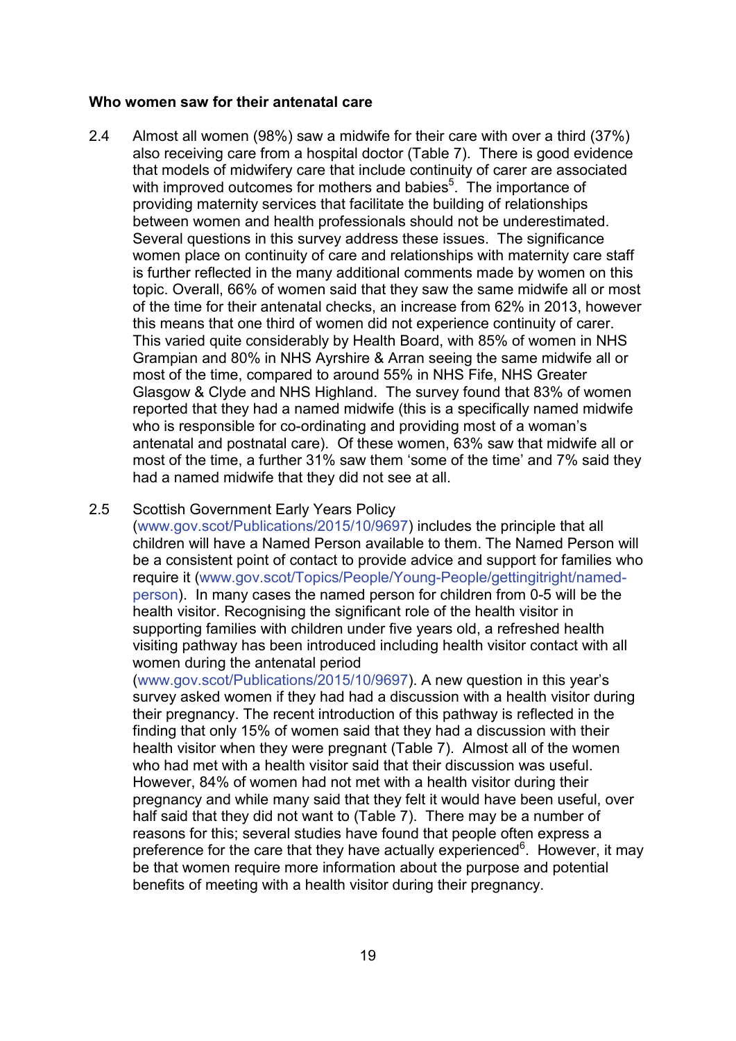**Who women saw for their antenatal care**

2.4 Almost all women (98%) saw a midwife for their care with over a third (37%) also receiving care from a hospital doctor (Table 7). There is good evidence that models of midwifery care that include continuity of carer are associated with improved outcomes for mothers and babies[5]. The importance of providing maternity services that facilitate the building of relationships between women and health professionals should not be underestimated. Several questions in this survey address these issues. The significance women place on continuity of care and relationships with maternity care staff is further reflected in the many additional comments made by women on this topic. Overall, 66% of women said that they saw the same midwife all or most of the time for their antenatal checks, an increase from 62% in 2013, however this means that one third of women did not experience continuity of carer. This varied quite considerably by Health Board, with 85% of women in NHS Grampian and 80% in NHS Ayrshire & Arran seeing the same midwife all or most of the time, compared to around 55% in NHS Fife, NHS Greater Glasgow & Clyde and NHS Highland. The survey found that 83% of women reported that they had a named midwife (this is a specifically named midwife who is responsible for co-ordinating and providing most of a woman's antenatal and postnatal care). Of these women, 63% saw that midwife all or most of the time, a further 31% saw them 'some of the time' and 7% said they had a named midwife that they did not see at all.

2.5 Scottish Government Early Years Policy (www.gov.scot/Publications/2015/10/9697) includes the principle that all children will have a Named Person available to them. The Named Person will be a consistent point of contact to provide advice and support for families who require it (www.gov.scot/Topics/People/Young-People/gettingitright/named-person). In many cases the named person for children from 0-5 will be the health visitor. Recognising the significant role of the health visitor in supporting families with children under five years old, a refreshed health visiting pathway has been introduced including health visitor contact with all women during the antenatal period (www.gov.scot/Publications/2015/10/9697). A new question in this year's survey asked women if they had had a discussion with a health visitor during their pregnancy. The recent introduction of this pathway is reflected in the finding that only 15% of women said that they had a discussion with their health visitor when they were pregnant (Table 7). Almost all of the women who had met with a health visitor said that their discussion was useful. However, 84% of women had not met with a health visitor during their pregnancy and while many said that they felt it would have been useful, over half said that they did not want to (Table 7). There may be a number of reasons for this; several studies have found that people often express a preference for the care that they have actually experienced[6]. However, it may be that women require more information about the purpose and potential benefits of meeting with a health visitor during their pregnancy.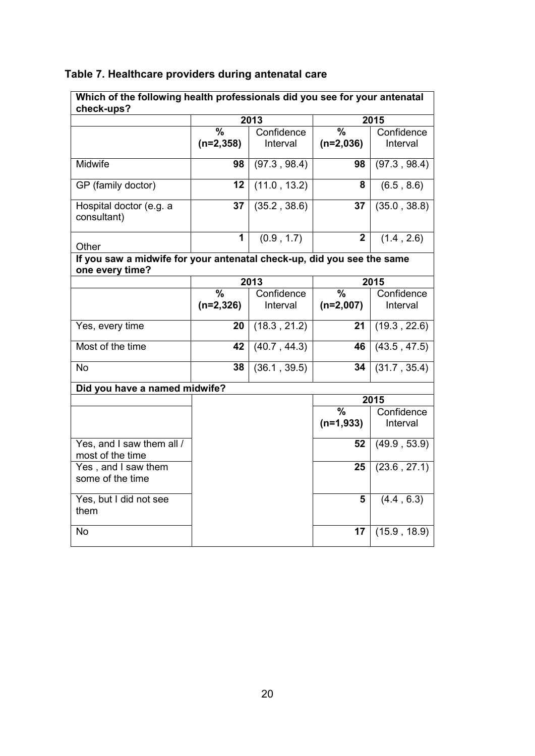**Table 7. Healthcare providers during antenatal care**

| Which of the following health professionals did you see for your antenatal check-ups? | | | | |
|---|---|---|---|---|
| | 2013 | | 2015 | |
| | % (n=2,358) | Confidence Interval | % (n=2,036) | Confidence Interval |
| Midwife | 98 | (97.3 , 98.4) | 98 | (97.3 , 98.4) |
| GP (family doctor) | 12 | (11.0 , 13.2) | 8 | (6.5 , 8.6) |
| Hospital doctor (e.g. a consultant) | 37 | (35.2 , 38.6) | 37 | (35.0 , 38.8) |
| Other | 1 | (0.9 , 1.7) | 2 | (1.4 , 2.6) |
| **If you saw a midwife for your antenatal check-up, did you see the same one every time?** | | | | |
| | 2013 | | 2015 | |
| | % (n=2,326) | Confidence Interval | % (n=2,007) | Confidence Interval |
| Yes, every time | 20 | (18.3 , 21.2) | 21 | (19.3 , 22.6) |
| Most of the time | 42 | (40.7 , 44.3) | 46 | (43.5 , 47.5) |
| No | 38 | (36.1 , 39.5) | 34 | (31.7 , 35.4) |
| **Did you have a named midwife?** | | | | |
| | | | 2015 | |
| | | | % (n=1,933) | Confidence Interval |
| Yes, and I saw them all / most of the time | | | 52 | (49.9 , 53.9) |
| Yes , and I saw them some of the time | | | 25 | (23.6 , 27.1) |
| Yes, but I did not see them | | | 5 | (4.4 , 6.3) |
| No | | | 17 | (15.9 , 18.9) |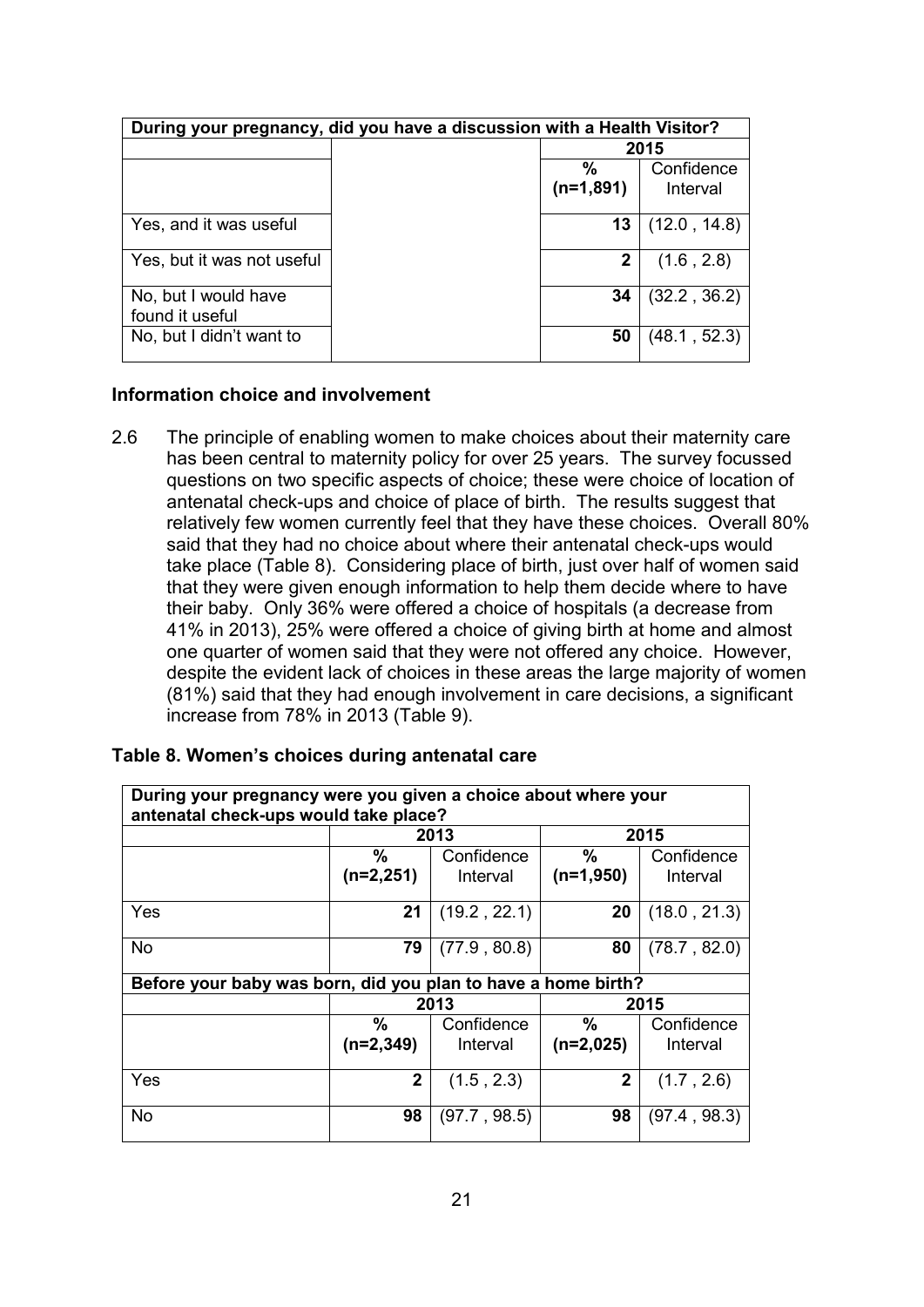| During your pregnancy, did you have a discussion with a Health Visitor? | | | |
|---|---|---|---|
| | | 2015 | |
| | | % (n=1,891) | Confidence Interval |
| Yes, and it was useful | | **13** | (12.0 , 14.8) |
| Yes, but it was not useful | | **2** | (1.6 , 2.8) |
| No, but I would have found it useful | | **34** | (32.2 , 36.2) |
| No, but I didn't want to | | **50** | (48.1 , 52.3) |

### Information choice and involvement

2.6 The principle of enabling women to make choices about their maternity care has been central to maternity policy for over 25 years. The survey focussed questions on two specific aspects of choice; these were choice of location of antenatal check-ups and choice of place of birth. The results suggest that relatively few women currently feel that they have these choices. Overall 80% said that they had no choice about where their antenatal check-ups would take place (Table 8). Considering place of birth, just over half of women said that they were given enough information to help them decide where to have their baby. Only 36% were offered a choice of hospitals (a decrease from 41% in 2013), 25% were offered a choice of giving birth at home and almost one quarter of women said that they were not offered any choice. However, despite the evident lack of choices in these areas the large majority of women (81%) said that they had enough involvement in care decisions, a significant increase from 78% in 2013 (Table 9).

### Table 8. Women's choices during antenatal care

| During your pregnancy were you given a choice about where your antenatal check-ups would take place? | | | | |
|---|---|---|---|---|
| | 2013 | | 2015 | |
| | % (n=2,251) | Confidence Interval | % (n=1,950) | Confidence Interval |
| Yes | **21** | (19.2 , 22.1) | **20** | (18.0 , 21.3) |
| No | **79** | (77.9 , 80.8) | **80** | (78.7 , 82.0) |
| **Before your baby was born, did you plan to have a home birth?** | | | | |
| | 2013 | | 2015 | |
| | % (n=2,349) | Confidence Interval | % (n=2,025) | Confidence Interval |
| Yes | **2** | (1.5 , 2.3) | **2** | (1.7 , 2.6) |
| No | **98** | (97.7 , 98.5) | **98** | (97.4 , 98.3) |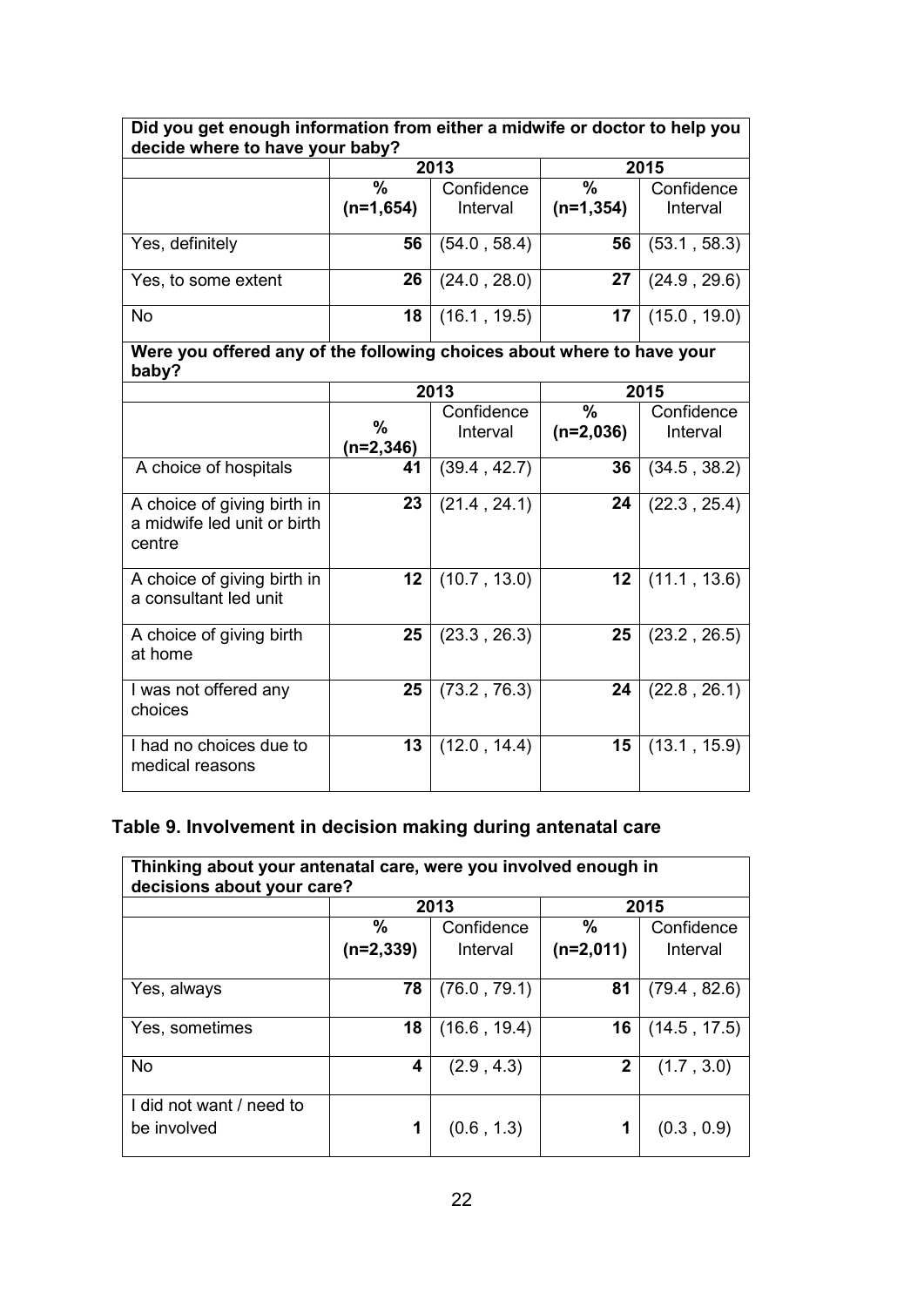| Did you get enough information from either a midwife or doctor to help you decide where to have your baby? | | | | |
|---|---|---|---|---|
| | 2013 | | 2015 | |
| | % (n=1,654) | Confidence Interval | % (n=1,354) | Confidence Interval |
| Yes, definitely | **56** | (54.0 , 58.4) | **56** | (53.1 , 58.3) |
| Yes, to some extent | **26** | (24.0 , 28.0) | **27** | (24.9 , 29.6) |
| No | **18** | (16.1 , 19.5) | **17** | (15.0 , 19.0) |

| Were you offered any of the following choices about where to have your baby? | | | | |
|---|---|---|---|---|
| | 2013 | | 2015 | |
| | % (n=2,346) | Confidence Interval | % (n=2,036) | Confidence Interval |
| A choice of hospitals | **41** | (39.4 , 42.7) | **36** | (34.5 , 38.2) |
| A choice of giving birth in a midwife led unit or birth centre | **23** | (21.4 , 24.1) | **24** | (22.3 , 25.4) |
| A choice of giving birth in a consultant led unit | **12** | (10.7 , 13.0) | **12** | (11.1 , 13.6) |
| A choice of giving birth at home | **25** | (23.3 , 26.3) | **25** | (23.2 , 26.5) |
| I was not offered any choices | **25** | (73.2 , 76.3) | **24** | (22.8 , 26.1) |
| I had no choices due to medical reasons | **13** | (12.0 , 14.4) | **15** | (13.1 , 15.9) |

## Table 9. Involvement in decision making during antenatal care

| Thinking about your antenatal care, were you involved enough in decisions about your care? | | | | |
|---|---|---|---|---|
| | 2013 | | 2015 | |
| | % (n=2,339) | Confidence Interval | % (n=2,011) | Confidence Interval |
| Yes, always | **78** | (76.0 , 79.1) | **81** | (79.4 , 82.6) |
| Yes, sometimes | **18** | (16.6 , 19.4) | **16** | (14.5 , 17.5) |
| No | **4** | (2.9 , 4.3) | **2** | (1.7 , 3.0) |
| I did not want / need to be involved | **1** | (0.6 , 1.3) | **1** | (0.3 , 0.9) |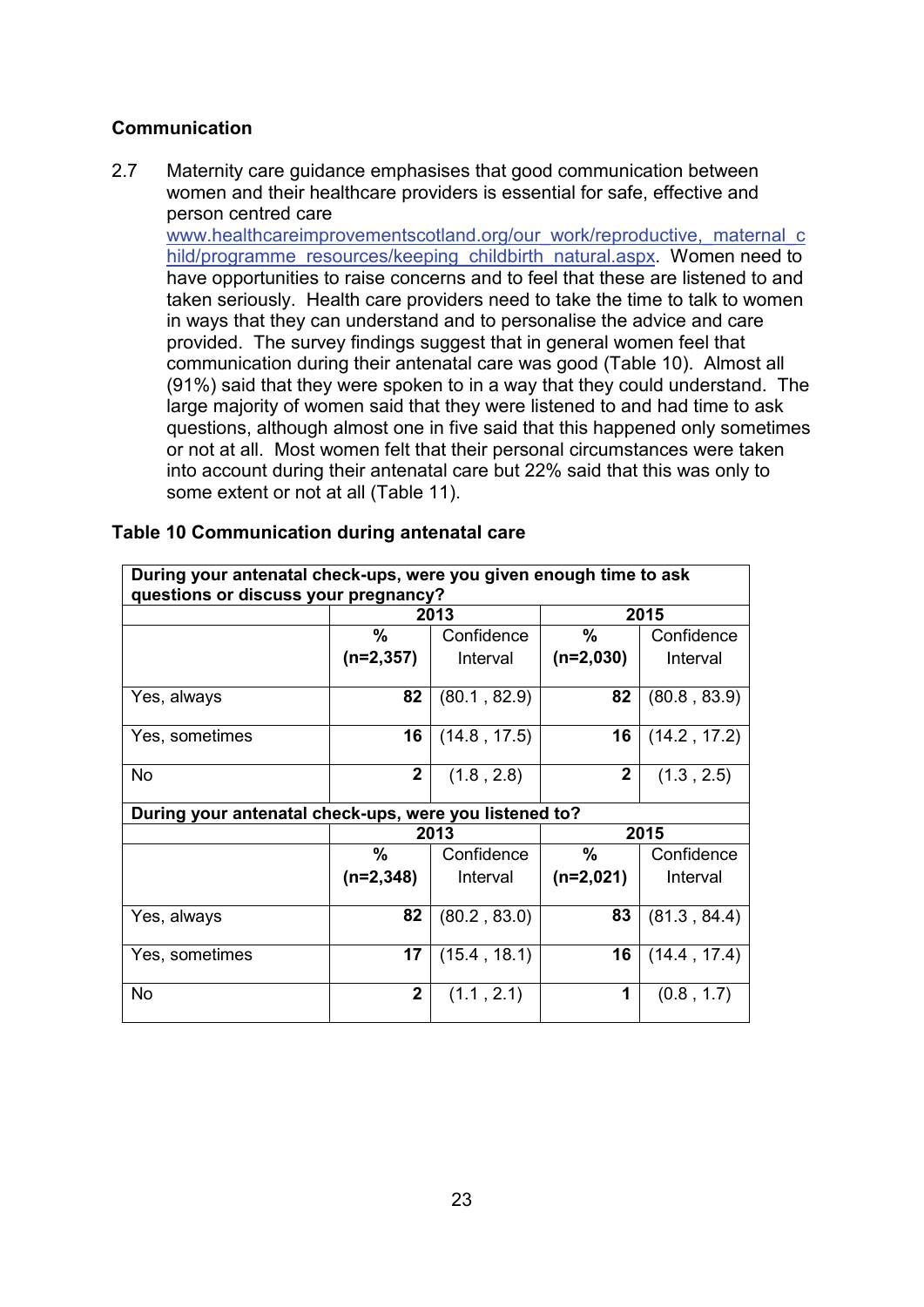### Communication

2.7 Maternity care guidance emphasises that good communication between women and their healthcare providers is essential for safe, effective and person centred care www.healthcareimprovementscotland.org/our_work/reproductive,_maternal_child/programme_resources/keeping_childbirth_natural.aspx. Women need to have opportunities to raise concerns and to feel that these are listened to and taken seriously. Health care providers need to take the time to talk to women in ways that they can understand and to personalise the advice and care provided. The survey findings suggest that in general women feel that communication during their antenatal care was good (Table 10). Almost all (91%) said that they were spoken to in a way that they could understand. The large majority of women said that they were listened to and had time to ask questions, although almost one in five said that this happened only sometimes or not at all. Most women felt that their personal circumstances were taken into account during their antenatal care but 22% said that this was only to some extent or not at all (Table 11).

**Table 10 Communication during antenatal care**

| **During your antenatal check-ups, were you given enough time to ask questions or discuss your pregnancy?** | | | | |
|---|---|---|---|---|
| | **2013** | | **2015** | |
| | **% (n=2,357)** | Confidence Interval | **% (n=2,030)** | Confidence Interval |
| Yes, always | **82** | (80.1 , 82.9) | **82** | (80.8 , 83.9) |
| Yes, sometimes | **16** | (14.8 , 17.5) | **16** | (14.2 , 17.2) |
| No | **2** | (1.8 , 2.8) | **2** | (1.3 , 2.5) |
| **During your antenatal check-ups, were you listened to?** | | | | |
| | **2013** | | **2015** | |
| | **% (n=2,348)** | Confidence Interval | **% (n=2,021)** | Confidence Interval |
| Yes, always | **82** | (80.2 , 83.0) | **83** | (81.3 , 84.4) |
| Yes, sometimes | **17** | (15.4 , 18.1) | **16** | (14.4 , 17.4) |
| No | **2** | (1.1 , 2.1) | **1** | (0.8 , 1.7) |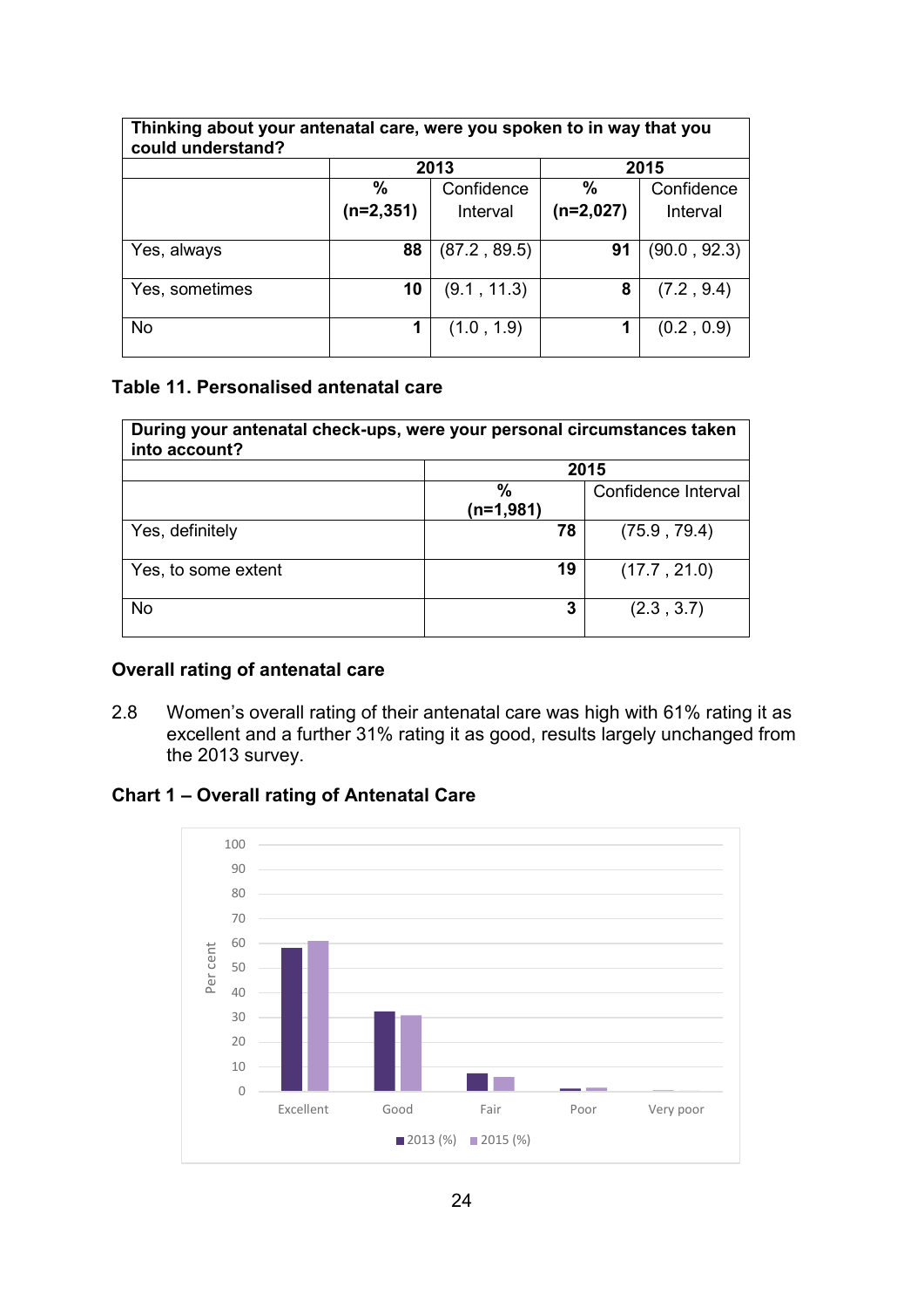| Thinking about your antenatal care, were you spoken to in way that you could understand? | | | | |
|---|---|---|---|---|
| | 2013 | | 2015 | |
| | **%** **(n=2,351)** | Confidence Interval | **%** **(n=2,027)** | Confidence Interval |
| Yes, always | **88** | (87.2 , 89.5) | **91** | (90.0 , 92.3) |
| Yes, sometimes | **10** | (9.1 , 11.3) | **8** | (7.2 , 9.4) |
| No | **1** | (1.0 , 1.9) | **1** | (0.2 , 0.9) |

**Table 11. Personalised antenatal care**

| During your antenatal check-ups, were your personal circumstances taken into account? | | |
|---|---|---|
| | 2015 | |
| | **%** **(n=1,981)** | Confidence Interval |
| Yes, definitely | **78** | (75.9 , 79.4) |
| Yes, to some extent | **19** | (17.7 , 21.0) |
| No | **3** | (2.3 , 3.7) |

### Overall rating of antenatal care

2.8 Women's overall rating of their antenatal care was high with 61% rating it as excellent and a further 31% rating it as good, results largely unchanged from the 2013 survey.

### Chart 1 – Overall rating of Antenatal Care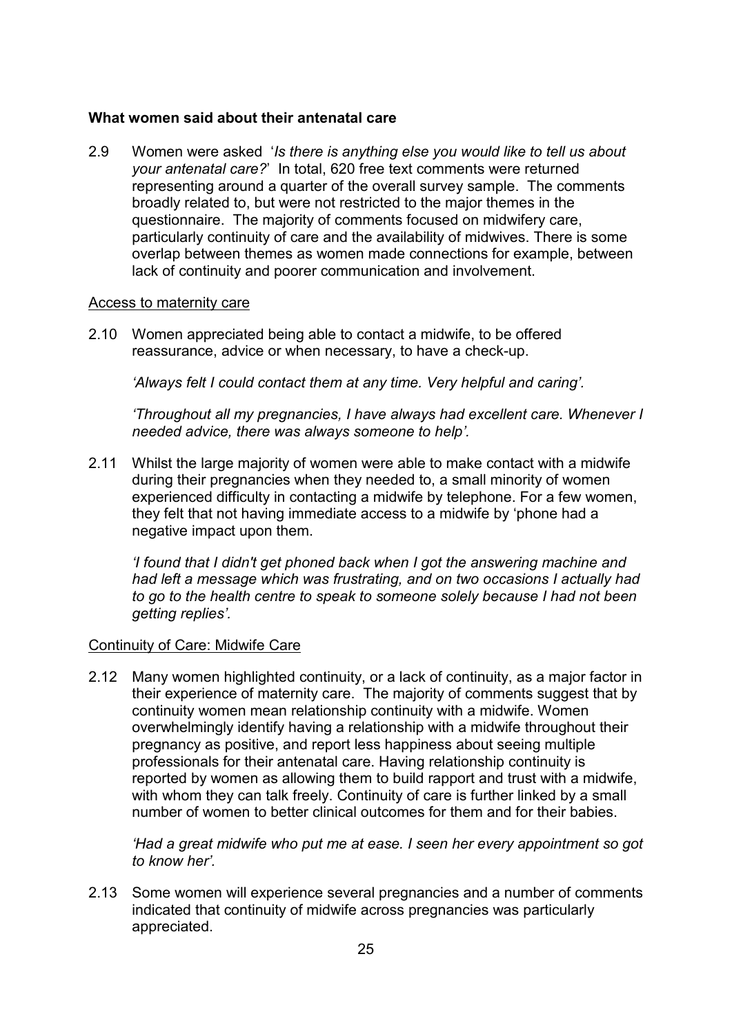**What women said about their antenatal care**

2.9 Women were asked '*Is there is anything else you would like to tell us about your antenatal care?*' In total, 620 free text comments were returned representing around a quarter of the overall survey sample. The comments broadly related to, but were not restricted to the major themes in the questionnaire. The majority of comments focused on midwifery care, particularly continuity of care and the availability of midwives. There is some overlap between themes as women made connections for example, between lack of continuity and poorer communication and involvement.

Access to maternity care

2.10 Women appreciated being able to contact a midwife, to be offered reassurance, advice or when necessary, to have a check-up.

*'Always felt I could contact them at any time. Very helpful and caring'.*

*'Throughout all my pregnancies, I have always had excellent care. Whenever I needed advice, there was always someone to help'.*

2.11 Whilst the large majority of women were able to make contact with a midwife during their pregnancies when they needed to, a small minority of women experienced difficulty in contacting a midwife by telephone. For a few women, they felt that not having immediate access to a midwife by 'phone had a negative impact upon them.

*'I found that I didn't get phoned back when I got the answering machine and had left a message which was frustrating, and on two occasions I actually had to go to the health centre to speak to someone solely because I had not been getting replies'.*

Continuity of Care: Midwife Care

2.12 Many women highlighted continuity, or a lack of continuity, as a major factor in their experience of maternity care. The majority of comments suggest that by continuity women mean relationship continuity with a midwife. Women overwhelmingly identify having a relationship with a midwife throughout their pregnancy as positive, and report less happiness about seeing multiple professionals for their antenatal care. Having relationship continuity is reported by women as allowing them to build rapport and trust with a midwife, with whom they can talk freely. Continuity of care is further linked by a small number of women to better clinical outcomes for them and for their babies.

*'Had a great midwife who put me at ease. I seen her every appointment so got to know her'.*

2.13 Some women will experience several pregnancies and a number of comments indicated that continuity of midwife across pregnancies was particularly appreciated.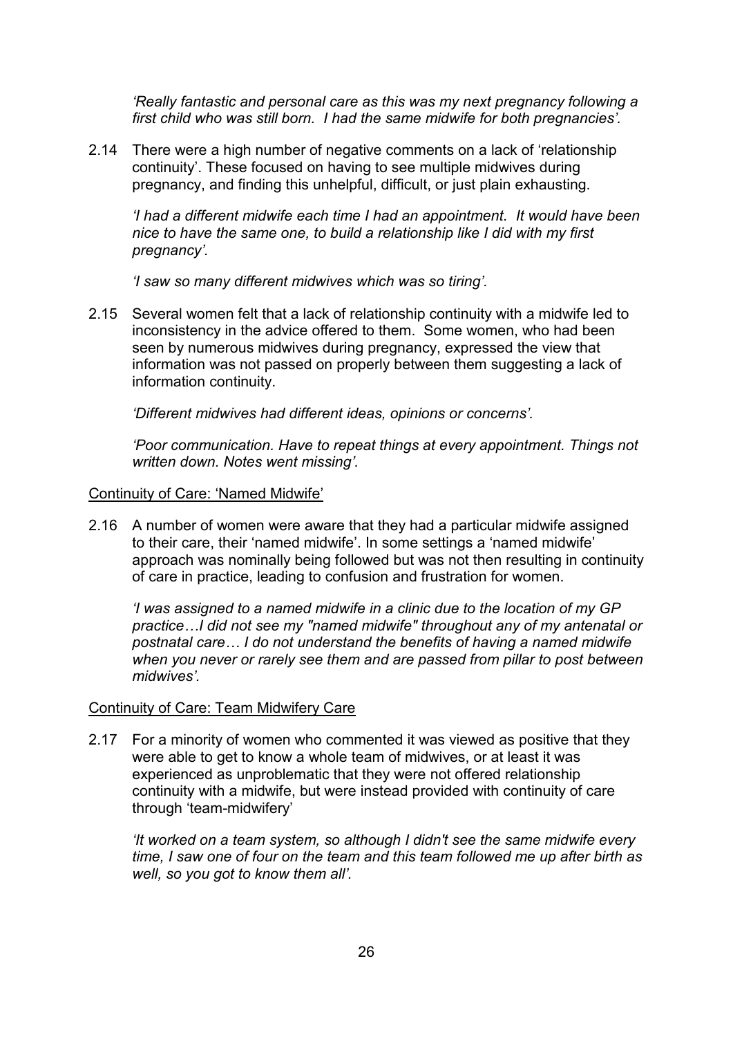*'Really fantastic and personal care as this was my next pregnancy following a first child who was still born. I had the same midwife for both pregnancies'.*

2.14 There were a high number of negative comments on a lack of 'relationship continuity'. These focused on having to see multiple midwives during pregnancy, and finding this unhelpful, difficult, or just plain exhausting.

*'I had a different midwife each time I had an appointment. It would have been nice to have the same one, to build a relationship like I did with my first pregnancy'.*

*'I saw so many different midwives which was so tiring'.*

2.15 Several women felt that a lack of relationship continuity with a midwife led to inconsistency in the advice offered to them. Some women, who had been seen by numerous midwives during pregnancy, expressed the view that information was not passed on properly between them suggesting a lack of information continuity.

*'Different midwives had different ideas, opinions or concerns'.*

*'Poor communication. Have to repeat things at every appointment. Things not written down. Notes went missing'.*

<u>Continuity of Care: 'Named Midwife'</u>

2.16 A number of women were aware that they had a particular midwife assigned to their care, their 'named midwife'. In some settings a 'named midwife' approach was nominally being followed but was not then resulting in continuity of care in practice, leading to confusion and frustration for women.

*'I was assigned to a named midwife in a clinic due to the location of my GP practice…I did not see my "named midwife" throughout any of my antenatal or postnatal care… I do not understand the benefits of having a named midwife when you never or rarely see them and are passed from pillar to post between midwives'.*

<u>Continuity of Care: Team Midwifery Care</u>

2.17 For a minority of women who commented it was viewed as positive that they were able to get to know a whole team of midwives, or at least it was experienced as unproblematic that they were not offered relationship continuity with a midwife, but were instead provided with continuity of care through 'team-midwifery'

*'It worked on a team system, so although I didn't see the same midwife every time, I saw one of four on the team and this team followed me up after birth as well, so you got to know them all'.*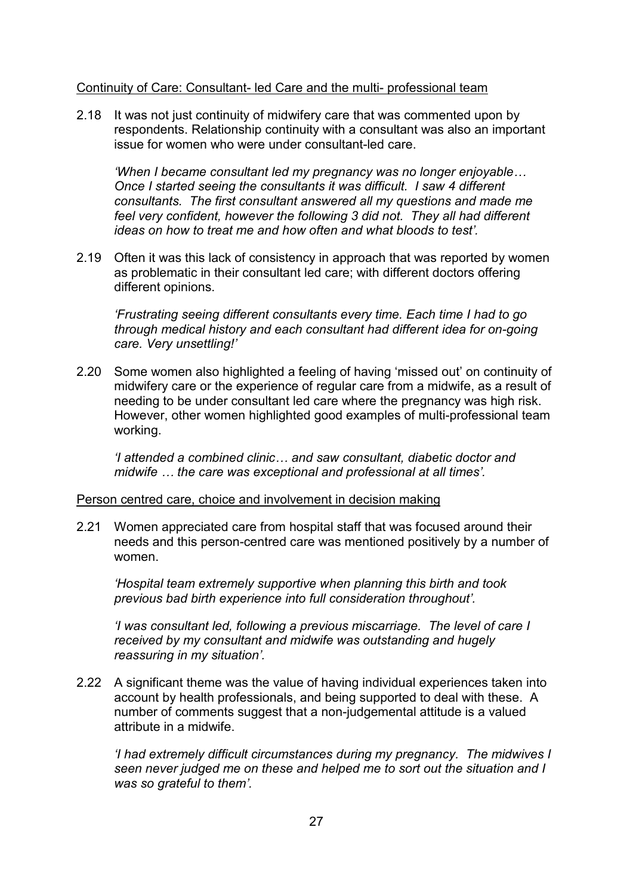Continuity of Care: Consultant- led Care and the multi- professional team

2.18 It was not just continuity of midwifery care that was commented upon by respondents. Relationship continuity with a consultant was also an important issue for women who were under consultant-led care.

*'When I became consultant led my pregnancy was no longer enjoyable… Once I started seeing the consultants it was difficult. I saw 4 different consultants. The first consultant answered all my questions and made me feel very confident, however the following 3 did not. They all had different ideas on how to treat me and how often and what bloods to test'.*

2.19 Often it was this lack of consistency in approach that was reported by women as problematic in their consultant led care; with different doctors offering different opinions.

*'Frustrating seeing different consultants every time. Each time I had to go through medical history and each consultant had different idea for on-going care. Very unsettling!'*

2.20 Some women also highlighted a feeling of having 'missed out' on continuity of midwifery care or the experience of regular care from a midwife, as a result of needing to be under consultant led care where the pregnancy was high risk. However, other women highlighted good examples of multi-professional team working.

*'I attended a combined clinic… and saw consultant, diabetic doctor and midwife … the care was exceptional and professional at all times'.*

Person centred care, choice and involvement in decision making

2.21 Women appreciated care from hospital staff that was focused around their needs and this person-centred care was mentioned positively by a number of women.

*'Hospital team extremely supportive when planning this birth and took previous bad birth experience into full consideration throughout'.*

*'I was consultant led, following a previous miscarriage. The level of care I received by my consultant and midwife was outstanding and hugely reassuring in my situation'.*

2.22 A significant theme was the value of having individual experiences taken into account by health professionals, and being supported to deal with these. A number of comments suggest that a non-judgemental attitude is a valued attribute in a midwife.

*'I had extremely difficult circumstances during my pregnancy. The midwives I seen never judged me on these and helped me to sort out the situation and I was so grateful to them'.*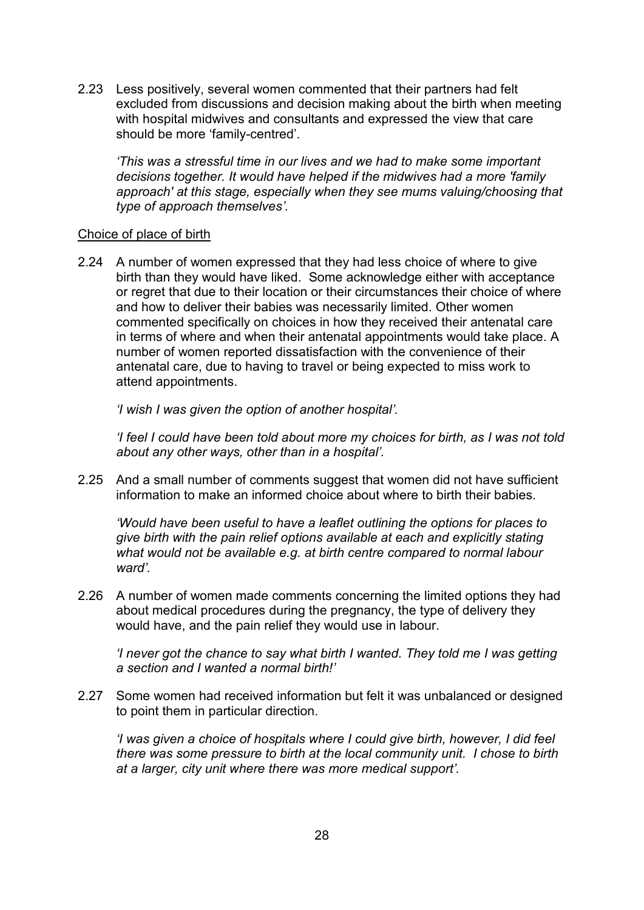2.23 Less positively, several women commented that their partners had felt excluded from discussions and decision making about the birth when meeting with hospital midwives and consultants and expressed the view that care should be more 'family-centred'.

*'This was a stressful time in our lives and we had to make some important decisions together. It would have helped if the midwives had a more 'family approach' at this stage, especially when they see mums valuing/choosing that type of approach themselves'.*

<u>Choice of place of birth</u>

2.24 A number of women expressed that they had less choice of where to give birth than they would have liked. Some acknowledge either with acceptance or regret that due to their location or their circumstances their choice of where and how to deliver their babies was necessarily limited. Other women commented specifically on choices in how they received their antenatal care in terms of where and when their antenatal appointments would take place. A number of women reported dissatisfaction with the convenience of their antenatal care, due to having to travel or being expected to miss work to attend appointments.

*'I wish I was given the option of another hospital'.*

*'I feel I could have been told about more my choices for birth, as I was not told about any other ways, other than in a hospital'.*

2.25 And a small number of comments suggest that women did not have sufficient information to make an informed choice about where to birth their babies.

*'Would have been useful to have a leaflet outlining the options for places to give birth with the pain relief options available at each and explicitly stating what would not be available e.g. at birth centre compared to normal labour ward'.*

2.26 A number of women made comments concerning the limited options they had about medical procedures during the pregnancy, the type of delivery they would have, and the pain relief they would use in labour.

*'I never got the chance to say what birth I wanted. They told me I was getting a section and I wanted a normal birth!'*

2.27 Some women had received information but felt it was unbalanced or designed to point them in particular direction.

*'I was given a choice of hospitals where I could give birth, however, I did feel there was some pressure to birth at the local community unit. I chose to birth at a larger, city unit where there was more medical support'.*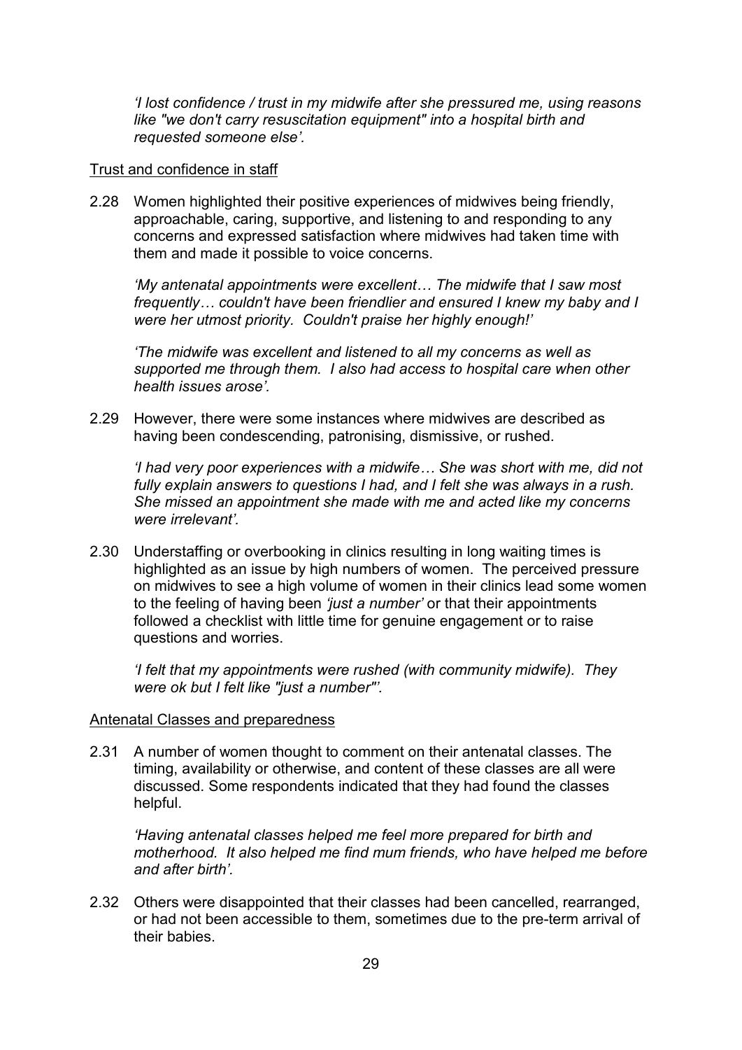*'I lost confidence / trust in my midwife after she pressured me, using reasons like "we don't carry resuscitation equipment" into a hospital birth and requested someone else'.*

Trust and confidence in staff

2.28 Women highlighted their positive experiences of midwives being friendly, approachable, caring, supportive, and listening to and responding to any concerns and expressed satisfaction where midwives had taken time with them and made it possible to voice concerns.

*'My antenatal appointments were excellent… The midwife that I saw most frequently… couldn't have been friendlier and ensured I knew my baby and I were her utmost priority. Couldn't praise her highly enough!'*

*'The midwife was excellent and listened to all my concerns as well as supported me through them. I also had access to hospital care when other health issues arose'.*

2.29 However, there were some instances where midwives are described as having been condescending, patronising, dismissive, or rushed.

*'I had very poor experiences with a midwife… She was short with me, did not fully explain answers to questions I had, and I felt she was always in a rush. She missed an appointment she made with me and acted like my concerns were irrelevant'.*

2.30 Understaffing or overbooking in clinics resulting in long waiting times is highlighted as an issue by high numbers of women. The perceived pressure on midwives to see a high volume of women in their clinics lead some women to the feeling of having been *'just a number'* or that their appointments followed a checklist with little time for genuine engagement or to raise questions and worries.

*'I felt that my appointments were rushed (with community midwife). They were ok but I felt like "just a number"'.*

Antenatal Classes and preparedness

2.31 A number of women thought to comment on their antenatal classes. The timing, availability or otherwise, and content of these classes are all were discussed. Some respondents indicated that they had found the classes helpful.

*'Having antenatal classes helped me feel more prepared for birth and motherhood. It also helped me find mum friends, who have helped me before and after birth'.*

2.32 Others were disappointed that their classes had been cancelled, rearranged, or had not been accessible to them, sometimes due to the pre-term arrival of their babies.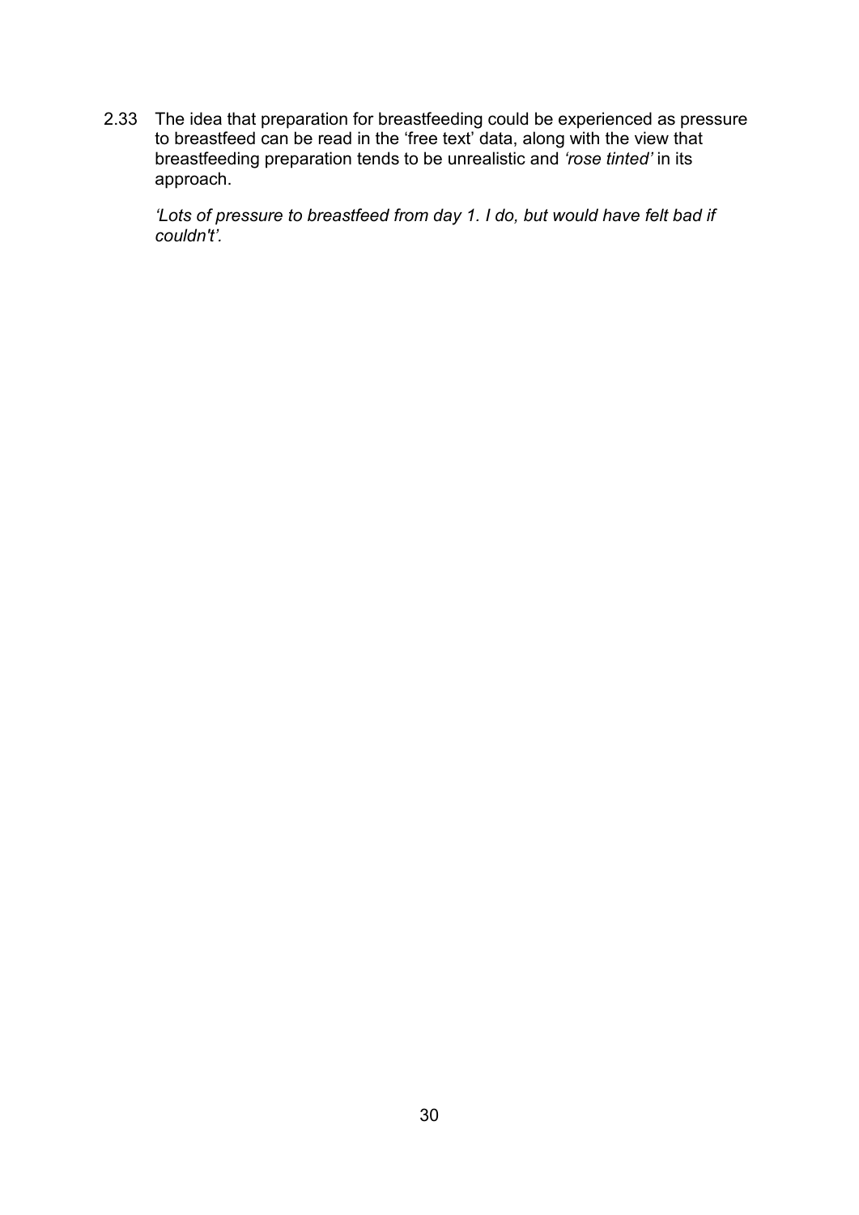2.33 The idea that preparation for breastfeeding could be experienced as pressure to breastfeed can be read in the 'free text' data, along with the view that breastfeeding preparation tends to be unrealistic and *'rose tinted'* in its approach.

*'Lots of pressure to breastfeed from day 1. I do, but would have felt bad if couldn't'.*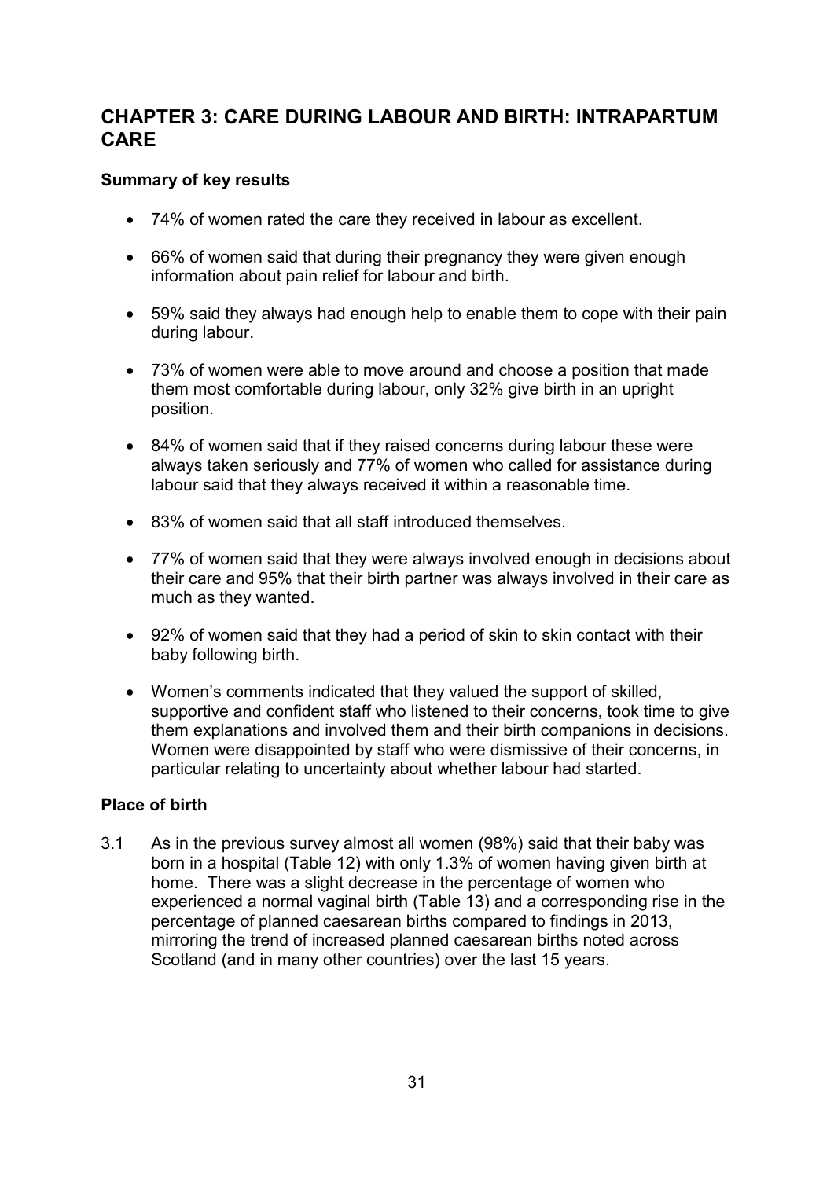## CHAPTER 3: CARE DURING LABOUR AND BIRTH: INTRAPARTUM CARE

### Summary of key results

- 74% of women rated the care they received in labour as excellent.
- 66% of women said that during their pregnancy they were given enough information about pain relief for labour and birth.
- 59% said they always had enough help to enable them to cope with their pain during labour.
- 73% of women were able to move around and choose a position that made them most comfortable during labour, only 32% give birth in an upright position.
- 84% of women said that if they raised concerns during labour these were always taken seriously and 77% of women who called for assistance during labour said that they always received it within a reasonable time.
- 83% of women said that all staff introduced themselves.
- 77% of women said that they were always involved enough in decisions about their care and 95% that their birth partner was always involved in their care as much as they wanted.
- 92% of women said that they had a period of skin to skin contact with their baby following birth.
- Women's comments indicated that they valued the support of skilled, supportive and confident staff who listened to their concerns, took time to give them explanations and involved them and their birth companions in decisions. Women were disappointed by staff who were dismissive of their concerns, in particular relating to uncertainty about whether labour had started.

### Place of birth

3.1 As in the previous survey almost all women (98%) said that their baby was born in a hospital (Table 12) with only 1.3% of women having given birth at home. There was a slight decrease in the percentage of women who experienced a normal vaginal birth (Table 13) and a corresponding rise in the percentage of planned caesarean births compared to findings in 2013, mirroring the trend of increased planned caesarean births noted across Scotland (and in many other countries) over the last 15 years.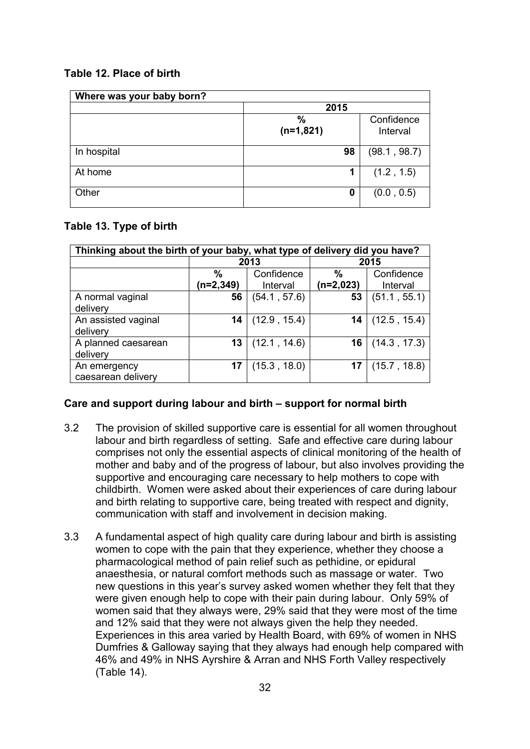### Table 12. Place of birth

| Where was your baby born? | | |
|---|---|---|
| | 2015 | |
| | % (n=1,821) | Confidence Interval |
| In hospital | 98 | (98.1 , 98.7) |
| At home | 1 | (1.2 , 1.5) |
| Other | 0 | (0.0 , 0.5) |

### Table 13. Type of birth

| Thinking about the birth of your baby, what type of delivery did you have? | | | | |
|---|---|---|---|---|
| | 2013 | | 2015 | |
| | % (n=2,349) | Confidence Interval | % (n=2,023) | Confidence Interval |
| A normal vaginal delivery | 56 | (54.1 , 57.6) | 53 | (51.1 , 55.1) |
| An assisted vaginal delivery | 14 | (12.9 , 15.4) | 14 | (12.5 , 15.4) |
| A planned caesarean delivery | 13 | (12.1 , 14.6) | 16 | (14.3 , 17.3) |
| An emergency caesarean delivery | 17 | (15.3 , 18.0) | 17 | (15.7 , 18.8) |

### Care and support during labour and birth – support for normal birth

3.2 The provision of skilled supportive care is essential for all women throughout labour and birth regardless of setting. Safe and effective care during labour comprises not only the essential aspects of clinical monitoring of the health of mother and baby and of the progress of labour, but also involves providing the supportive and encouraging care necessary to help mothers to cope with childbirth. Women were asked about their experiences of care during labour and birth relating to supportive care, being treated with respect and dignity, communication with staff and involvement in decision making.

3.3 A fundamental aspect of high quality care during labour and birth is assisting women to cope with the pain that they experience, whether they choose a pharmacological method of pain relief such as pethidine, or epidural anaesthesia, or natural comfort methods such as massage or water. Two new questions in this year's survey asked women whether they felt that they were given enough help to cope with their pain during labour. Only 59% of women said that they always were, 29% said that they were most of the time and 12% said that they were not always given the help they needed. Experiences in this area varied by Health Board, with 69% of women in NHS Dumfries & Galloway saying that they always had enough help compared with 46% and 49% in NHS Ayrshire & Arran and NHS Forth Valley respectively (Table 14).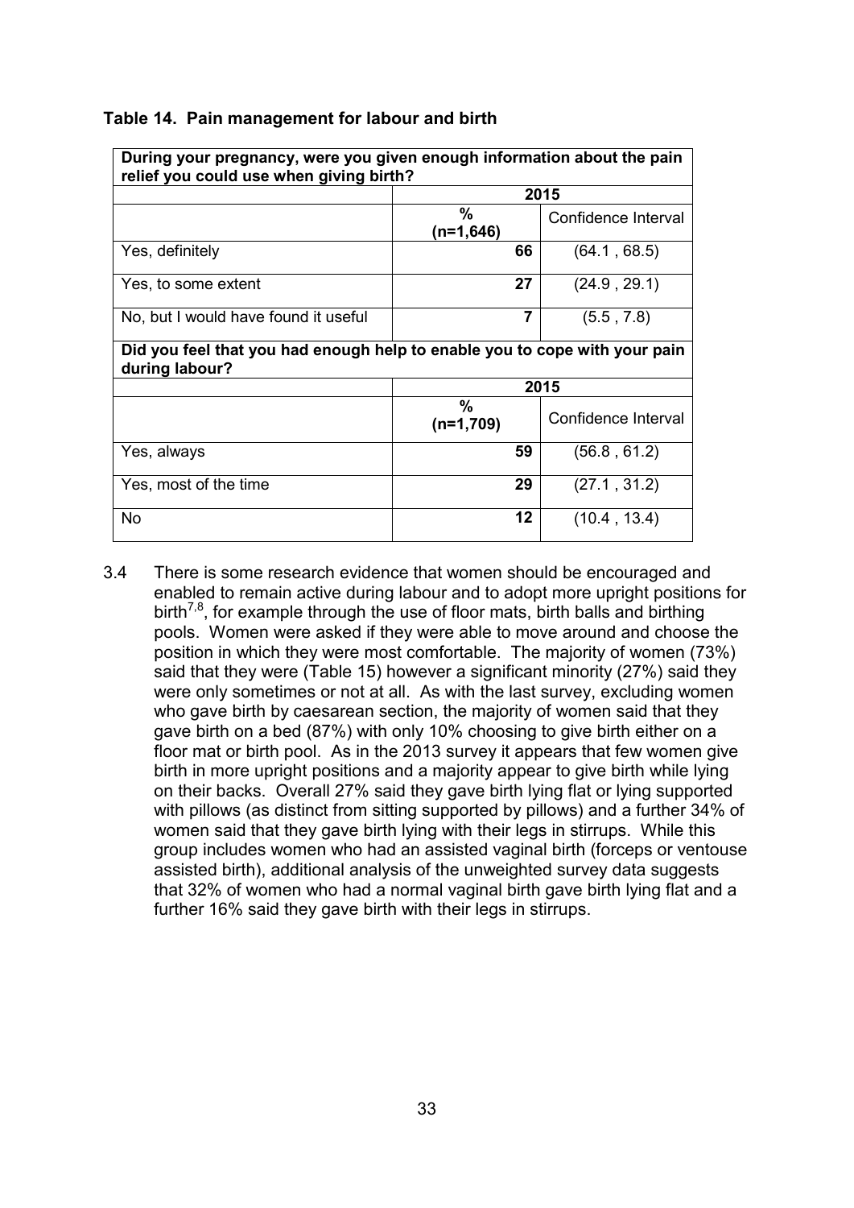**Table 14. Pain management for labour and birth**

| During your pregnancy, were you given enough information about the pain relief you could use when giving birth? | | |
|---|---|---|
| | 2015 | |
| | % (n=1,646) | Confidence Interval |
| Yes, definitely | 66 | (64.1 , 68.5) |
| Yes, to some extent | 27 | (24.9 , 29.1) |
| No, but I would have found it useful | 7 | (5.5 , 7.8) |
| **Did you feel that you had enough help to enable you to cope with your pain during labour?** | | |
| | 2015 | |
| | % (n=1,709) | Confidence Interval |
| Yes, always | 59 | (56.8 , 61.2) |
| Yes, most of the time | 29 | (27.1 , 31.2) |
| No | 12 | (10.4 , 13.4) |

3.4 There is some research evidence that women should be encouraged and enabled to remain active during labour and to adopt more upright positions for birth[7,8], for example through the use of floor mats, birth balls and birthing pools. Women were asked if they were able to move around and choose the position in which they were most comfortable. The majority of women (73%) said that they were (Table 15) however a significant minority (27%) said they were only sometimes or not at all. As with the last survey, excluding women who gave birth by caesarean section, the majority of women said that they gave birth on a bed (87%) with only 10% choosing to give birth either on a floor mat or birth pool. As in the 2013 survey it appears that few women give birth in more upright positions and a majority appear to give birth while lying on their backs. Overall 27% said they gave birth lying flat or lying supported with pillows (as distinct from sitting supported by pillows) and a further 34% of women said that they gave birth lying with their legs in stirrups. While this group includes women who had an assisted vaginal birth (forceps or ventouse assisted birth), additional analysis of the unweighted survey data suggests that 32% of women who had a normal vaginal birth gave birth lying flat and a further 16% said they gave birth with their legs in stirrups.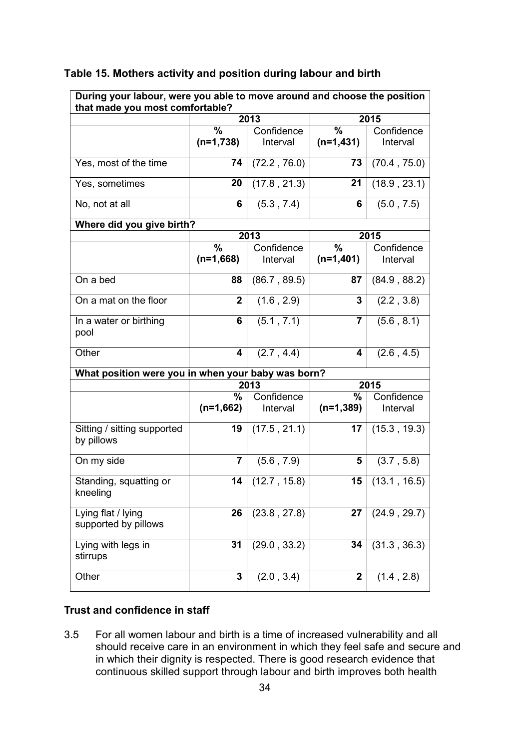### Table 15. Mothers activity and position during labour and birth

| During your labour, were you able to move around and choose the position that made you most comfortable? | | | | |
|---|---|---|---|---|
| | 2013 | | 2015 | |
| | % (n=1,738) | Confidence Interval | % (n=1,431) | Confidence Interval |
| Yes, most of the time | 74 | (72.2 , 76.0) | 73 | (70.4 , 75.0) |
| Yes, sometimes | 20 | (17.8 , 21.3) | 21 | (18.9 , 23.1) |
| No, not at all | 6 | (5.3 , 7.4) | 6 | (5.0 , 7.5) |
| **Where did you give birth?** | | | | |
| | 2013 | | 2015 | |
| | % (n=1,668) | Confidence Interval | % (n=1,401) | Confidence Interval |
| On a bed | 88 | (86.7 , 89.5) | 87 | (84.9 , 88.2) |
| On a mat on the floor | 2 | (1.6 , 2.9) | 3 | (2.2 , 3.8) |
| In a water or birthing pool | 6 | (5.1 , 7.1) | 7 | (5.6 , 8.1) |
| Other | 4 | (2.7 , 4.4) | 4 | (2.6 , 4.5) |
| **What position were you in when your baby was born?** | | | | |
| | 2013 | | 2015 | |
| | % (n=1,662) | Confidence Interval | % (n=1,389) | Confidence Interval |
| Sitting / sitting supported by pillows | 19 | (17.5 , 21.1) | 17 | (15.3 , 19.3) |
| On my side | 7 | (5.6 , 7.9) | 5 | (3.7 , 5.8) |
| Standing, squatting or kneeling | 14 | (12.7 , 15.8) | 15 | (13.1 , 16.5) |
| Lying flat / lying supported by pillows | 26 | (23.8 , 27.8) | 27 | (24.9 , 29.7) |
| Lying with legs in stirrups | 31 | (29.0 , 33.2) | 34 | (31.3 , 36.3) |
| Other | 3 | (2.0 , 3.4) | 2 | (1.4 , 2.8) |

### Trust and confidence in staff

3.5 For all women labour and birth is a time of increased vulnerability and all should receive care in an environment in which they feel safe and secure and in which their dignity is respected. There is good research evidence that continuous skilled support through labour and birth improves both health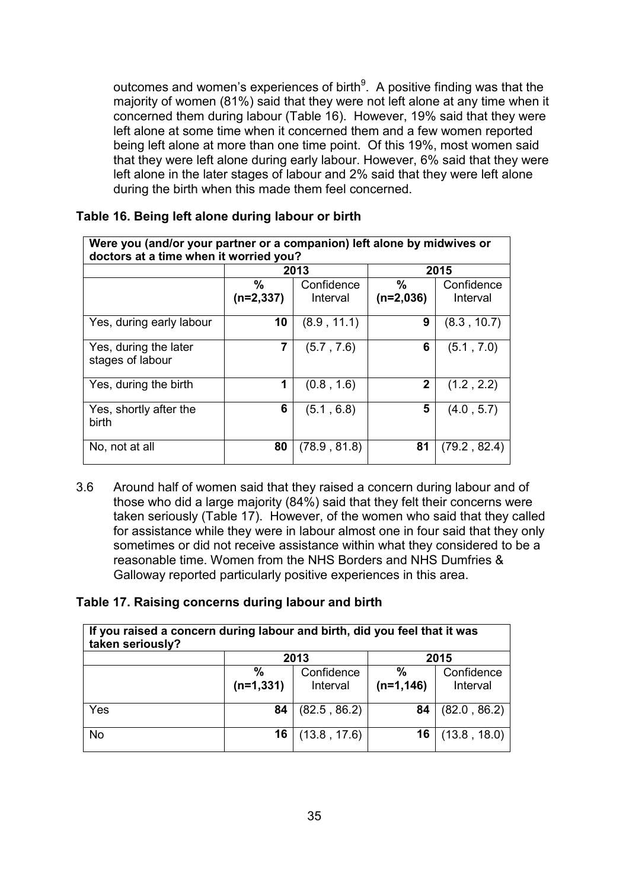outcomes and women's experiences of birth[9]. A positive finding was that the majority of women (81%) said that they were not left alone at any time when it concerned them during labour (Table 16). However, 19% said that they were left alone at some time when it concerned them and a few women reported being left alone at more than one time point. Of this 19%, most women said that they were left alone during early labour. However, 6% said that they were left alone in the later stages of labour and 2% said that they were left alone during the birth when this made them feel concerned.

**Table 16. Being left alone during labour or birth**

| Were you (and/or your partner or a companion) left alone by midwives or doctors at a time when it worried you? | | | | |
|---|---|---|---|---|
| | 2013 | | 2015 | |
| | % (n=2,337) | Confidence Interval | % (n=2,036) | Confidence Interval |
| Yes, during early labour | **10** | (8.9 , 11.1) | **9** | (8.3 , 10.7) |
| Yes, during the later stages of labour | **7** | (5.7 , 7.6) | **6** | (5.1 , 7.0) |
| Yes, during the birth | **1** | (0.8 , 1.6) | **2** | (1.2 , 2.2) |
| Yes, shortly after the birth | **6** | (5.1 , 6.8) | **5** | (4.0 , 5.7) |
| No, not at all | **80** | (78.9 , 81.8) | **81** | (79.2 , 82.4) |

3.6 Around half of women said that they raised a concern during labour and of those who did a large majority (84%) said that they felt their concerns were taken seriously (Table 17). However, of the women who said that they called for assistance while they were in labour almost one in four said that they only sometimes or did not receive assistance within what they considered to be a reasonable time. Women from the NHS Borders and NHS Dumfries & Galloway reported particularly positive experiences in this area.

**Table 17. Raising concerns during labour and birth**

| If you raised a concern during labour and birth, did you feel that it was taken seriously? | | | | |
|---|---|---|---|---|
| | 2013 | | 2015 | |
| | % (n=1,331) | Confidence Interval | % (n=1,146) | Confidence Interval |
| Yes | **84** | (82.5 , 86.2) | **84** | (82.0 , 86.2) |
| No | **16** | (13.8 , 17.6) | **16** | (13.8 , 18.0) |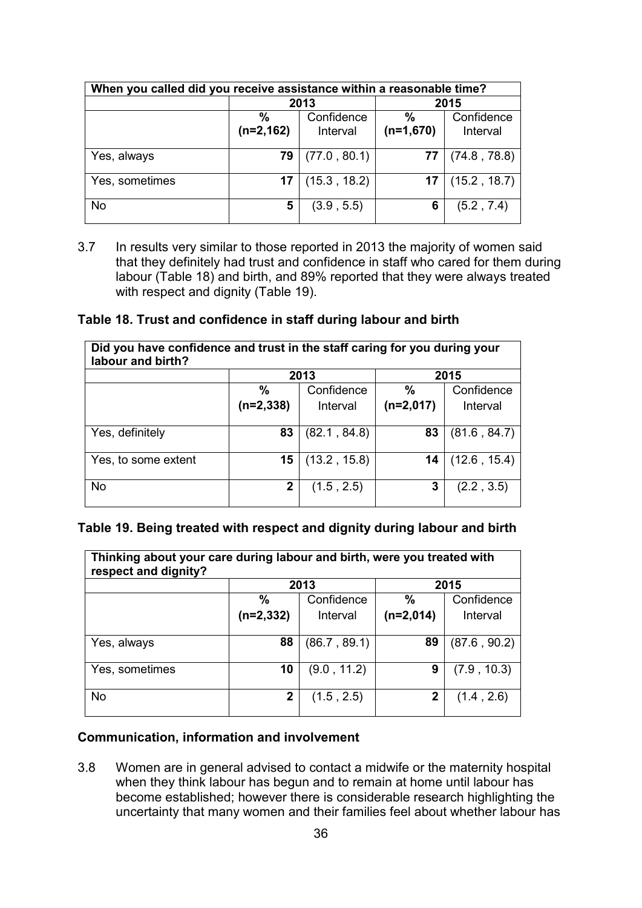| When you called did you receive assistance within a reasonable time? | | | | |
|---|---|---|---|---|
| | 2013 | | 2015 | |
| | % (n=2,162) | Confidence Interval | % (n=1,670) | Confidence Interval |
| Yes, always | **79** | (77.0 , 80.1) | **77** | (74.8 , 78.8) |
| Yes, sometimes | **17** | (15.3 , 18.2) | **17** | (15.2 , 18.7) |
| No | **5** | (3.9 , 5.5) | **6** | (5.2 , 7.4) |

3.7 In results very similar to those reported in 2013 the majority of women said that they definitely had trust and confidence in staff who cared for them during labour (Table 18) and birth, and 89% reported that they were always treated with respect and dignity (Table 19).

**Table 18. Trust and confidence in staff during labour and birth**

| Did you have confidence and trust in the staff caring for you during your labour and birth? | | | | |
|---|---|---|---|---|
| | 2013 | | 2015 | |
| | % (n=2,338) | Confidence Interval | % (n=2,017) | Confidence Interval |
| Yes, definitely | **83** | (82.1 , 84.8) | **83** | (81.6 , 84.7) |
| Yes, to some extent | **15** | (13.2 , 15.8) | **14** | (12.6 , 15.4) |
| No | **2** | (1.5 , 2.5) | **3** | (2.2 , 3.5) |

**Table 19. Being treated with respect and dignity during labour and birth**

| Thinking about your care during labour and birth, were you treated with respect and dignity? | | | | |
|---|---|---|---|---|
| | 2013 | | 2015 | |
| | % (n=2,332) | Confidence Interval | % (n=2,014) | Confidence Interval |
| Yes, always | **88** | (86.7 , 89.1) | **89** | (87.6 , 90.2) |
| Yes, sometimes | **10** | (9.0 , 11.2) | **9** | (7.9 , 10.3) |
| No | **2** | (1.5 , 2.5) | **2** | (1.4 , 2.6) |

### Communication, information and involvement

3.8 Women are in general advised to contact a midwife or the maternity hospital when they think labour has begun and to remain at home until labour has become established; however there is considerable research highlighting the uncertainty that many women and their families feel about whether labour has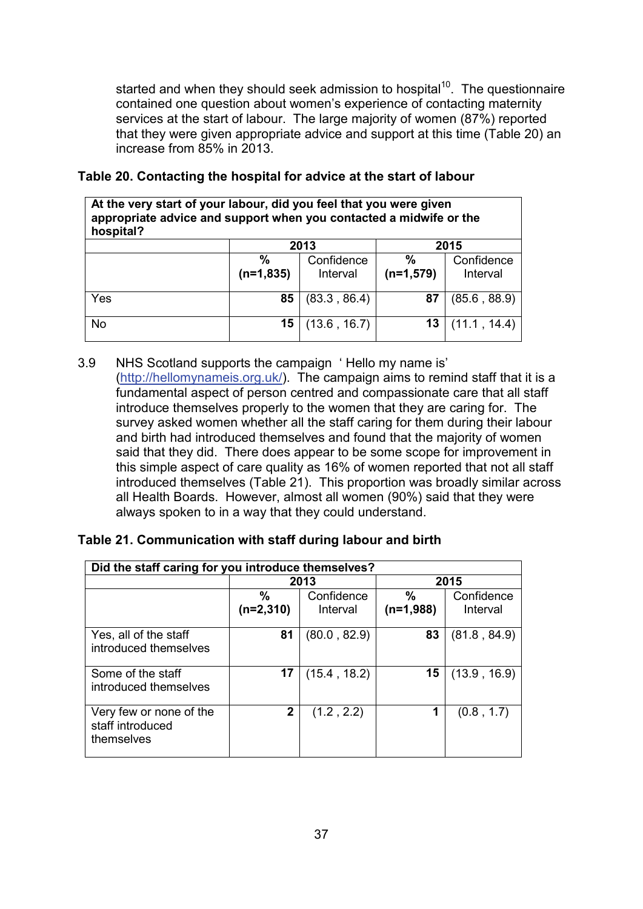started and when they should seek admission to hospital[10]. The questionnaire contained one question about women's experience of contacting maternity services at the start of labour. The large majority of women (87%) reported that they were given appropriate advice and support at this time (Table 20) an increase from 85% in 2013.

**Table 20. Contacting the hospital for advice at the start of labour**

| At the very start of your labour, did you feel that you were given appropriate advice and support when you contacted a midwife or the hospital? | | | | |
|---|---|---|---|---|
| | 2013 | | 2015 | |
| | % (n=1,835) | Confidence Interval | % (n=1,579) | Confidence Interval |
| Yes | 85 | (83.3 , 86.4) | 87 | (85.6 , 88.9) |
| No | 15 | (13.6 , 16.7) | 13 | (11.1 , 14.4) |

3.9 NHS Scotland supports the campaign ' Hello my name is' (http://hellomynameis.org.uk/). The campaign aims to remind staff that it is a fundamental aspect of person centred and compassionate care that all staff introduce themselves properly to the women that they are caring for. The survey asked women whether all the staff caring for them during their labour and birth had introduced themselves and found that the majority of women said that they did. There does appear to be some scope for improvement in this simple aspect of care quality as 16% of women reported that not all staff introduced themselves (Table 21). This proportion was broadly similar across all Health Boards. However, almost all women (90%) said that they were always spoken to in a way that they could understand.

**Table 21. Communication with staff during labour and birth**

| Did the staff caring for you introduce themselves? | | | | |
|---|---|---|---|---|
| | 2013 | | 2015 | |
| | % (n=2,310) | Confidence Interval | % (n=1,988) | Confidence Interval |
| Yes, all of the staff introduced themselves | 81 | (80.0 , 82.9) | 83 | (81.8 , 84.9) |
| Some of the staff introduced themselves | 17 | (15.4 , 18.2) | 15 | (13.9 , 16.9) |
| Very few or none of the staff introduced themselves | 2 | (1.2 , 2.2) | 1 | (0.8 , 1.7) |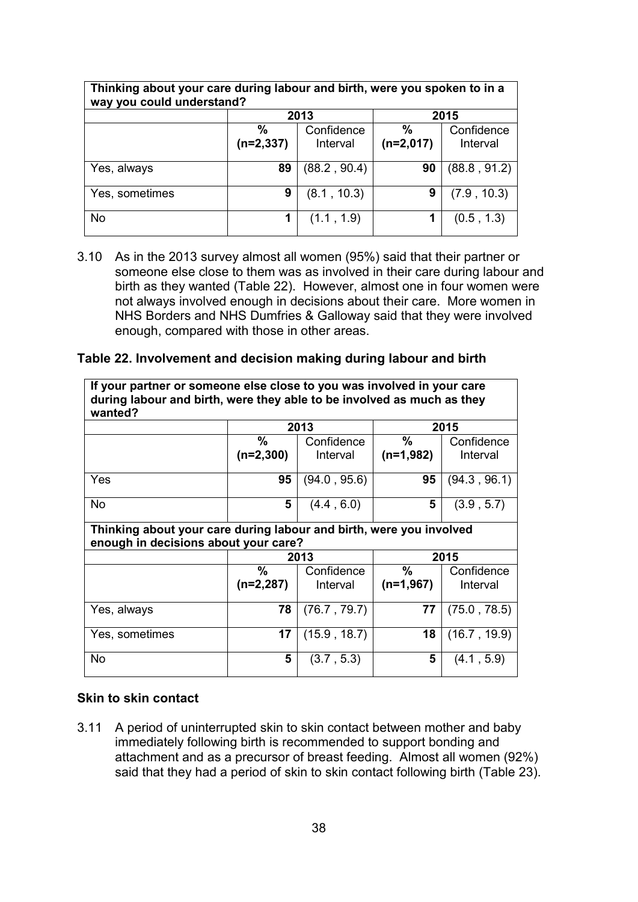| Thinking about your care during labour and birth, were you spoken to in a way you could understand? | | | | |
|---|---|---|---|---|
| | 2013 | | 2015 | |
| | % (n=2,337) | Confidence Interval | % (n=2,017) | Confidence Interval |
| Yes, always | 89 | (88.2 , 90.4) | 90 | (88.8 , 91.2) |
| Yes, sometimes | 9 | (8.1 , 10.3) | 9 | (7.9 , 10.3) |
| No | 1 | (1.1 , 1.9) | 1 | (0.5 , 1.3) |

3.10 As in the 2013 survey almost all women (95%) said that their partner or someone else close to them was as involved in their care during labour and birth as they wanted (Table 22). However, almost one in four women were not always involved enough in decisions about their care. More women in NHS Borders and NHS Dumfries & Galloway said that they were involved enough, compared with those in other areas.

**Table 22. Involvement and decision making during labour and birth**

| If your partner or someone else close to you was involved in your care during labour and birth, were they able to be involved as much as they wanted? | | | | |
|---|---|---|---|---|
| | 2013 | | 2015 | |
| | % (n=2,300) | Confidence Interval | % (n=1,982) | Confidence Interval |
| Yes | 95 | (94.0 , 95.6) | 95 | (94.3 , 96.1) |
| No | 5 | (4.4 , 6.0) | 5 | (3.9 , 5.7) |
| **Thinking about your care during labour and birth, were you involved enough in decisions about your care?** | | | | |
| | 2013 | | 2015 | |
| | % (n=2,287) | Confidence Interval | % (n=1,967) | Confidence Interval |
| Yes, always | 78 | (76.7 , 79.7) | 77 | (75.0 , 78.5) |
| Yes, sometimes | 17 | (15.9 , 18.7) | 18 | (16.7 , 19.9) |
| No | 5 | (3.7 , 5.3) | 5 | (4.1 , 5.9) |

### Skin to skin contact

3.11 A period of uninterrupted skin to skin contact between mother and baby immediately following birth is recommended to support bonding and attachment and as a precursor of breast feeding. Almost all women (92%) said that they had a period of skin to skin contact following birth (Table 23).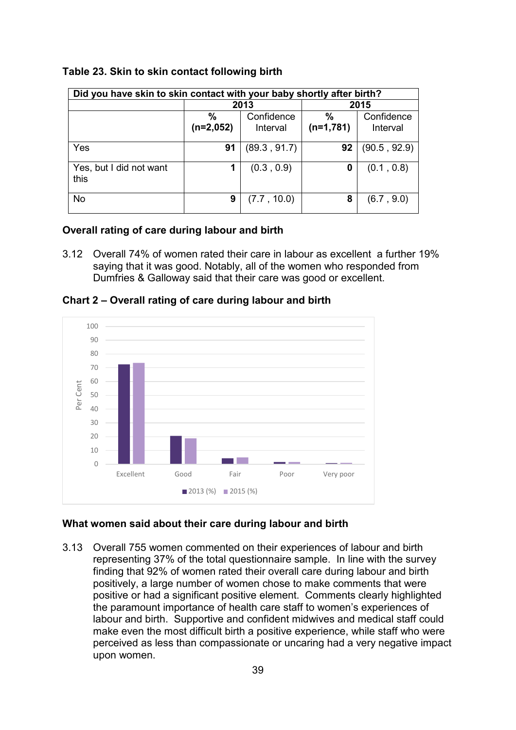**Table 23. Skin to skin contact following birth**

| Did you have skin to skin contact with your baby shortly after birth? | | | | |
|---|---|---|---|---|
| | 2013 | | 2015 | |
| | % (n=2,052) | Confidence Interval | % (n=1,781) | Confidence Interval |
| Yes | 91 | (89.3 , 91.7) | 92 | (90.5 , 92.9) |
| Yes, but I did not want this | 1 | (0.3 , 0.9) | 0 | (0.1 , 0.8) |
| No | 9 | (7.7 , 10.0) | 8 | (6.7 , 9.0) |

### Overall rating of care during labour and birth

3.12 Overall 74% of women rated their care in labour as excellent  a further 19% saying that it was good. Notably, all of the women who responded from Dumfries & Galloway said that their care was good or excellent.

**Chart 2 – Overall rating of care during labour and birth**

### What women said about their care during labour and birth

3.13 Overall 755 women commented on their experiences of labour and birth representing 37% of the total questionnaire sample.  In line with the survey finding that 92% of women rated their overall care during labour and birth positively, a large number of women chose to make comments that were positive or had a significant positive element.  Comments clearly highlighted the paramount importance of health care staff to women's experiences of labour and birth.  Supportive and confident midwives and medical staff could make even the most difficult birth a positive experience, while staff who were perceived as less than compassionate or uncaring had a very negative impact upon women.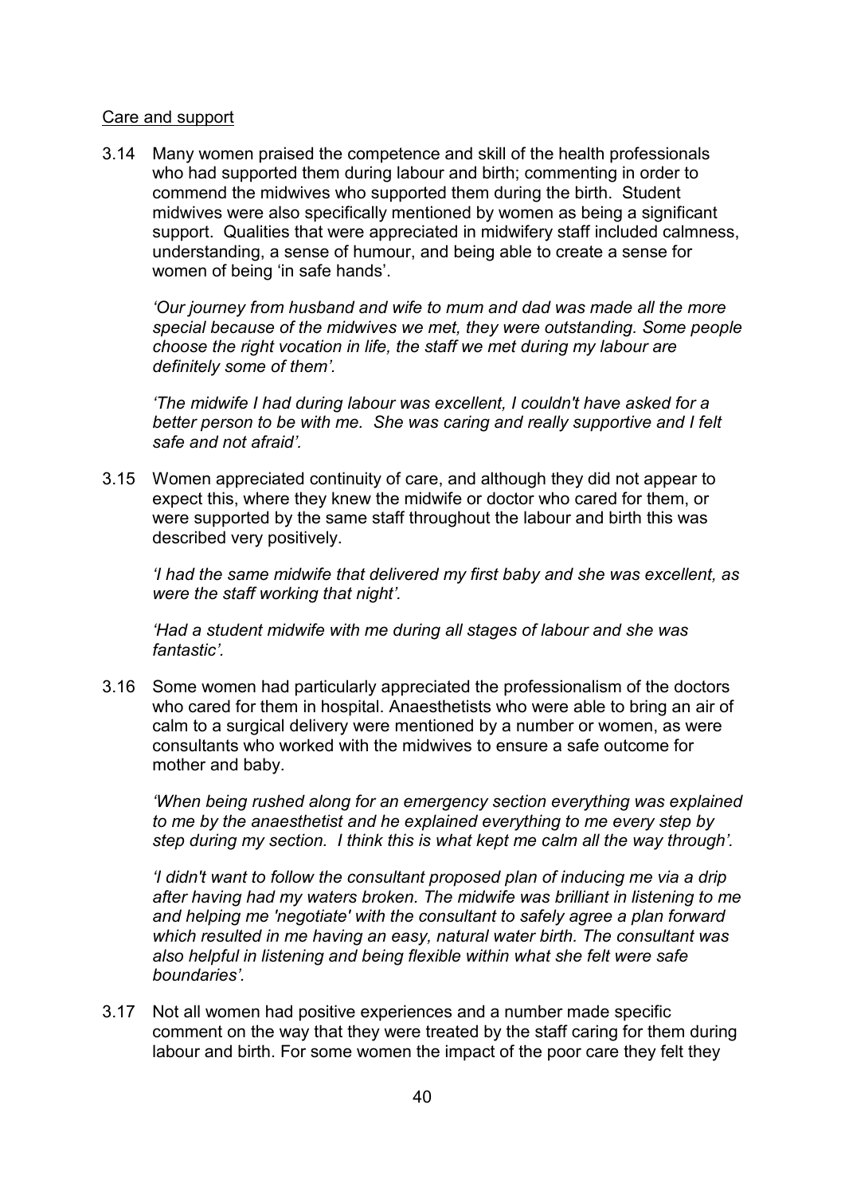Care and support

3.14 Many women praised the competence and skill of the health professionals who had supported them during labour and birth; commenting in order to commend the midwives who supported them during the birth. Student midwives were also specifically mentioned by women as being a significant support. Qualities that were appreciated in midwifery staff included calmness, understanding, a sense of humour, and being able to create a sense for women of being 'in safe hands'.

*'Our journey from husband and wife to mum and dad was made all the more special because of the midwives we met, they were outstanding. Some people choose the right vocation in life, the staff we met during my labour are definitely some of them'.*

*'The midwife I had during labour was excellent, I couldn't have asked for a better person to be with me. She was caring and really supportive and I felt safe and not afraid'.*

3.15 Women appreciated continuity of care, and although they did not appear to expect this, where they knew the midwife or doctor who cared for them, or were supported by the same staff throughout the labour and birth this was described very positively.

*'I had the same midwife that delivered my first baby and she was excellent, as were the staff working that night'.*

*'Had a student midwife with me during all stages of labour and she was fantastic'.*

3.16 Some women had particularly appreciated the professionalism of the doctors who cared for them in hospital. Anaesthetists who were able to bring an air of calm to a surgical delivery were mentioned by a number or women, as were consultants who worked with the midwives to ensure a safe outcome for mother and baby.

*'When being rushed along for an emergency section everything was explained to me by the anaesthetist and he explained everything to me every step by step during my section. I think this is what kept me calm all the way through'.*

*'I didn't want to follow the consultant proposed plan of inducing me via a drip after having had my waters broken. The midwife was brilliant in listening to me and helping me 'negotiate' with the consultant to safely agree a plan forward which resulted in me having an easy, natural water birth. The consultant was also helpful in listening and being flexible within what she felt were safe boundaries'.*

3.17 Not all women had positive experiences and a number made specific comment on the way that they were treated by the staff caring for them during labour and birth. For some women the impact of the poor care they felt they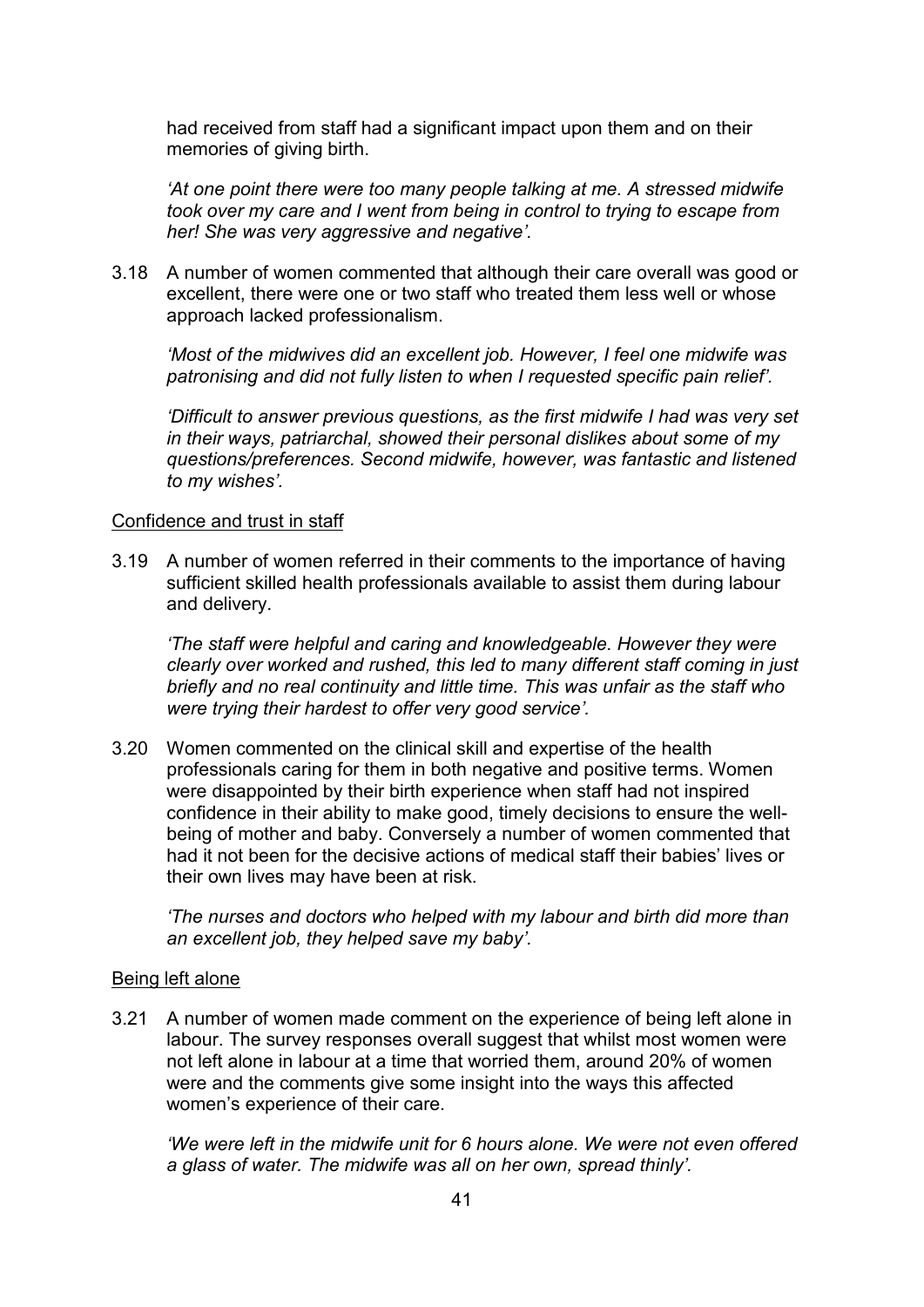had received from staff had a significant impact upon them and on their memories of giving birth.

*'At one point there were too many people talking at me. A stressed midwife took over my care and I went from being in control to trying to escape from her! She was very aggressive and negative'.*

3.18 A number of women commented that although their care overall was good or excellent, there were one or two staff who treated them less well or whose approach lacked professionalism.

*'Most of the midwives did an excellent job. However, I feel one midwife was patronising and did not fully listen to when I requested specific pain relief'.*

*'Difficult to answer previous questions, as the first midwife I had was very set in their ways, patriarchal, showed their personal dislikes about some of my questions/preferences. Second midwife, however, was fantastic and listened to my wishes'.*

<u>Confidence and trust in staff</u>

3.19 A number of women referred in their comments to the importance of having sufficient skilled health professionals available to assist them during labour and delivery.

*'The staff were helpful and caring and knowledgeable. However they were clearly over worked and rushed, this led to many different staff coming in just briefly and no real continuity and little time. This was unfair as the staff who were trying their hardest to offer very good service'.*

3.20 Women commented on the clinical skill and expertise of the health professionals caring for them in both negative and positive terms. Women were disappointed by their birth experience when staff had not inspired confidence in their ability to make good, timely decisions to ensure the well-being of mother and baby. Conversely a number of women commented that had it not been for the decisive actions of medical staff their babies' lives or their own lives may have been at risk.

*'The nurses and doctors who helped with my labour and birth did more than an excellent job, they helped save my baby'.*

<u>Being left alone</u>

3.21 A number of women made comment on the experience of being left alone in labour. The survey responses overall suggest that whilst most women were not left alone in labour at a time that worried them, around 20% of women were and the comments give some insight into the ways this affected women's experience of their care.

*'We were left in the midwife unit for 6 hours alone. We were not even offered a glass of water. The midwife was all on her own, spread thinly'.*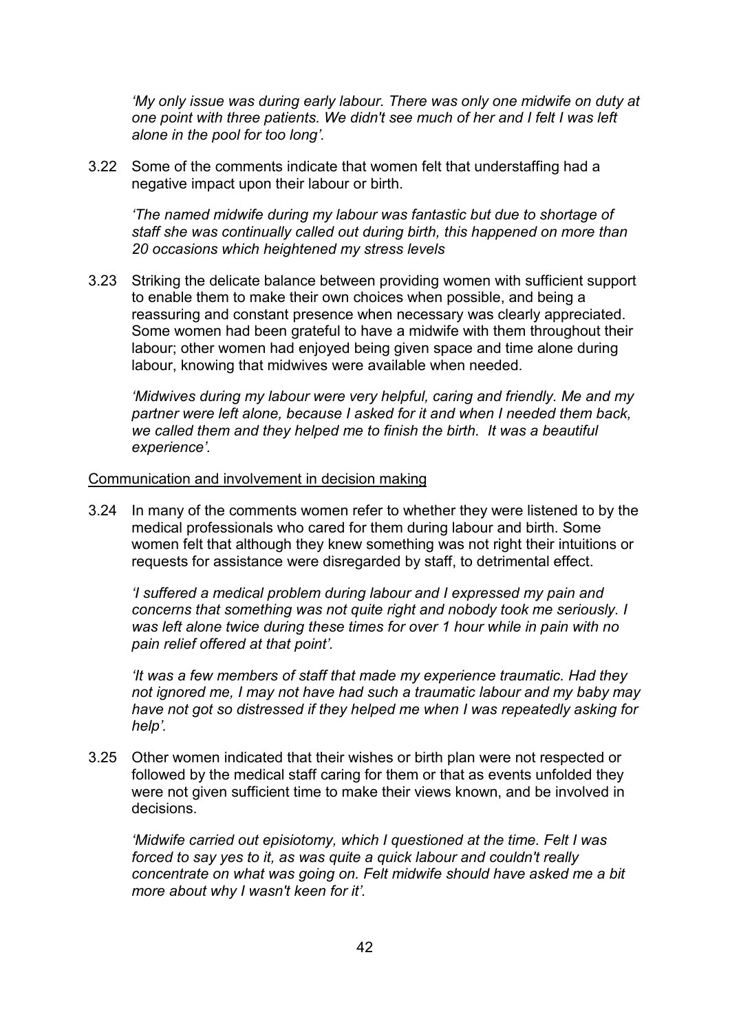*'My only issue was during early labour. There was only one midwife on duty at one point with three patients. We didn't see much of her and I felt I was left alone in the pool for too long'.*

3.22 Some of the comments indicate that women felt that understaffing had a negative impact upon their labour or birth.

*'The named midwife during my labour was fantastic but due to shortage of staff she was continually called out during birth, this happened on more than 20 occasions which heightened my stress levels*

3.23 Striking the delicate balance between providing women with sufficient support to enable them to make their own choices when possible, and being a reassuring and constant presence when necessary was clearly appreciated. Some women had been grateful to have a midwife with them throughout their labour; other women had enjoyed being given space and time alone during labour, knowing that midwives were available when needed.

*'Midwives during my labour were very helpful, caring and friendly. Me and my partner were left alone, because I asked for it and when I needed them back, we called them and they helped me to finish the birth. It was a beautiful experience'.*

<u>Communication and involvement in decision making</u>

3.24 In many of the comments women refer to whether they were listened to by the medical professionals who cared for them during labour and birth. Some women felt that although they knew something was not right their intuitions or requests for assistance were disregarded by staff, to detrimental effect.

*'I suffered a medical problem during labour and I expressed my pain and concerns that something was not quite right and nobody took me seriously. I was left alone twice during these times for over 1 hour while in pain with no pain relief offered at that point'.*

*'It was a few members of staff that made my experience traumatic. Had they not ignored me, I may not have had such a traumatic labour and my baby may have not got so distressed if they helped me when I was repeatedly asking for help'.*

3.25 Other women indicated that their wishes or birth plan were not respected or followed by the medical staff caring for them or that as events unfolded they were not given sufficient time to make their views known, and be involved in decisions.

*'Midwife carried out episiotomy, which I questioned at the time. Felt I was forced to say yes to it, as was quite a quick labour and couldn't really concentrate on what was going on. Felt midwife should have asked me a bit more about why I wasn't keen for it'.*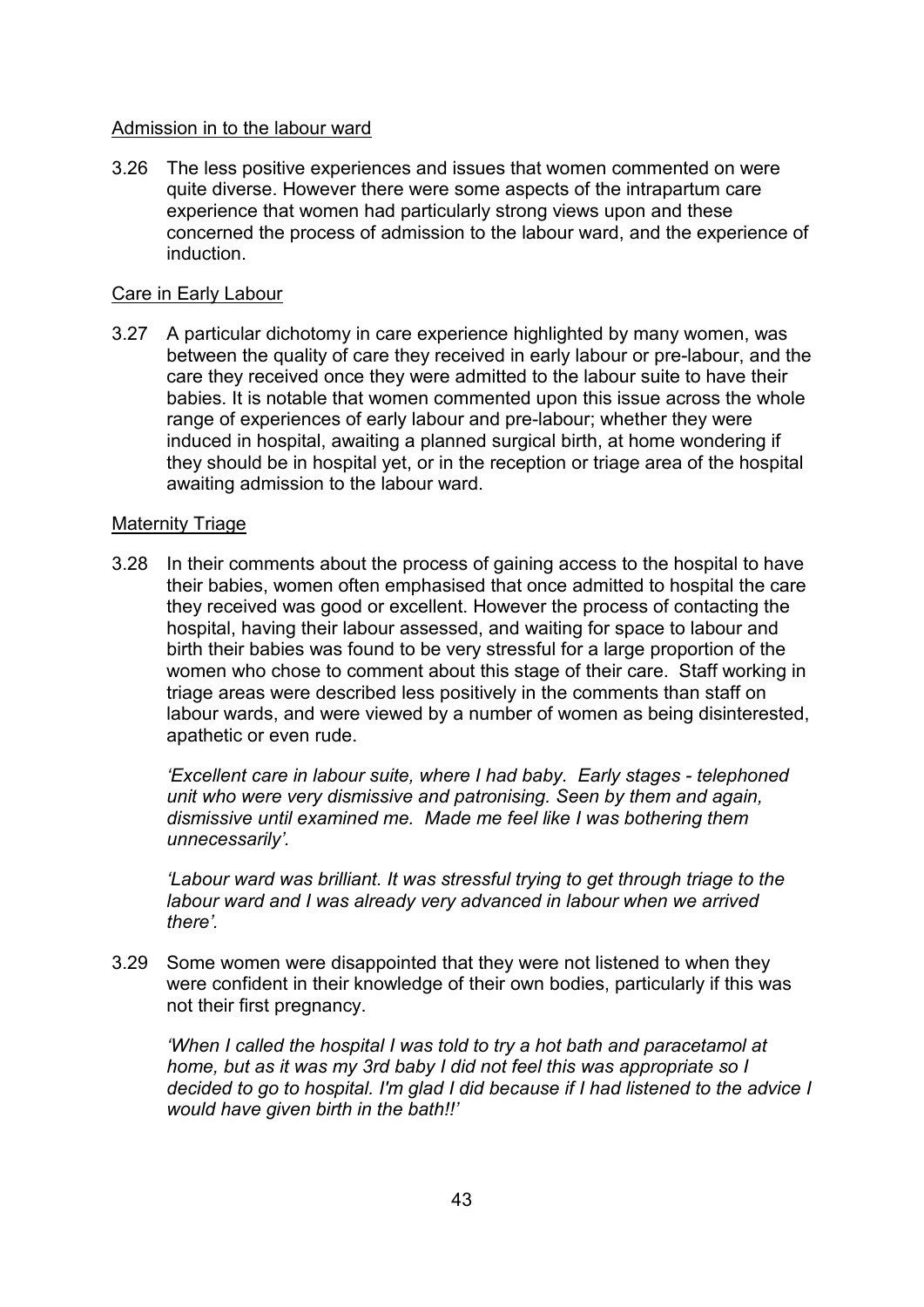Admission in to the labour ward

3.26 The less positive experiences and issues that women commented on were quite diverse. However there were some aspects of the intrapartum care experience that women had particularly strong views upon and these concerned the process of admission to the labour ward, and the experience of induction.

Care in Early Labour

3.27 A particular dichotomy in care experience highlighted by many women, was between the quality of care they received in early labour or pre-labour, and the care they received once they were admitted to the labour suite to have their babies. It is notable that women commented upon this issue across the whole range of experiences of early labour and pre-labour; whether they were induced in hospital, awaiting a planned surgical birth, at home wondering if they should be in hospital yet, or in the reception or triage area of the hospital awaiting admission to the labour ward.

Maternity Triage

3.28 In their comments about the process of gaining access to the hospital to have their babies, women often emphasised that once admitted to hospital the care they received was good or excellent. However the process of contacting the hospital, having their labour assessed, and waiting for space to labour and birth their babies was found to be very stressful for a large proportion of the women who chose to comment about this stage of their care. Staff working in triage areas were described less positively in the comments than staff on labour wards, and were viewed by a number of women as being disinterested, apathetic or even rude.

*'Excellent care in labour suite, where I had baby. Early stages - telephoned unit who were very dismissive and patronising. Seen by them and again, dismissive until examined me. Made me feel like I was bothering them unnecessarily'.*

*'Labour ward was brilliant. It was stressful trying to get through triage to the labour ward and I was already very advanced in labour when we arrived there'.*

3.29 Some women were disappointed that they were not listened to when they were confident in their knowledge of their own bodies, particularly if this was not their first pregnancy.

*'When I called the hospital I was told to try a hot bath and paracetamol at home, but as it was my 3rd baby I did not feel this was appropriate so I decided to go to hospital. I'm glad I did because if I had listened to the advice I would have given birth in the bath!!'*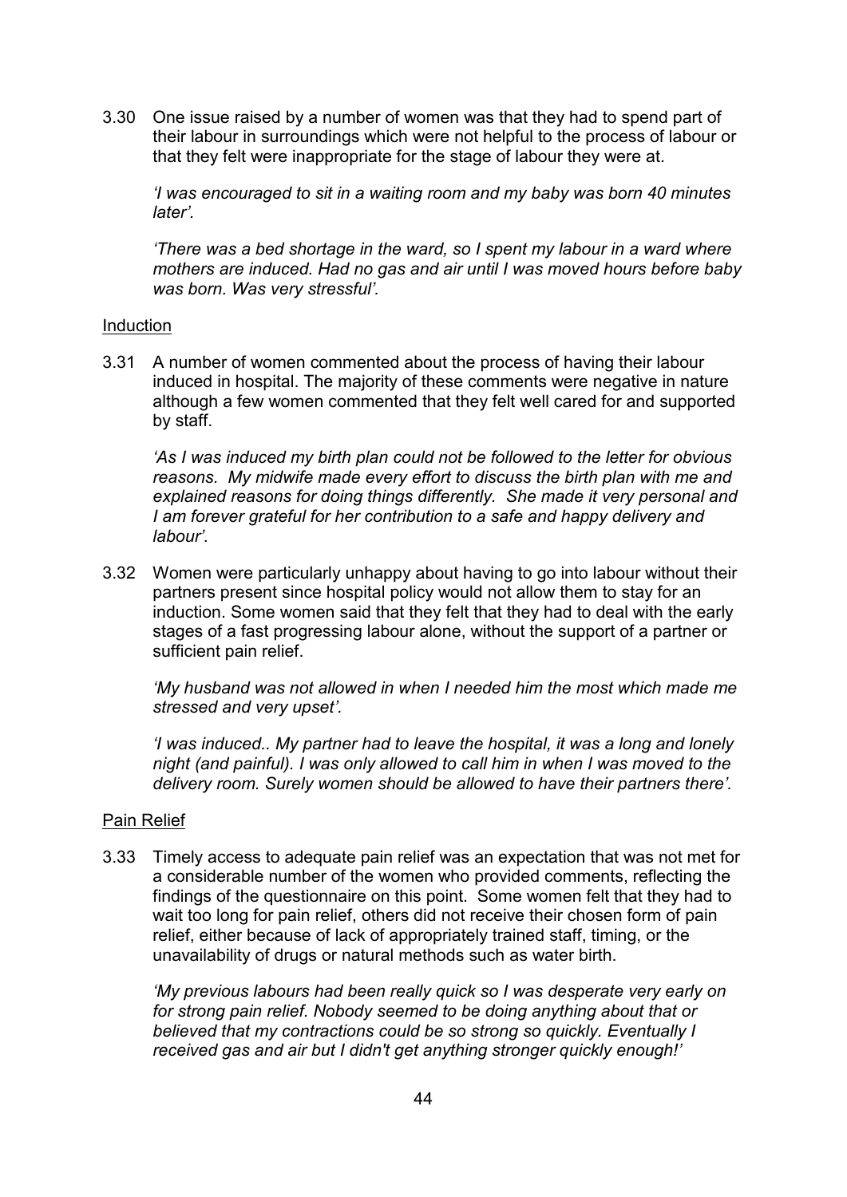3.30 One issue raised by a number of women was that they had to spend part of their labour in surroundings which were not helpful to the process of labour or that they felt were inappropriate for the stage of labour they were at.

*'I was encouraged to sit in a waiting room and my baby was born 40 minutes later'.*

*'There was a bed shortage in the ward, so I spent my labour in a ward where mothers are induced. Had no gas and air until I was moved hours before baby was born. Was very stressful'.*

<u>Induction</u>

3.31 A number of women commented about the process of having their labour induced in hospital. The majority of these comments were negative in nature although a few women commented that they felt well cared for and supported by staff.

*'As I was induced my birth plan could not be followed to the letter for obvious reasons. My midwife made every effort to discuss the birth plan with me and explained reasons for doing things differently. She made it very personal and I am forever grateful for her contribution to a safe and happy delivery and labour'.*

3.32 Women were particularly unhappy about having to go into labour without their partners present since hospital policy would not allow them to stay for an induction. Some women said that they felt that they had to deal with the early stages of a fast progressing labour alone, without the support of a partner or sufficient pain relief.

*'My husband was not allowed in when I needed him the most which made me stressed and very upset'.*

*'I was induced.. My partner had to leave the hospital, it was a long and lonely night (and painful). I was only allowed to call him in when I was moved to the delivery room. Surely women should be allowed to have their partners there'.*

<u>Pain Relief</u>

3.33 Timely access to adequate pain relief was an expectation that was not met for a considerable number of the women who provided comments, reflecting the findings of the questionnaire on this point. Some women felt that they had to wait too long for pain relief, others did not receive their chosen form of pain relief, either because of lack of appropriately trained staff, timing, or the unavailability of drugs or natural methods such as water birth.

*'My previous labours had been really quick so I was desperate very early on for strong pain relief. Nobody seemed to be doing anything about that or believed that my contractions could be so strong so quickly. Eventually I received gas and air but I didn't get anything stronger quickly enough!'*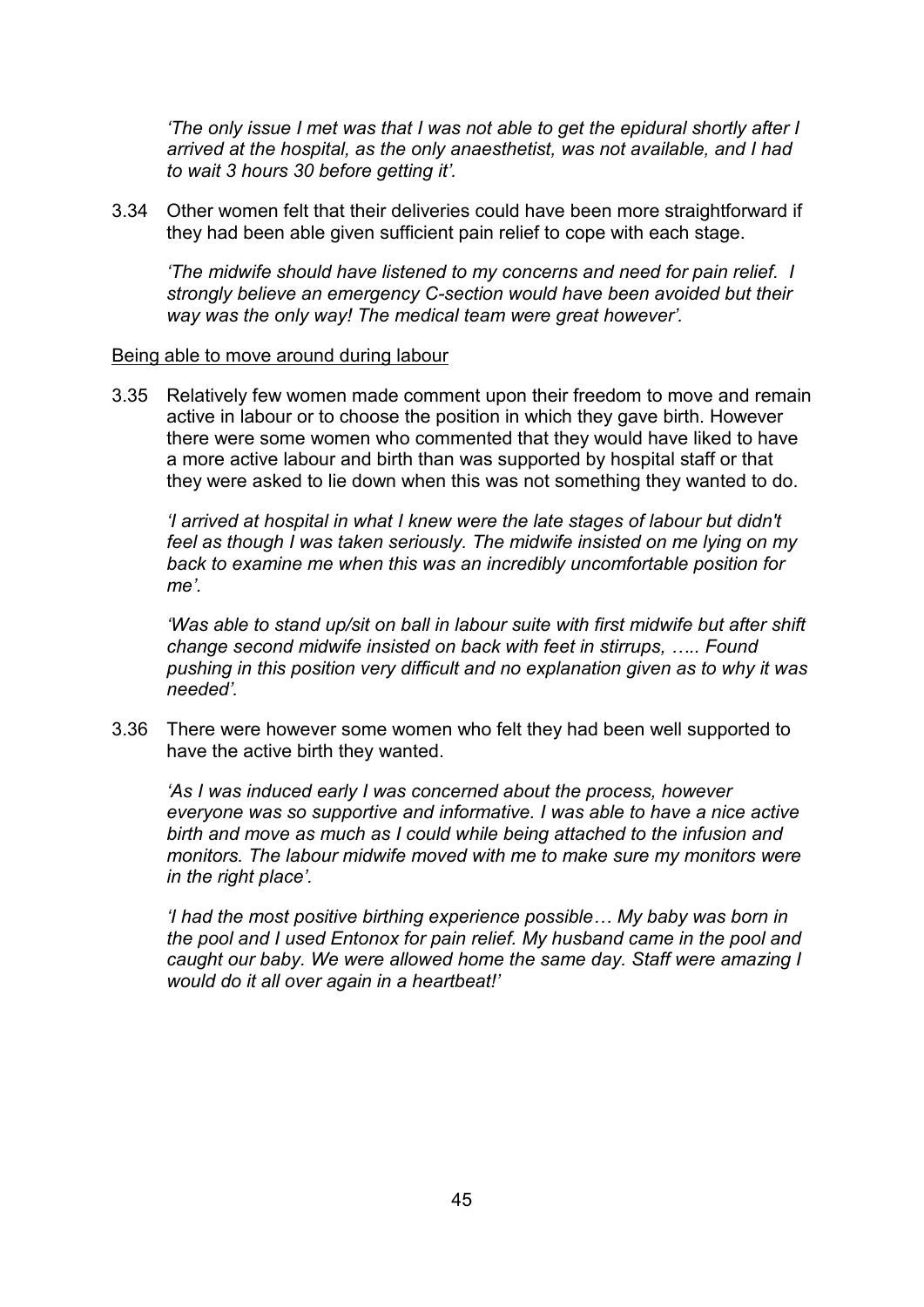*'The only issue I met was that I was not able to get the epidural shortly after I arrived at the hospital, as the only anaesthetist, was not available, and I had to wait 3 hours 30 before getting it'.*

3.34 Other women felt that their deliveries could have been more straightforward if they had been able given sufficient pain relief to cope with each stage.

*'The midwife should have listened to my concerns and need for pain relief. I strongly believe an emergency C-section would have been avoided but their way was the only way! The medical team were great however'.*

Being able to move around during labour

3.35 Relatively few women made comment upon their freedom to move and remain active in labour or to choose the position in which they gave birth. However there were some women who commented that they would have liked to have a more active labour and birth than was supported by hospital staff or that they were asked to lie down when this was not something they wanted to do.

*'I arrived at hospital in what I knew were the late stages of labour but didn't feel as though I was taken seriously. The midwife insisted on me lying on my back to examine me when this was an incredibly uncomfortable position for me'.*

*'Was able to stand up/sit on ball in labour suite with first midwife but after shift change second midwife insisted on back with feet in stirrups, ….. Found pushing in this position very difficult and no explanation given as to why it was needed'.*

3.36 There were however some women who felt they had been well supported to have the active birth they wanted.

*'As I was induced early I was concerned about the process, however everyone was so supportive and informative. I was able to have a nice active birth and move as much as I could while being attached to the infusion and monitors. The labour midwife moved with me to make sure my monitors were in the right place'.*

*'I had the most positive birthing experience possible… My baby was born in the pool and I used Entonox for pain relief. My husband came in the pool and caught our baby. We were allowed home the same day. Staff were amazing I would do it all over again in a heartbeat!'*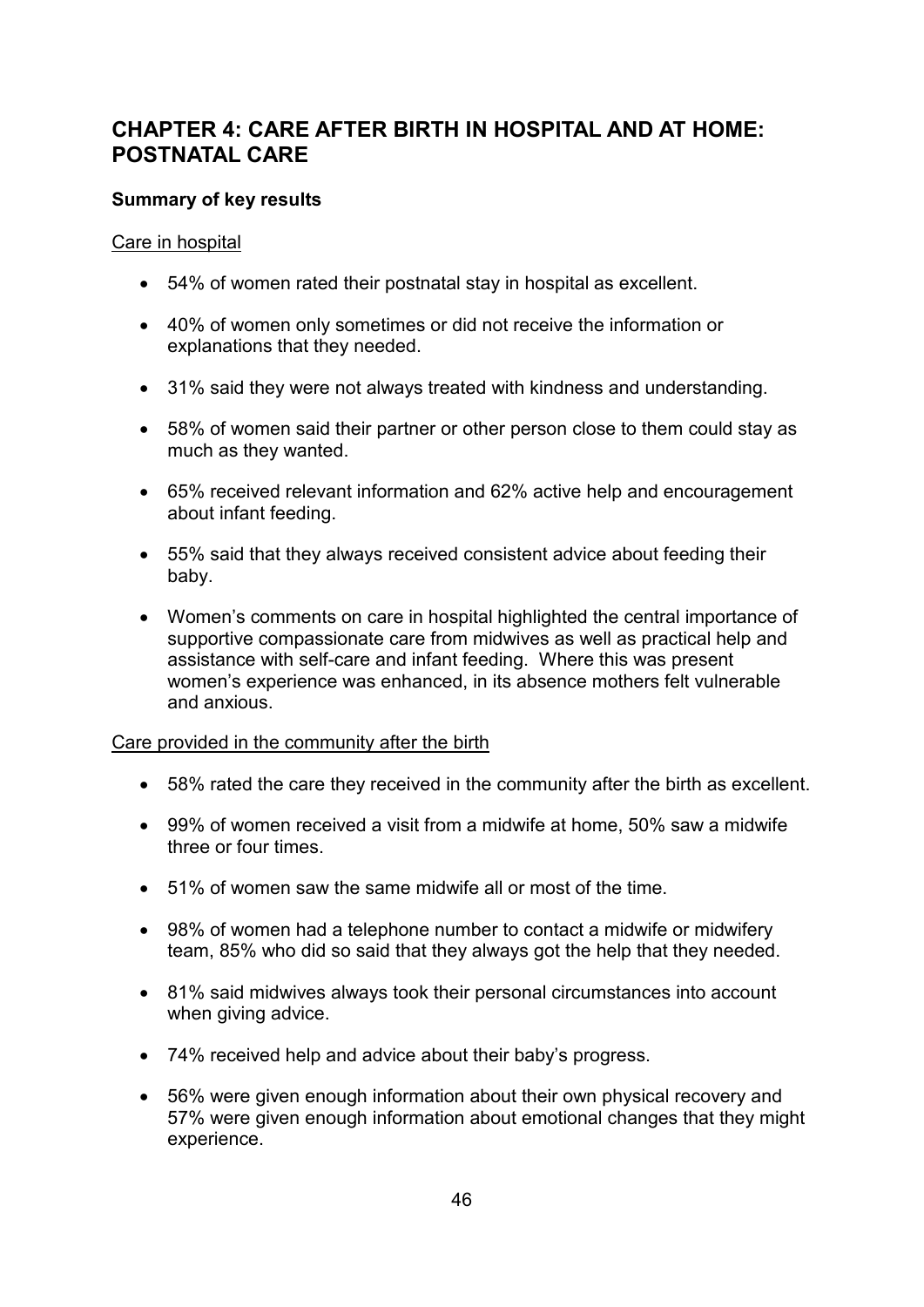# CHAPTER 4: CARE AFTER BIRTH IN HOSPITAL AND AT HOME: POSTNATAL CARE

**Summary of key results**

Care in hospital

- 54% of women rated their postnatal stay in hospital as excellent.
- 40% of women only sometimes or did not receive the information or explanations that they needed.
- 31% said they were not always treated with kindness and understanding.
- 58% of women said their partner or other person close to them could stay as much as they wanted.
- 65% received relevant information and 62% active help and encouragement about infant feeding.
- 55% said that they always received consistent advice about feeding their baby.
- Women's comments on care in hospital highlighted the central importance of supportive compassionate care from midwives as well as practical help and assistance with self-care and infant feeding. Where this was present women's experience was enhanced, in its absence mothers felt vulnerable and anxious.

Care provided in the community after the birth

- 58% rated the care they received in the community after the birth as excellent.
- 99% of women received a visit from a midwife at home, 50% saw a midwife three or four times.
- 51% of women saw the same midwife all or most of the time.
- 98% of women had a telephone number to contact a midwife or midwifery team, 85% who did so said that they always got the help that they needed.
- 81% said midwives always took their personal circumstances into account when giving advice.
- 74% received help and advice about their baby's progress.
- 56% were given enough information about their own physical recovery and 57% were given enough information about emotional changes that they might experience.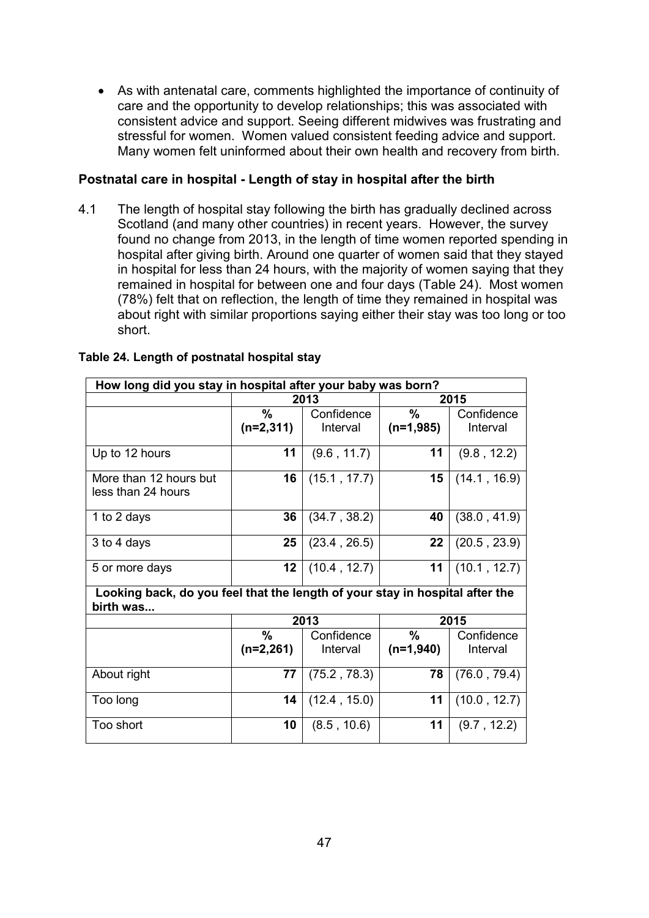- As with antenatal care, comments highlighted the importance of continuity of care and the opportunity to develop relationships; this was associated with consistent advice and support. Seeing different midwives was frustrating and stressful for women. Women valued consistent feeding advice and support. Many women felt uninformed about their own health and recovery from birth.

### Postnatal care in hospital - Length of stay in hospital after the birth

4.1 The length of hospital stay following the birth has gradually declined across Scotland (and many other countries) in recent years. However, the survey found no change from 2013, in the length of time women reported spending in hospital after giving birth. Around one quarter of women said that they stayed in hospital for less than 24 hours, with the majority of women saying that they remained in hospital for between one and four days (Table 24). Most women (78%) felt that on reflection, the length of time they remained in hospital was about right with similar proportions saying either their stay was too long or too short.

**Table 24. Length of postnatal hospital stay**

| **How long did you stay in hospital after your baby was born?** | | | | |
|---|---|---|---|---|
| | **2013** | | **2015** | |
| | **% (n=2,311)** | Confidence Interval | **% (n=1,985)** | Confidence Interval |
| Up to 12 hours | **11** | (9.6 , 11.7) | **11** | (9.8 , 12.2) |
| More than 12 hours but less than 24 hours | **16** | (15.1 , 17.7) | **15** | (14.1 , 16.9) |
| 1 to 2 days | **36** | (34.7 , 38.2) | **40** | (38.0 , 41.9) |
| 3 to 4 days | **25** | (23.4 , 26.5) | **22** | (20.5 , 23.9) |
| 5 or more days | **12** | (10.4 , 12.7) | **11** | (10.1 , 12.7) |
| **Looking back, do you feel that the length of your stay in hospital after the birth was...** | | | | |
| | **2013** | | **2015** | |
| | **% (n=2,261)** | Confidence Interval | **% (n=1,940)** | Confidence Interval |
| About right | **77** | (75.2 , 78.3) | **78** | (76.0 , 79.4) |
| Too long | **14** | (12.4 , 15.0) | **11** | (10.0 , 12.7) |
| Too short | **10** | (8.5 , 10.6) | **11** | (9.7 , 12.2) |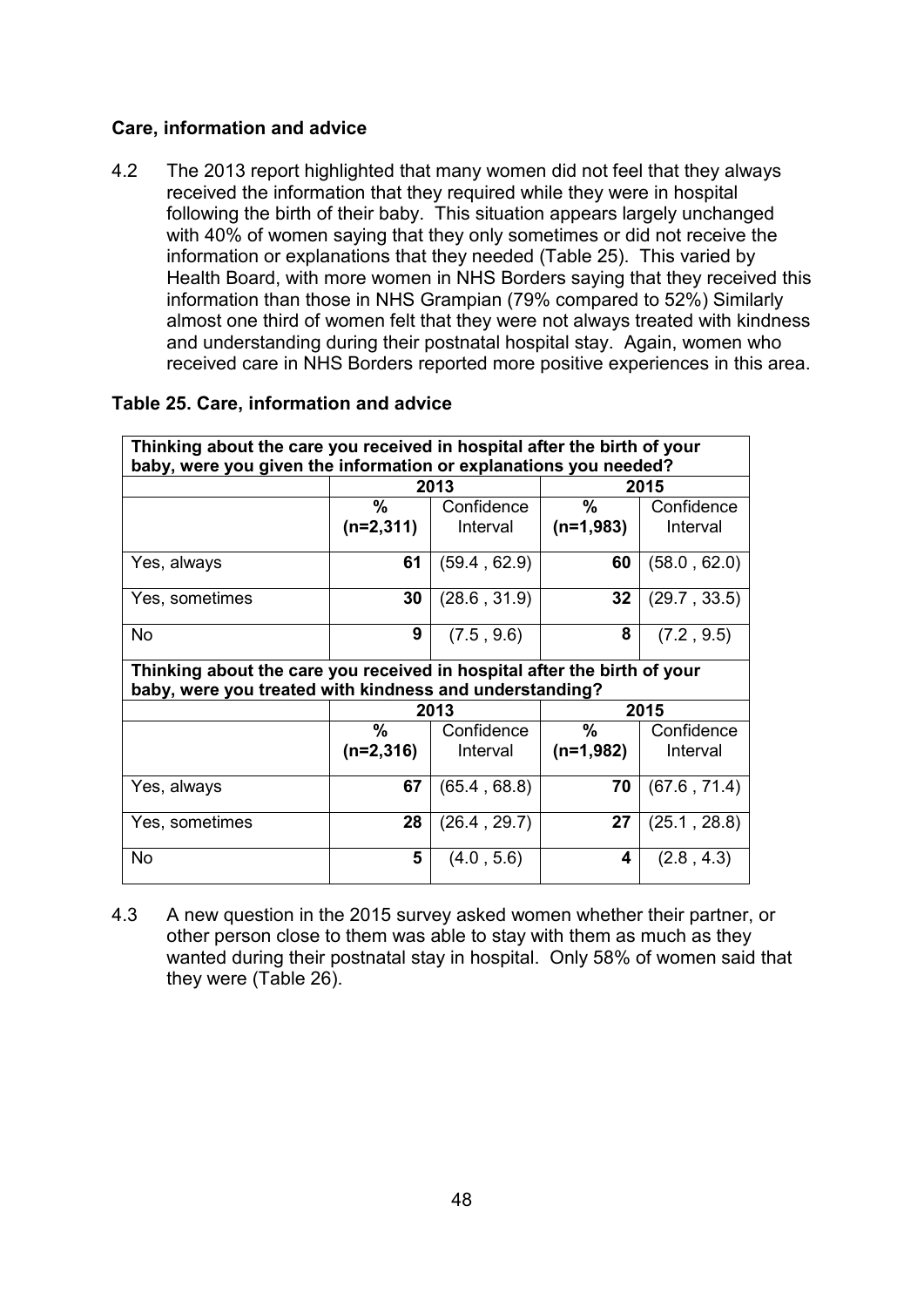### Care, information and advice

4.2 The 2013 report highlighted that many women did not feel that they always received the information that they required while they were in hospital following the birth of their baby. This situation appears largely unchanged with 40% of women saying that they only sometimes or did not receive the information or explanations that they needed (Table 25). This varied by Health Board, with more women in NHS Borders saying that they received this information than those in NHS Grampian (79% compared to 52%) Similarly almost one third of women felt that they were not always treated with kindness and understanding during their postnatal hospital stay. Again, women who received care in NHS Borders reported more positive experiences in this area.

**Table 25. Care, information and advice**

| **Thinking about the care you received in hospital after the birth of your baby, were you given the information or explanations you needed?** | | | | |
|---|---|---|---|---|
| | **2013** | | **2015** | |
| | **% (n=2,311)** | Confidence Interval | **% (n=1,983)** | Confidence Interval |
| Yes, always | **61** | (59.4 , 62.9) | **60** | (58.0 , 62.0) |
| Yes, sometimes | **30** | (28.6 , 31.9) | **32** | (29.7 , 33.5) |
| No | **9** | (7.5 , 9.6) | **8** | (7.2 , 9.5) |
| **Thinking about the care you received in hospital after the birth of your baby, were you treated with kindness and understanding?** | | | | |
| | **2013** | | **2015** | |
| | **% (n=2,316)** | Confidence Interval | **% (n=1,982)** | Confidence Interval |
| Yes, always | **67** | (65.4 , 68.8) | **70** | (67.6 , 71.4) |
| Yes, sometimes | **28** | (26.4 , 29.7) | **27** | (25.1 , 28.8) |
| No | **5** | (4.0 , 5.6) | **4** | (2.8 , 4.3) |

4.3 A new question in the 2015 survey asked women whether their partner, or other person close to them was able to stay with them as much as they wanted during their postnatal stay in hospital. Only 58% of women said that they were (Table 26).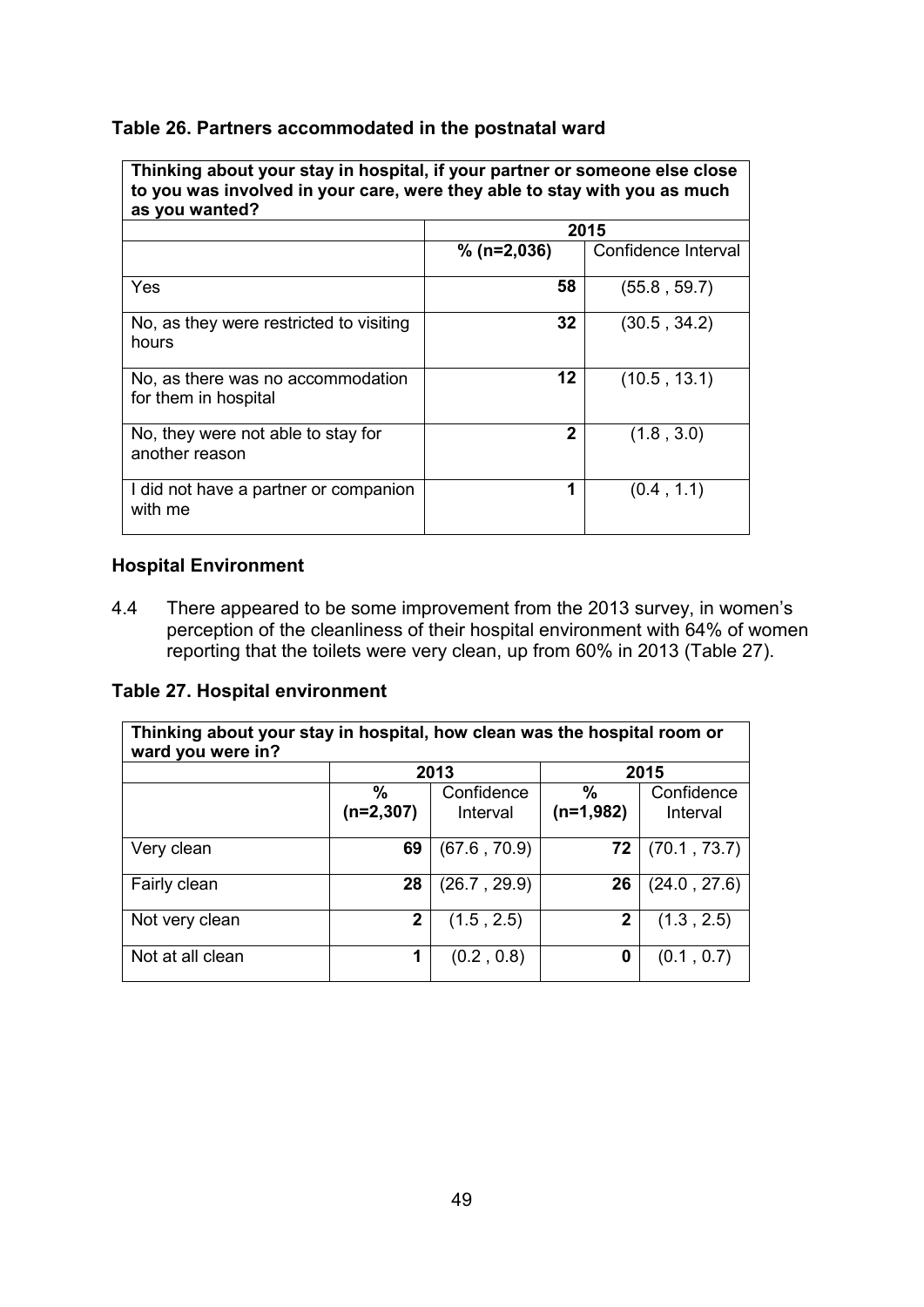**Table 26. Partners accommodated in the postnatal ward**

| Thinking about your stay in hospital, if your partner or someone else close to you was involved in your care, were they able to stay with you as much as you wanted? | | |
|---|---|---|
| | 2015 | |
| | % (n=2,036) | Confidence Interval |
| Yes | 58 | (55.8 , 59.7) |
| No, as they were restricted to visiting hours | 32 | (30.5 , 34.2) |
| No, as there was no accommodation for them in hospital | 12 | (10.5 , 13.1) |
| No, they were not able to stay for another reason | 2 | (1.8 , 3.0) |
| I did not have a partner or companion with me | 1 | (0.4 , 1.1) |

### Hospital Environment

4.4 There appeared to be some improvement from the 2013 survey, in women's perception of the cleanliness of their hospital environment with 64% of women reporting that the toilets were very clean, up from 60% in 2013 (Table 27).

**Table 27. Hospital environment**

| Thinking about your stay in hospital, how clean was the hospital room or ward you were in? | | | | |
|---|---|---|---|---|
| | 2013 | | 2015 | |
| | % (n=2,307) | Confidence Interval | % (n=1,982) | Confidence Interval |
| Very clean | 69 | (67.6 , 70.9) | 72 | (70.1 , 73.7) |
| Fairly clean | 28 | (26.7 , 29.9) | 26 | (24.0 , 27.6) |
| Not very clean | 2 | (1.5 , 2.5) | 2 | (1.3 , 2.5) |
| Not at all clean | 1 | (0.2 , 0.8) | 0 | (0.1 , 0.7) |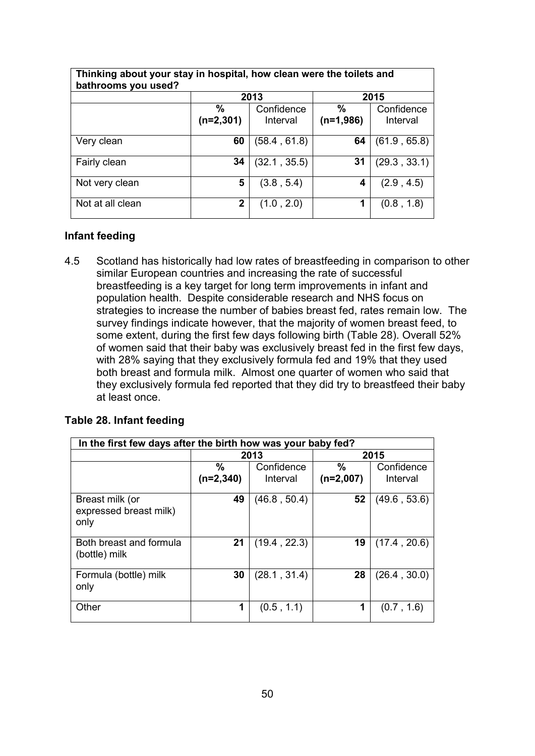| Thinking about your stay in hospital, how clean were the toilets and bathrooms you used? | | | | |
|---|---|---|---|---|
| | 2013 | | 2015 | |
| | **%** **(n=2,301)** | Confidence Interval | **%** **(n=1,986)** | Confidence Interval |
| Very clean | **60** | (58.4 , 61.8) | **64** | (61.9 , 65.8) |
| Fairly clean | **34** | (32.1 , 35.5) | **31** | (29.3 , 33.1) |
| Not very clean | **5** | (3.8 , 5.4) | **4** | (2.9 , 4.5) |
| Not at all clean | **2** | (1.0 , 2.0) | **1** | (0.8 , 1.8) |

## Infant feeding

4.5 Scotland has historically had low rates of breastfeeding in comparison to other similar European countries and increasing the rate of successful breastfeeding is a key target for long term improvements in infant and population health. Despite considerable research and NHS focus on strategies to increase the number of babies breast fed, rates remain low. The survey findings indicate however, that the majority of women breast feed, to some extent, during the first few days following birth (Table 28). Overall 52% of women said that their baby was exclusively breast fed in the first few days, with 28% saying that they exclusively formula fed and 19% that they used both breast and formula milk. Almost one quarter of women who said that they exclusively formula fed reported that they did try to breastfeed their baby at least once.

**Table 28. Infant feeding**

| In the first few days after the birth how was your baby fed? | | | | |
|---|---|---|---|---|
| | 2013 | | 2015 | |
| | **%** **(n=2,340)** | Confidence Interval | **%** **(n=2,007)** | Confidence Interval |
| Breast milk (or expressed breast milk) only | **49** | (46.8 , 50.4) | **52** | (49.6 , 53.6) |
| Both breast and formula (bottle) milk | **21** | (19.4 , 22.3) | **19** | (17.4 , 20.6) |
| Formula (bottle) milk only | **30** | (28.1 , 31.4) | **28** | (26.4 , 30.0) |
| Other | **1** | (0.5 , 1.1) | **1** | (0.7 , 1.6) |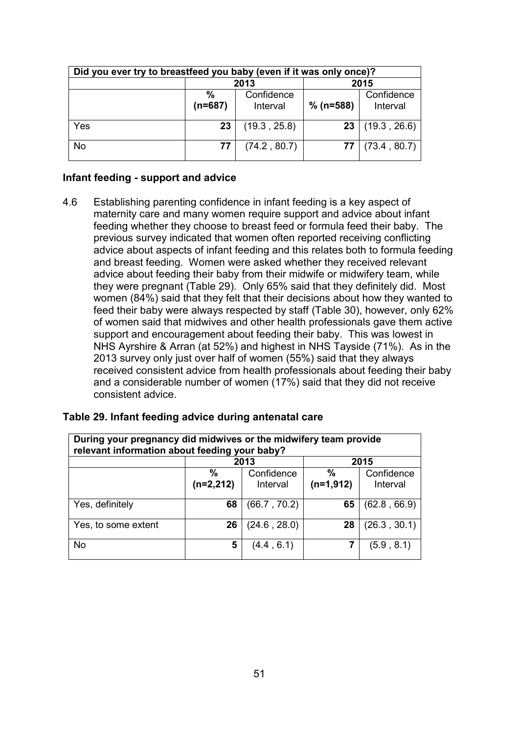| Did you ever try to breastfeed you baby (even if it was only once)? | | | | |
|---|---|---|---|---|
| | 2013 | | 2015 | |
| | % (n=687) | Confidence Interval | % (n=588) | Confidence Interval |
| Yes | **23** | (19.3 , 25.8) | **23** | (19.3 , 26.6) |
| No | **77** | (74.2 , 80.7) | **77** | (73.4 , 80.7) |

### Infant feeding - support and advice

4.6 Establishing parenting confidence in infant feeding is a key aspect of maternity care and many women require support and advice about infant feeding whether they choose to breast feed or formula feed their baby. The previous survey indicated that women often reported receiving conflicting advice about aspects of infant feeding and this relates both to formula feeding and breast feeding. Women were asked whether they received relevant advice about feeding their baby from their midwife or midwifery team, while they were pregnant (Table 29). Only 65% said that they definitely did. Most women (84%) said that they felt that their decisions about how they wanted to feed their baby were always respected by staff (Table 30), however, only 62% of women said that midwives and other health professionals gave them active support and encouragement about feeding their baby. This was lowest in NHS Ayrshire & Arran (at 52%) and highest in NHS Tayside (71%). As in the 2013 survey only just over half of women (55%) said that they always received consistent advice from health professionals about feeding their baby and a considerable number of women (17%) said that they did not receive consistent advice.

### Table 29. Infant feeding advice during antenatal care

| During your pregnancy did midwives or the midwifery team provide relevant information about feeding your baby? | | | | |
|---|---|---|---|---|
| | 2013 | | 2015 | |
| | % (n=2,212) | Confidence Interval | % (n=1,912) | Confidence Interval |
| Yes, definitely | **68** | (66.7 , 70.2) | **65** | (62.8 , 66.9) |
| Yes, to some extent | **26** | (24.6 , 28.0) | **28** | (26.3 , 30.1) |
| No | **5** | (4.4 , 6.1) | **7** | (5.9 , 8.1) |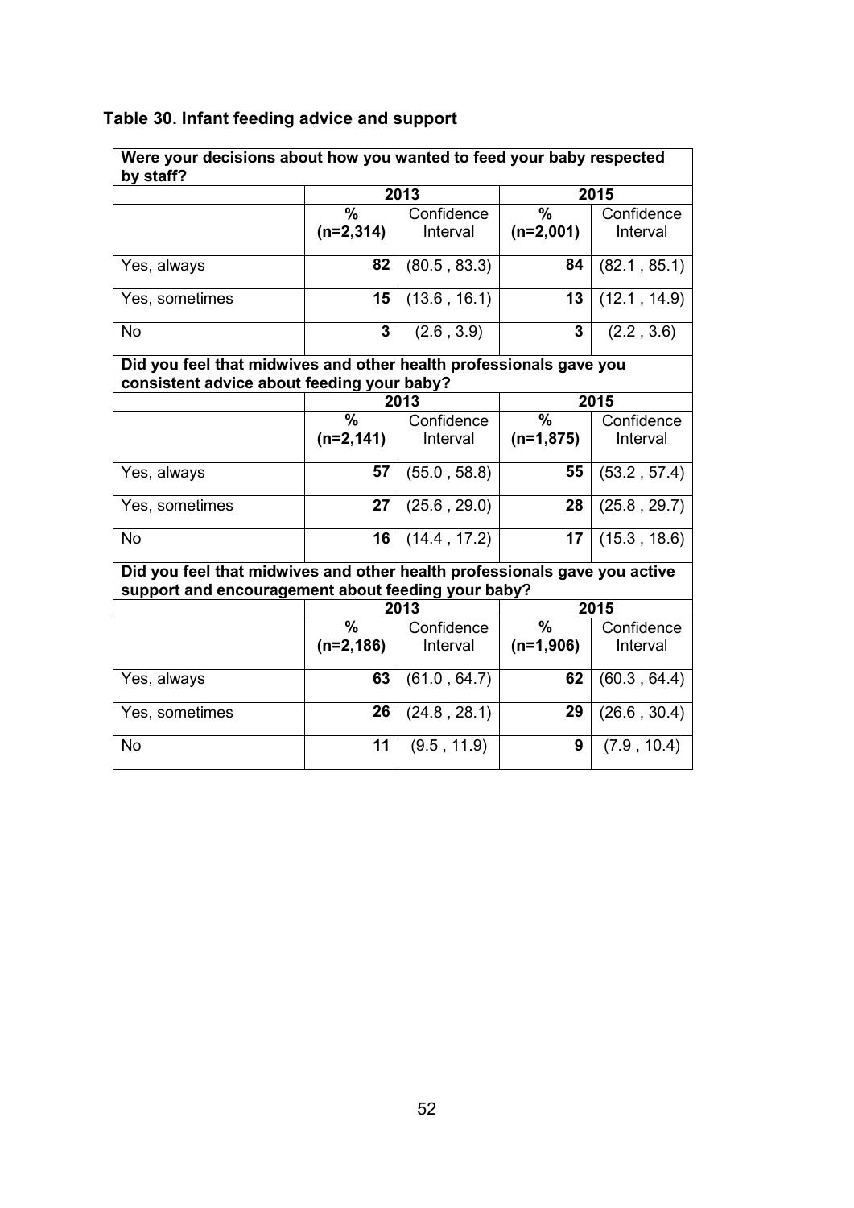**Table 30. Infant feeding advice and support**

| Were your decisions about how you wanted to feed your baby respected by staff? | | | | |
|---|---|---|---|---|
| | 2013 | | 2015 | |
| | % (n=2,314) | Confidence Interval | % (n=2,001) | Confidence Interval |
| Yes, always | 82 | (80.5 , 83.3) | 84 | (82.1 , 85.1) |
| Yes, sometimes | 15 | (13.6 , 16.1) | 13 | (12.1 , 14.9) |
| No | 3 | (2.6 , 3.9) | 3 | (2.2 , 3.6) |
| **Did you feel that midwives and other health professionals gave you consistent advice about feeding your baby?** | | | | |
| | 2013 | | 2015 | |
| | % (n=2,141) | Confidence Interval | % (n=1,875) | Confidence Interval |
| Yes, always | 57 | (55.0 , 58.8) | 55 | (53.2 , 57.4) |
| Yes, sometimes | 27 | (25.6 , 29.0) | 28 | (25.8 , 29.7) |
| No | 16 | (14.4 , 17.2) | 17 | (15.3 , 18.6) |
| **Did you feel that midwives and other health professionals gave you active support and encouragement about feeding your baby?** | | | | |
| | 2013 | | 2015 | |
| | % (n=2,186) | Confidence Interval | % (n=1,906) | Confidence Interval |
| Yes, always | 63 | (61.0 , 64.7) | 62 | (60.3 , 64.4) |
| Yes, sometimes | 26 | (24.8 , 28.1) | 29 | (26.6 , 30.4) |
| No | 11 | (9.5 , 11.9) | 9 | (7.9 , 10.4) |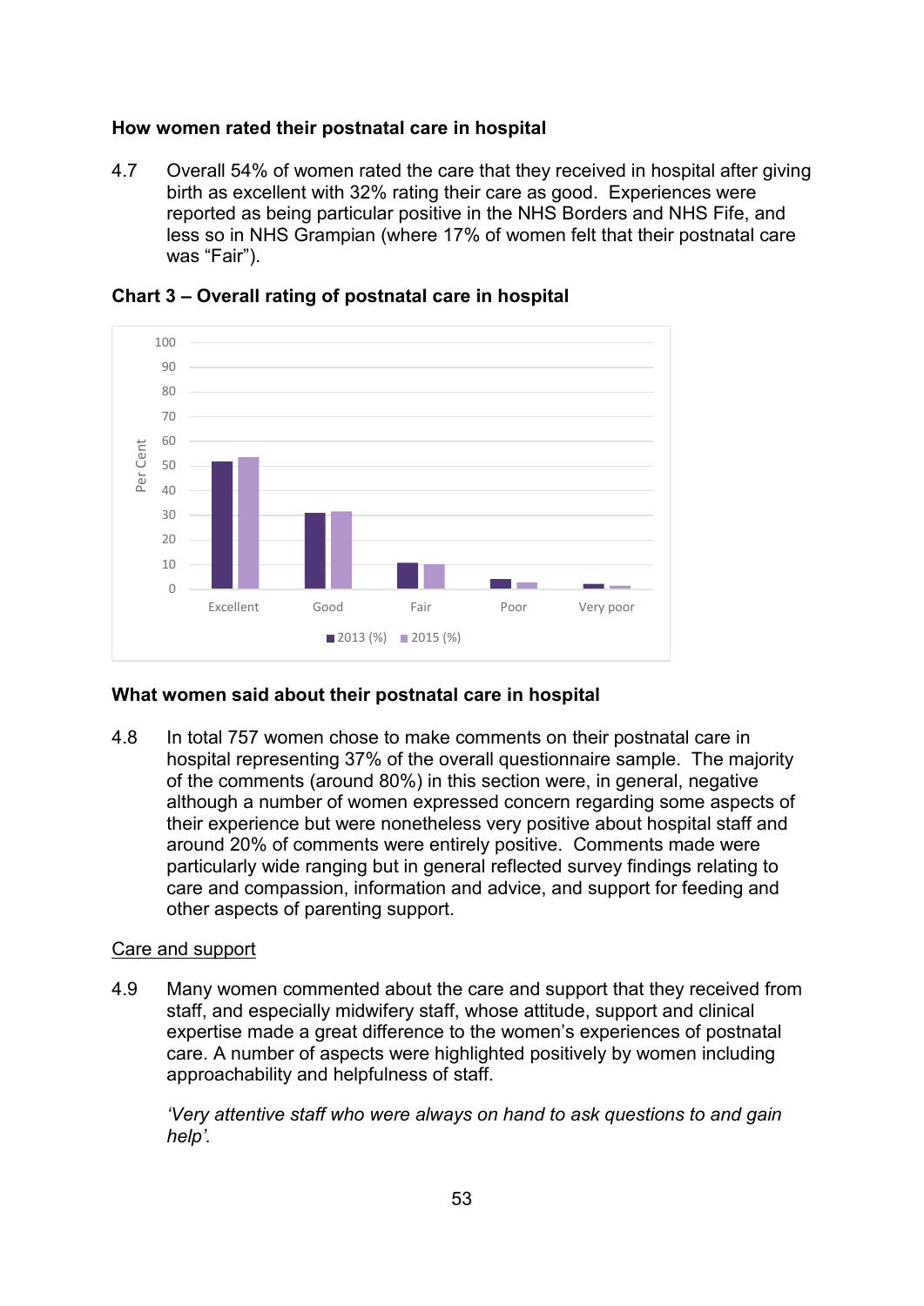### How women rated their postnatal care in hospital

4.7 Overall 54% of women rated the care that they received in hospital after giving birth as excellent with 32% rating their care as good. Experiences were reported as being particular positive in the NHS Borders and NHS Fife, and less so in NHS Grampian (where 17% of women felt that their postnatal care was “Fair”).

**Chart 3 – Overall rating of postnatal care in hospital**

### What women said about their postnatal care in hospital

4.8 In total 757 women chose to make comments on their postnatal care in hospital representing 37% of the overall questionnaire sample. The majority of the comments (around 80%) in this section were, in general, negative although a number of women expressed concern regarding some aspects of their experience but were nonetheless very positive about hospital staff and around 20% of comments were entirely positive. Comments made were particularly wide ranging but in general reflected survey findings relating to care and compassion, information and advice, and support for feeding and other aspects of parenting support.

<u>Care and support</u>

4.9 Many women commented about the care and support that they received from staff, and especially midwifery staff, whose attitude, support and clinical expertise made a great difference to the women’s experiences of postnatal care. A number of aspects were highlighted positively by women including approachability and helpfulness of staff.

*‘Very attentive staff who were always on hand to ask questions to and gain help’.*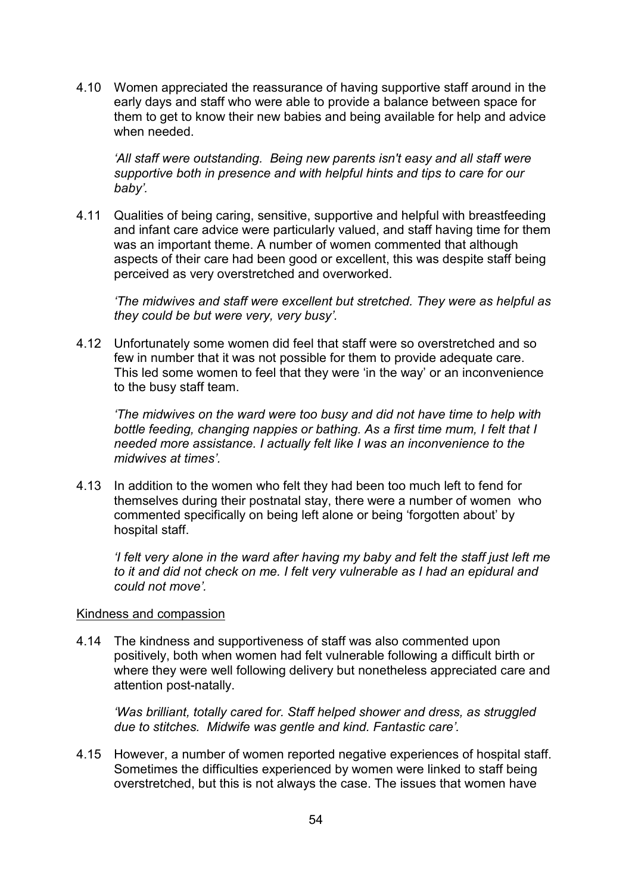4.10 Women appreciated the reassurance of having supportive staff around in the early days and staff who were able to provide a balance between space for them to get to know their new babies and being available for help and advice when needed.

*'All staff were outstanding. Being new parents isn't easy and all staff were supportive both in presence and with helpful hints and tips to care for our baby'.*

4.11 Qualities of being caring, sensitive, supportive and helpful with breastfeeding and infant care advice were particularly valued, and staff having time for them was an important theme. A number of women commented that although aspects of their care had been good or excellent, this was despite staff being perceived as very overstretched and overworked.

*'The midwives and staff were excellent but stretched. They were as helpful as they could be but were very, very busy'.*

4.12 Unfortunately some women did feel that staff were so overstretched and so few in number that it was not possible for them to provide adequate care. This led some women to feel that they were 'in the way' or an inconvenience to the busy staff team.

*'The midwives on the ward were too busy and did not have time to help with bottle feeding, changing nappies or bathing. As a first time mum, I felt that I needed more assistance. I actually felt like I was an inconvenience to the midwives at times'.*

4.13 In addition to the women who felt they had been too much left to fend for themselves during their postnatal stay, there were a number of women who commented specifically on being left alone or being 'forgotten about' by hospital staff.

*'I felt very alone in the ward after having my baby and felt the staff just left me to it and did not check on me. I felt very vulnerable as I had an epidural and could not move'.*

Kindness and compassion

4.14 The kindness and supportiveness of staff was also commented upon positively, both when women had felt vulnerable following a difficult birth or where they were well following delivery but nonetheless appreciated care and attention post-natally.

*'Was brilliant, totally cared for. Staff helped shower and dress, as struggled due to stitches. Midwife was gentle and kind. Fantastic care'.*

4.15 However, a number of women reported negative experiences of hospital staff. Sometimes the difficulties experienced by women were linked to staff being overstretched, but this is not always the case. The issues that women have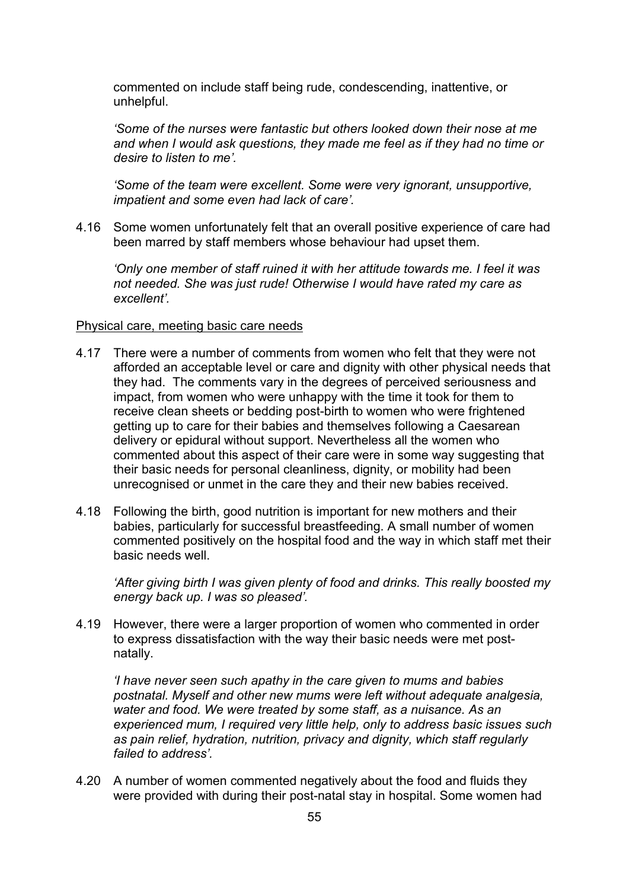commented on include staff being rude, condescending, inattentive, or unhelpful.

*'Some of the nurses were fantastic but others looked down their nose at me and when I would ask questions, they made me feel as if they had no time or desire to listen to me'.*

*'Some of the team were excellent. Some were very ignorant, unsupportive, impatient and some even had lack of care'.*

4.16 Some women unfortunately felt that an overall positive experience of care had been marred by staff members whose behaviour had upset them.

*'Only one member of staff ruined it with her attitude towards me. I feel it was not needed. She was just rude! Otherwise I would have rated my care as excellent'.*

<u>Physical care, meeting basic care needs</u>

4.17 There were a number of comments from women who felt that they were not afforded an acceptable level or care and dignity with other physical needs that they had. The comments vary in the degrees of perceived seriousness and impact, from women who were unhappy with the time it took for them to receive clean sheets or bedding post-birth to women who were frightened getting up to care for their babies and themselves following a Caesarean delivery or epidural without support. Nevertheless all the women who commented about this aspect of their care were in some way suggesting that their basic needs for personal cleanliness, dignity, or mobility had been unrecognised or unmet in the care they and their new babies received.

4.18 Following the birth, good nutrition is important for new mothers and their babies, particularly for successful breastfeeding. A small number of women commented positively on the hospital food and the way in which staff met their basic needs well.

*'After giving birth I was given plenty of food and drinks. This really boosted my energy back up. I was so pleased'.*

4.19 However, there were a larger proportion of women who commented in order to express dissatisfaction with the way their basic needs were met post-natally.

*'I have never seen such apathy in the care given to mums and babies postnatal. Myself and other new mums were left without adequate analgesia, water and food. We were treated by some staff, as a nuisance. As an experienced mum, I required very little help, only to address basic issues such as pain relief, hydration, nutrition, privacy and dignity, which staff regularly failed to address'.*

4.20 A number of women commented negatively about the food and fluids they were provided with during their post-natal stay in hospital. Some women had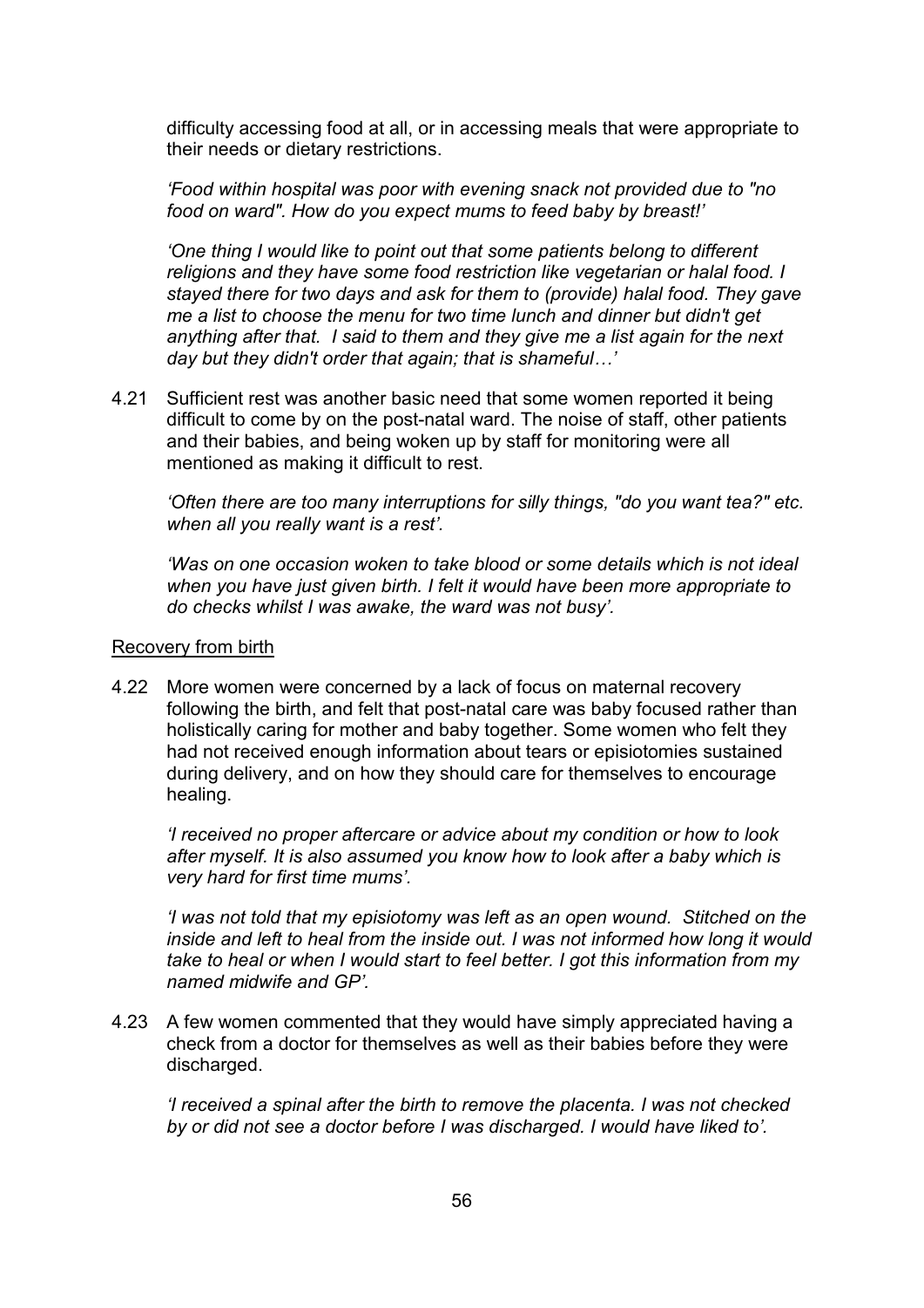difficulty accessing food at all, or in accessing meals that were appropriate to their needs or dietary restrictions.

*'Food within hospital was poor with evening snack not provided due to "no food on ward". How do you expect mums to feed baby by breast!'*

*'One thing I would like to point out that some patients belong to different religions and they have some food restriction like vegetarian or halal food. I stayed there for two days and ask for them to (provide) halal food. They gave me a list to choose the menu for two time lunch and dinner but didn't get anything after that. I said to them and they give me a list again for the next day but they didn't order that again; that is shameful…'*

4.21 Sufficient rest was another basic need that some women reported it being difficult to come by on the post-natal ward. The noise of staff, other patients and their babies, and being woken up by staff for monitoring were all mentioned as making it difficult to rest.

*'Often there are too many interruptions for silly things, "do you want tea?" etc. when all you really want is a rest'.*

*'Was on one occasion woken to take blood or some details which is not ideal when you have just given birth. I felt it would have been more appropriate to do checks whilst I was awake, the ward was not busy'.*

<u>Recovery from birth</u>

4.22 More women were concerned by a lack of focus on maternal recovery following the birth, and felt that post-natal care was baby focused rather than holistically caring for mother and baby together. Some women who felt they had not received enough information about tears or episiotomies sustained during delivery, and on how they should care for themselves to encourage healing.

*'I received no proper aftercare or advice about my condition or how to look after myself. It is also assumed you know how to look after a baby which is very hard for first time mums'.*

*'I was not told that my episiotomy was left as an open wound. Stitched on the inside and left to heal from the inside out. I was not informed how long it would take to heal or when I would start to feel better. I got this information from my named midwife and GP'.*

4.23 A few women commented that they would have simply appreciated having a check from a doctor for themselves as well as their babies before they were discharged.

*'I received a spinal after the birth to remove the placenta. I was not checked by or did not see a doctor before I was discharged. I would have liked to'.*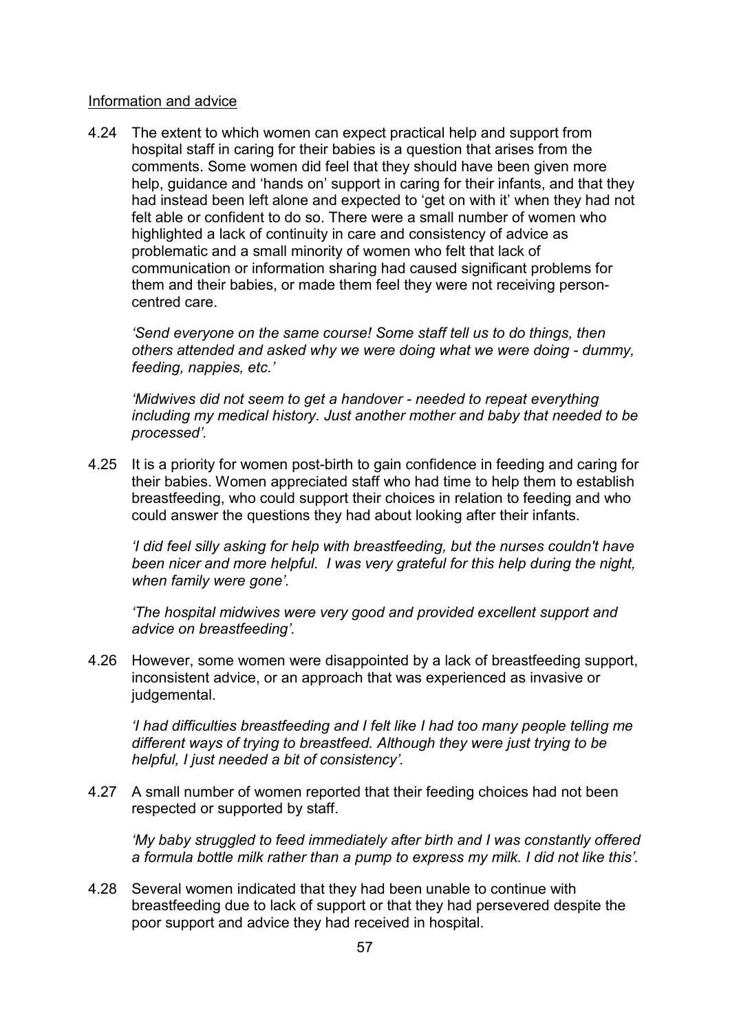Information and advice

4.24 The extent to which women can expect practical help and support from hospital staff in caring for their babies is a question that arises from the comments. Some women did feel that they should have been given more help, guidance and 'hands on' support in caring for their infants, and that they had instead been left alone and expected to 'get on with it' when they had not felt able or confident to do so. There were a small number of women who highlighted a lack of continuity in care and consistency of advice as problematic and a small minority of women who felt that lack of communication or information sharing had caused significant problems for them and their babies, or made them feel they were not receiving person-centred care.

> *'Send everyone on the same course! Some staff tell us to do things, then others attended and asked why we were doing what we were doing - dummy, feeding, nappies, etc.'*

> *'Midwives did not seem to get a handover - needed to repeat everything including my medical history. Just another mother and baby that needed to be processed'.*

4.25 It is a priority for women post-birth to gain confidence in feeding and caring for their babies. Women appreciated staff who had time to help them to establish breastfeeding, who could support their choices in relation to feeding and who could answer the questions they had about looking after their infants.

> *'I did feel silly asking for help with breastfeeding, but the nurses couldn't have been nicer and more helpful. I was very grateful for this help during the night, when family were gone'.*

> *'The hospital midwives were very good and provided excellent support and advice on breastfeeding'.*

4.26 However, some women were disappointed by a lack of breastfeeding support, inconsistent advice, or an approach that was experienced as invasive or judgemental.

> *'I had difficulties breastfeeding and I felt like I had too many people telling me different ways of trying to breastfeed. Although they were just trying to be helpful, I just needed a bit of consistency'.*

4.27 A small number of women reported that their feeding choices had not been respected or supported by staff.

> *'My baby struggled to feed immediately after birth and I was constantly offered a formula bottle milk rather than a pump to express my milk. I did not like this'.*

4.28 Several women indicated that they had been unable to continue with breastfeeding due to lack of support or that they had persevered despite the poor support and advice they had received in hospital.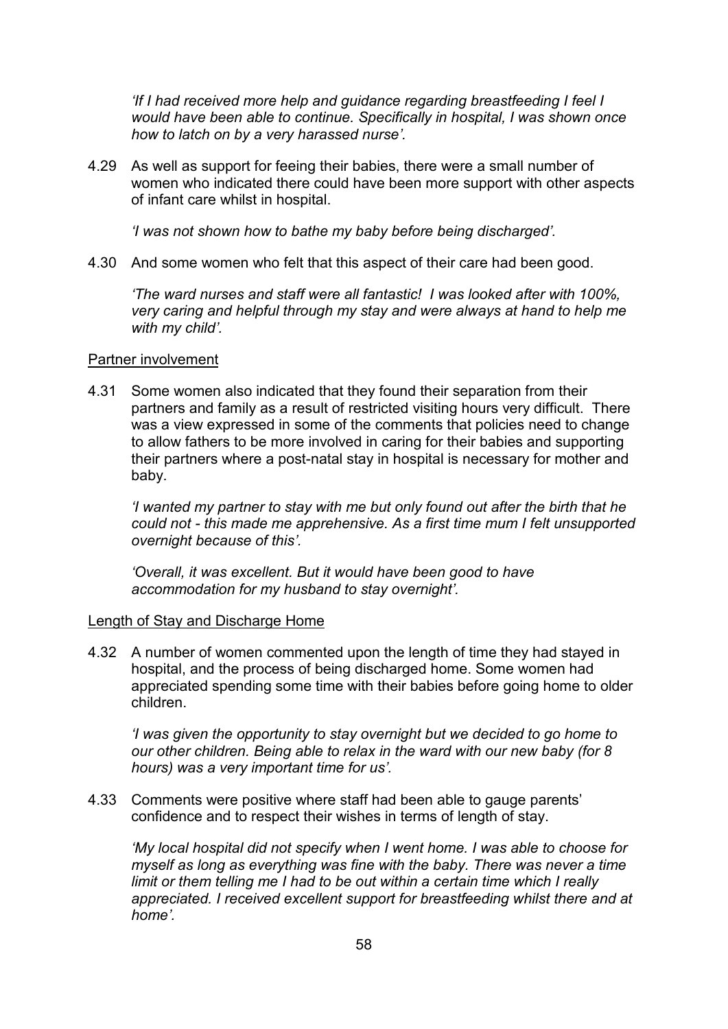*'If I had received more help and guidance regarding breastfeeding I feel I would have been able to continue. Specifically in hospital, I was shown once how to latch on by a very harassed nurse'.*

4.29 As well as support for feeing their babies, there were a small number of women who indicated there could have been more support with other aspects of infant care whilst in hospital.

*'I was not shown how to bathe my baby before being discharged'.*

4.30 And some women who felt that this aspect of their care had been good.

*'The ward nurses and staff were all fantastic! I was looked after with 100%, very caring and helpful through my stay and were always at hand to help me with my child'.*

<u>Partner involvement</u>

4.31 Some women also indicated that they found their separation from their partners and family as a result of restricted visiting hours very difficult. There was a view expressed in some of the comments that policies need to change to allow fathers to be more involved in caring for their babies and supporting their partners where a post-natal stay in hospital is necessary for mother and baby.

*'I wanted my partner to stay with me but only found out after the birth that he could not - this made me apprehensive. As a first time mum I felt unsupported overnight because of this'.*

*'Overall, it was excellent. But it would have been good to have accommodation for my husband to stay overnight'.*

<u>Length of Stay and Discharge Home</u>

4.32 A number of women commented upon the length of time they had stayed in hospital, and the process of being discharged home. Some women had appreciated spending some time with their babies before going home to older children.

*'I was given the opportunity to stay overnight but we decided to go home to our other children. Being able to relax in the ward with our new baby (for 8 hours) was a very important time for us'.*

4.33 Comments were positive where staff had been able to gauge parents' confidence and to respect their wishes in terms of length of stay.

*'My local hospital did not specify when I went home. I was able to choose for myself as long as everything was fine with the baby. There was never a time limit or them telling me I had to be out within a certain time which I really appreciated. I received excellent support for breastfeeding whilst there and at home'.*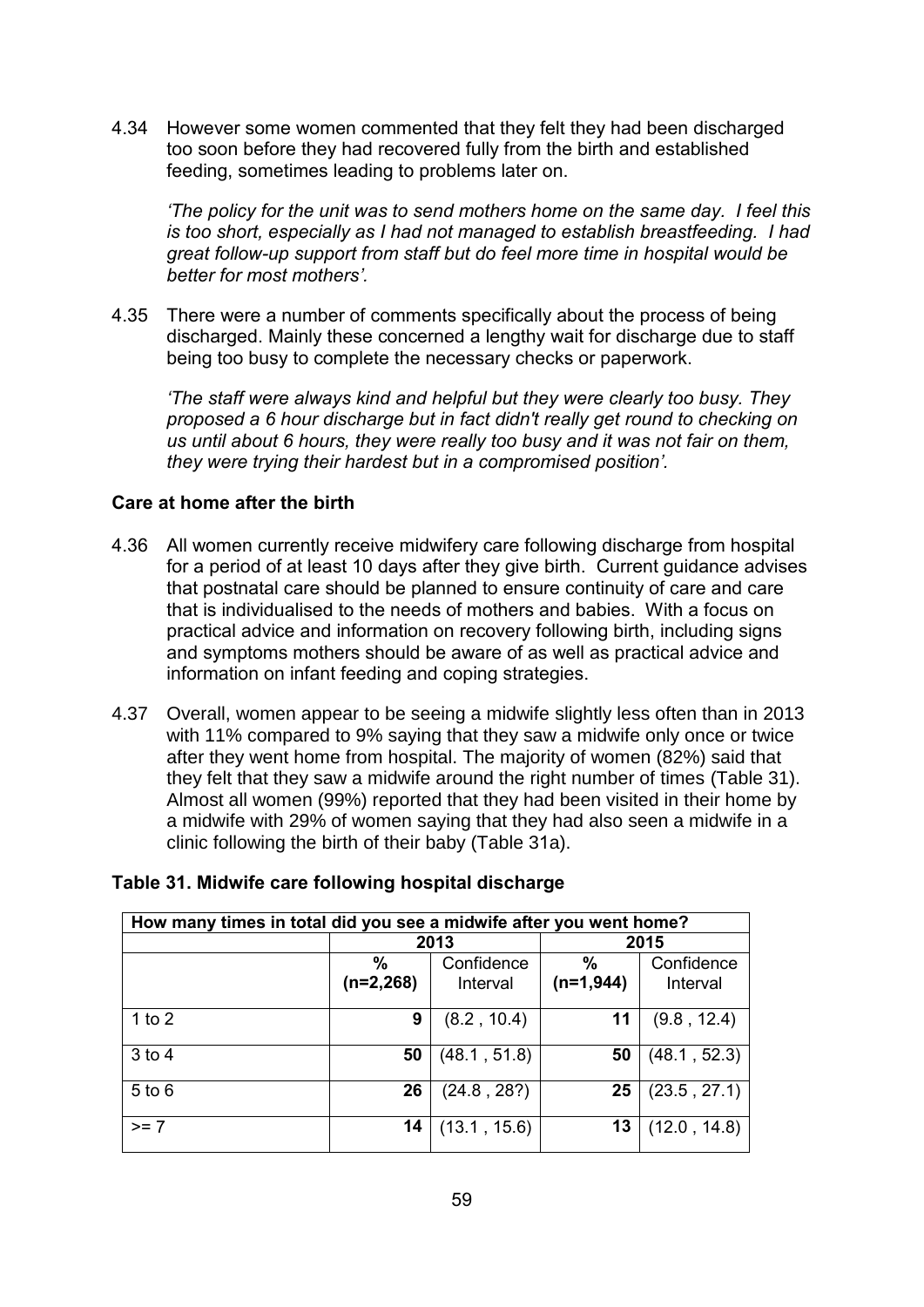4.34 However some women commented that they felt they had been discharged too soon before they had recovered fully from the birth and established feeding, sometimes leading to problems later on.

*'The policy for the unit was to send mothers home on the same day. I feel this is too short, especially as I had not managed to establish breastfeeding. I had great follow-up support from staff but do feel more time in hospital would be better for most mothers'.*

4.35 There were a number of comments specifically about the process of being discharged. Mainly these concerned a lengthy wait for discharge due to staff being too busy to complete the necessary checks or paperwork.

*'The staff were always kind and helpful but they were clearly too busy. They proposed a 6 hour discharge but in fact didn't really get round to checking on us until about 6 hours, they were really too busy and it was not fair on them, they were trying their hardest but in a compromised position'.*

### Care at home after the birth

4.36 All women currently receive midwifery care following discharge from hospital for a period of at least 10 days after they give birth. Current guidance advises that postnatal care should be planned to ensure continuity of care and care that is individualised to the needs of mothers and babies. With a focus on practical advice and information on recovery following birth, including signs and symptoms mothers should be aware of as well as practical advice and information on infant feeding and coping strategies.

4.37 Overall, women appear to be seeing a midwife slightly less often than in 2013 with 11% compared to 9% saying that they saw a midwife only once or twice after they went home from hospital. The majority of women (82%) said that they felt that they saw a midwife around the right number of times (Table 31). Almost all women (99%) reported that they had been visited in their home by a midwife with 29% of women saying that they had also seen a midwife in a clinic following the birth of their baby (Table 31a).

**Table 31. Midwife care following hospital discharge**

| How many times in total did you see a midwife after you went home? | | | | |
|---|---|---|---|---|
| | 2013 | | 2015 | |
| | **%** (n=2,268) | Confidence Interval | **%** (n=1,944) | Confidence Interval |
| 1 to 2 | **9** | (8.2 , 10.4) | **11** | (9.8 , 12.4) |
| 3 to 4 | **50** | (48.1 , 51.8) | **50** | (48.1 , 52.3) |
| 5 to 6 | **26** | (24.8 , 28?) | **25** | (23.5 , 27.1) |
| >= 7 | **14** | (13.1 , 15.6) | **13** | (12.0 , 14.8) |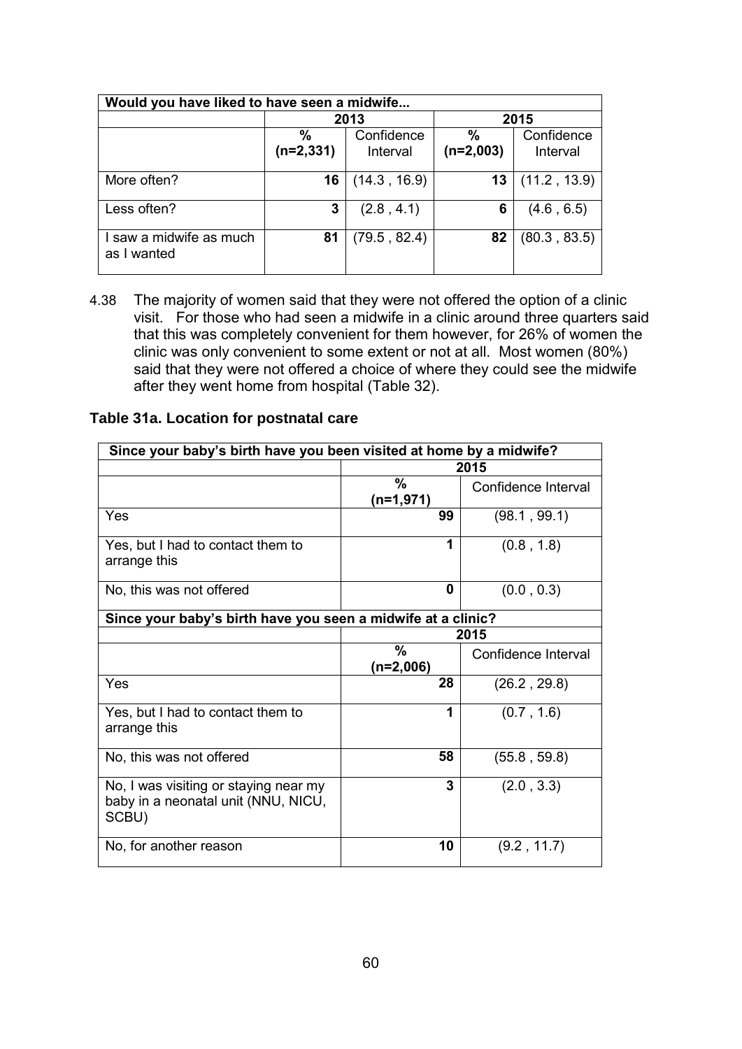| Would you have liked to have seen a midwife... | | | | |
|---|---|---|---|---|
| | 2013 | | 2015 | |
| | **%** **(n=2,331)** | Confidence Interval | **%** **(n=2,003)** | Confidence Interval |
| More often? | **16** | (14.3 , 16.9) | **13** | (11.2 , 13.9) |
| Less often? | **3** | (2.8 , 4.1) | **6** | (4.6 , 6.5) |
| I saw a midwife as much as I wanted | **81** | (79.5 , 82.4) | **82** | (80.3 , 83.5) |

4.38 The majority of women said that they were not offered the option of a clinic visit. For those who had seen a midwife in a clinic around three quarters said that this was completely convenient for them however, for 26% of women the clinic was only convenient to some extent or not at all. Most women (80%) said that they were not offered a choice of where they could see the midwife after they went home from hospital (Table 32).

**Table 31a. Location for postnatal care**

| Since your baby's birth have you been visited at home by a midwife? | | |
|---|---|---|
| | 2015 | |
| | **%** **(n=1,971)** | Confidence Interval |
| Yes | **99** | (98.1 , 99.1) |
| Yes, but I had to contact them to arrange this | **1** | (0.8 , 1.8) |
| No, this was not offered | **0** | (0.0 , 0.3) |
| **Since your baby's birth have you seen a midwife at a clinic?** | | |
| | 2015 | |
| | **%** **(n=2,006)** | Confidence Interval |
| Yes | **28** | (26.2 , 29.8) |
| Yes, but I had to contact them to arrange this | **1** | (0.7 , 1.6) |
| No, this was not offered | **58** | (55.8 , 59.8) |
| No, I was visiting or staying near my baby in a neonatal unit (NNU, NICU, SCBU) | **3** | (2.0 , 3.3) |
| No, for another reason | **10** | (9.2 , 11.7) |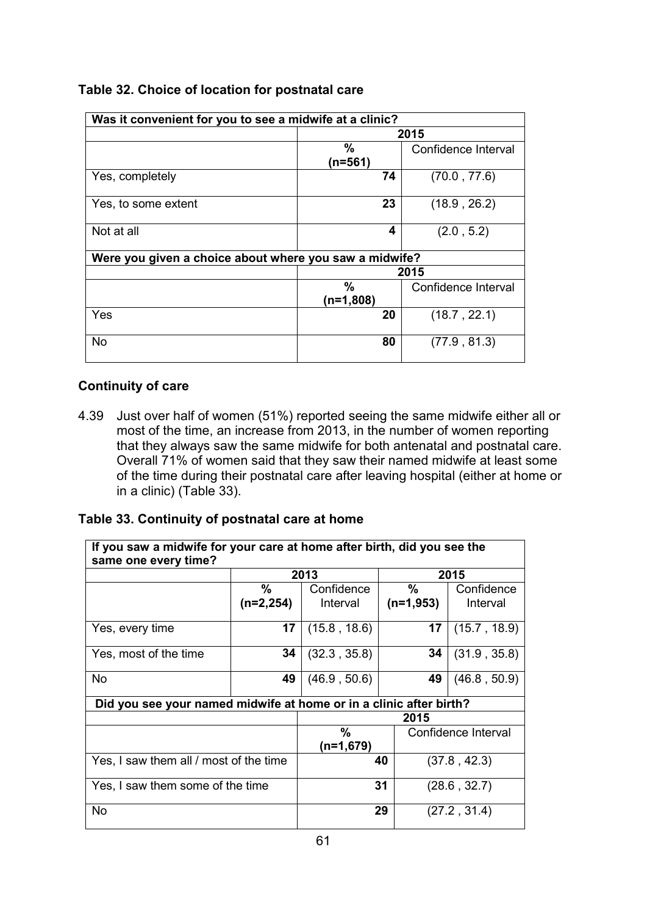### Table 32. Choice of location for postnatal care

| Was it convenient for you to see a midwife at a clinic? | | |
|---|---|---|
| | 2015 | |
| | % (n=561) | Confidence Interval |
| Yes, completely | 74 | (70.0 , 77.6) |
| Yes, to some extent | 23 | (18.9 , 26.2) |
| Not at all | 4 | (2.0 , 5.2) |
| **Were you given a choice about where you saw a midwife?** | | |
| | 2015 | |
| | % (n=1,808) | Confidence Interval |
| Yes | 20 | (18.7 , 22.1) |
| No | 80 | (77.9 , 81.3) |

### Continuity of care

4.39 Just over half of women (51%) reported seeing the same midwife either all or most of the time, an increase from 2013, in the number of women reporting that they always saw the same midwife for both antenatal and postnatal care. Overall 71% of women said that they saw their named midwife at least some of the time during their postnatal care after leaving hospital (either at home or in a clinic) (Table 33).

### Table 33. Continuity of postnatal care at home

| If you saw a midwife for your care at home after birth, did you see the same one every time? | | | | |
|---|---|---|---|---|
| | 2013 | | 2015 | |
| | % (n=2,254) | Confidence Interval | % (n=1,953) | Confidence Interval |
| Yes, every time | 17 | (15.8 , 18.6) | 17 | (15.7 , 18.9) |
| Yes, most of the time | 34 | (32.3 , 35.8) | 34 | (31.9 , 35.8) |
| No | 49 | (46.9 , 50.6) | 49 | (46.8 , 50.9) |

| Did you see your named midwife at home or in a clinic after birth? | | |
|---|---|---|
| | 2015 | |
| | % (n=1,679) | Confidence Interval |
| Yes, I saw them all / most of the time | 40 | (37.8 , 42.3) |
| Yes, I saw them some of the time | 31 | (28.6 , 32.7) |
| No | 29 | (27.2 , 31.4) |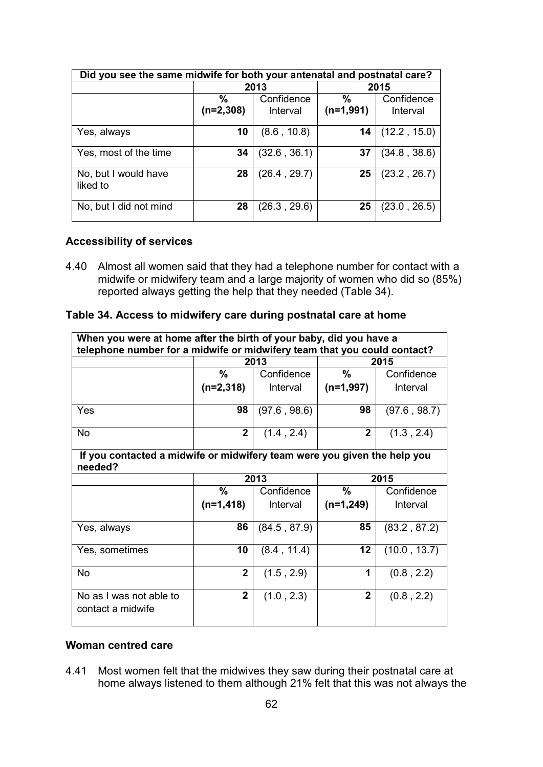| Did you see the same midwife for both your antenatal and postnatal care? | | | | |
|---|---|---|---|---|
| | 2013 | | 2015 | |
| | % (n=2,308) | Confidence Interval | % (n=1,991) | Confidence Interval |
| Yes, always | **10** | (8.6 , 10.8) | **14** | (12.2 , 15.0) |
| Yes, most of the time | **34** | (32.6 , 36.1) | **37** | (34.8 , 38.6) |
| No, but I would have liked to | **28** | (26.4 , 29.7) | **25** | (23.2 , 26.7) |
| No, but I did not mind | **28** | (26.3 , 29.6) | **25** | (23.0 , 26.5) |

### Accessibility of services

4.40 Almost all women said that they had a telephone number for contact with a midwife or midwifery team and a large majority of women who did so (85%) reported always getting the help that they needed (Table 34).

**Table 34. Access to midwifery care during postnatal care at home**

| When you were at home after the birth of your baby, did you have a telephone number for a midwife or midwifery team that you could contact? | | | | |
|---|---|---|---|---|
| | 2013 | | 2015 | |
| | % (n=2,318) | Confidence Interval | % (n=1,997) | Confidence Interval |
| Yes | **98** | (97.6 , 98.6) | **98** | (97.6 , 98.7) |
| No | **2** | (1.4 , 2.4) | **2** | (1.3 , 2.4) |
| **If you contacted a midwife or midwifery team were you given the help you needed?** | | | | |
| | 2013 | | 2015 | |
| | % (n=1,418) | Confidence Interval | % (n=1,249) | Confidence Interval |
| Yes, always | **86** | (84.5 , 87.9) | **85** | (83.2 , 87.2) |
| Yes, sometimes | **10** | (8.4 , 11.4) | **12** | (10.0 , 13.7) |
| No | **2** | (1.5 , 2.9) | **1** | (0.8 , 2.2) |
| No as I was not able to contact a midwife | **2** | (1.0 , 2.3) | **2** | (0.8 , 2.2) |

### Woman centred care

4.41 Most women felt that the midwives they saw during their postnatal care at home always listened to them although 21% felt that this was not always the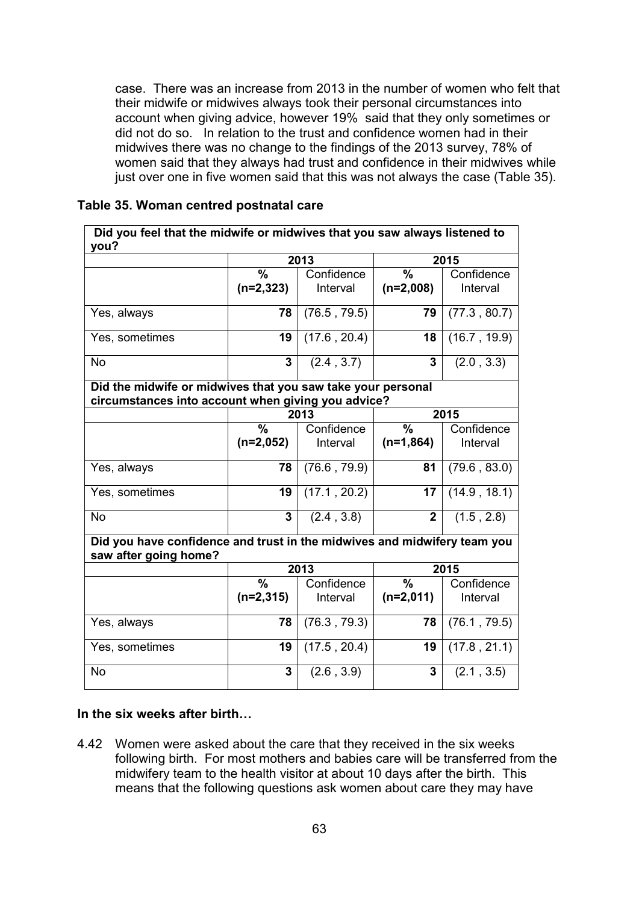case. There was an increase from 2013 in the number of women who felt that their midwife or midwives always took their personal circumstances into account when giving advice, however 19% said that they only sometimes or did not do so. In relation to the trust and confidence women had in their midwives there was no change to the findings of the 2013 survey, 78% of women said that they always had trust and confidence in their midwives while just over one in five women said that this was not always the case (Table 35).

**Table 35. Woman centred postnatal care**

| **Did you feel that the midwife or midwives that you saw always listened to you?** | | | | |
|---|---|---|---|---|
| | **2013** | | **2015** | |
| | **% (n=2,323)** | Confidence Interval | **% (n=2,008)** | Confidence Interval |
| Yes, always | **78** | (76.5 , 79.5) | **79** | (77.3 , 80.7) |
| Yes, sometimes | **19** | (17.6 , 20.4) | **18** | (16.7 , 19.9) |
| No | **3** | (2.4 , 3.7) | **3** | (2.0 , 3.3) |
| **Did the midwife or midwives that you saw take your personal circumstances into account when giving you advice?** | | | | |
| | **2013** | | **2015** | |
| | **% (n=2,052)** | Confidence Interval | **% (n=1,864)** | Confidence Interval |
| Yes, always | **78** | (76.6 , 79.9) | **81** | (79.6 , 83.0) |
| Yes, sometimes | **19** | (17.1 , 20.2) | **17** | (14.9 , 18.1) |
| No | **3** | (2.4 , 3.8) | **2** | (1.5 , 2.8) |
| **Did you have confidence and trust in the midwives and midwifery team you saw after going home?** | | | | |
| | **2013** | | **2015** | |
| | **% (n=2,315)** | Confidence Interval | **% (n=2,011)** | Confidence Interval |
| Yes, always | **78** | (76.3 , 79.3) | **78** | (76.1 , 79.5) |
| Yes, sometimes | **19** | (17.5 , 20.4) | **19** | (17.8 , 21.1) |
| No | **3** | (2.6 , 3.9) | **3** | (2.1 , 3.5) |

**In the six weeks after birth…**

4.42 Women were asked about the care that they received in the six weeks following birth. For most mothers and babies care will be transferred from the midwifery team to the health visitor at about 10 days after the birth. This means that the following questions ask women about care they may have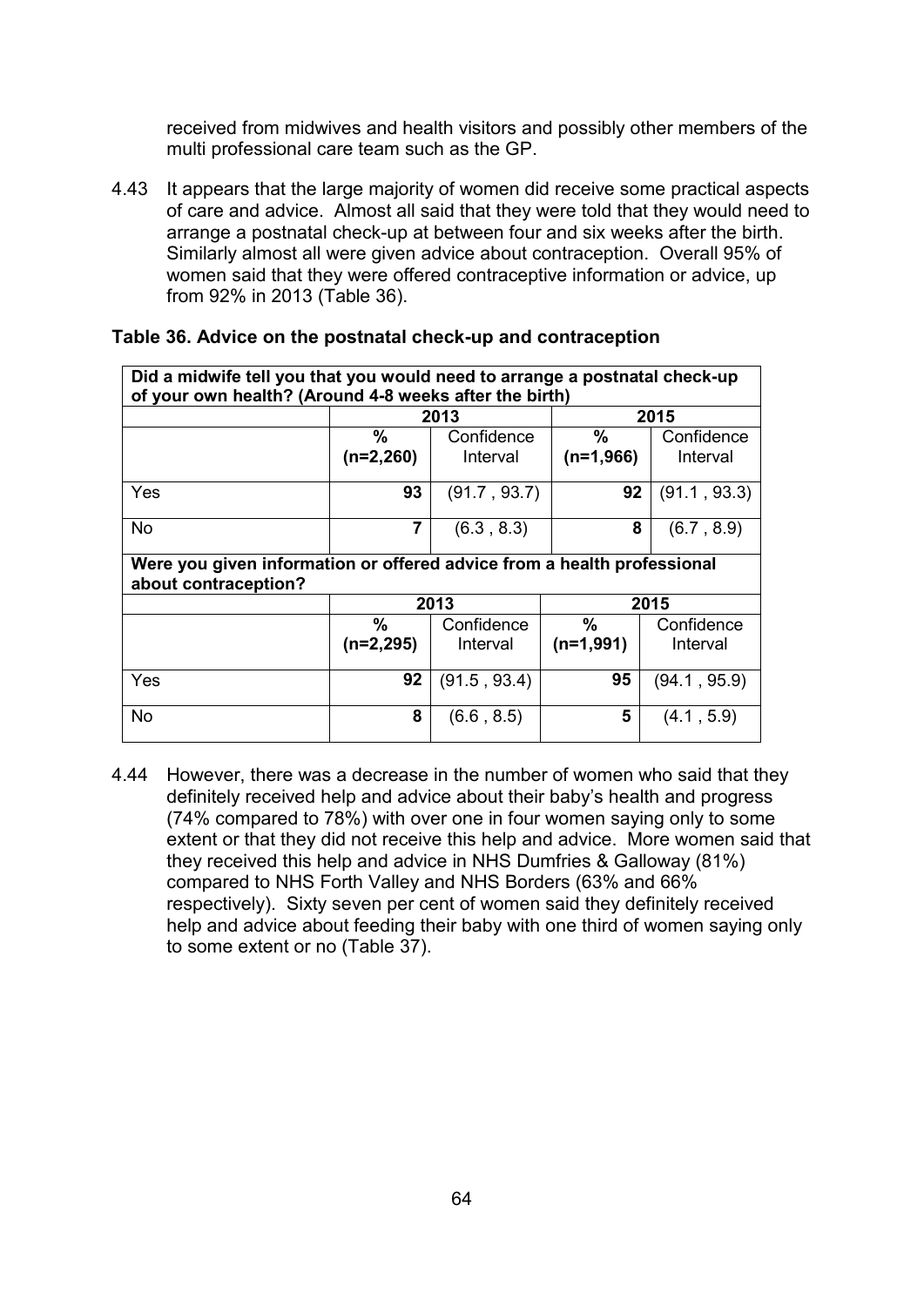received from midwives and health visitors and possibly other members of the multi professional care team such as the GP.

4.43 It appears that the large majority of women did receive some practical aspects of care and advice. Almost all said that they were told that they would need to arrange a postnatal check-up at between four and six weeks after the birth. Similarly almost all were given advice about contraception. Overall 95% of women said that they were offered contraceptive information or advice, up from 92% in 2013 (Table 36).

**Table 36. Advice on the postnatal check-up and contraception**

| **Did a midwife tell you that you would need to arrange a postnatal check-up of your own health? (Around 4-8 weeks after the birth)** | | | | |
|---|---|---|---|---|
| | **2013** | | **2015** | |
| | **%** **(n=2,260)** | Confidence Interval | **%** **(n=1,966)** | Confidence Interval |
| Yes | **93** | (91.7 , 93.7) | **92** | (91.1 , 93.3) |
| No | **7** | (6.3 , 8.3) | **8** | (6.7 , 8.9) |
| **Were you given information or offered advice from a health professional about contraception?** | | | | |
| | **2013** | | **2015** | |
| | **%** **(n=2,295)** | Confidence Interval | **%** **(n=1,991)** | Confidence Interval |
| Yes | **92** | (91.5 , 93.4) | **95** | (94.1 , 95.9) |
| No | **8** | (6.6 , 8.5) | **5** | (4.1 , 5.9) |

4.44 However, there was a decrease in the number of women who said that they definitely received help and advice about their baby's health and progress (74% compared to 78%) with over one in four women saying only to some extent or that they did not receive this help and advice. More women said that they received this help and advice in NHS Dumfries & Galloway (81%) compared to NHS Forth Valley and NHS Borders (63% and 66% respectively). Sixty seven per cent of women said they definitely received help and advice about feeding their baby with one third of women saying only to some extent or no (Table 37).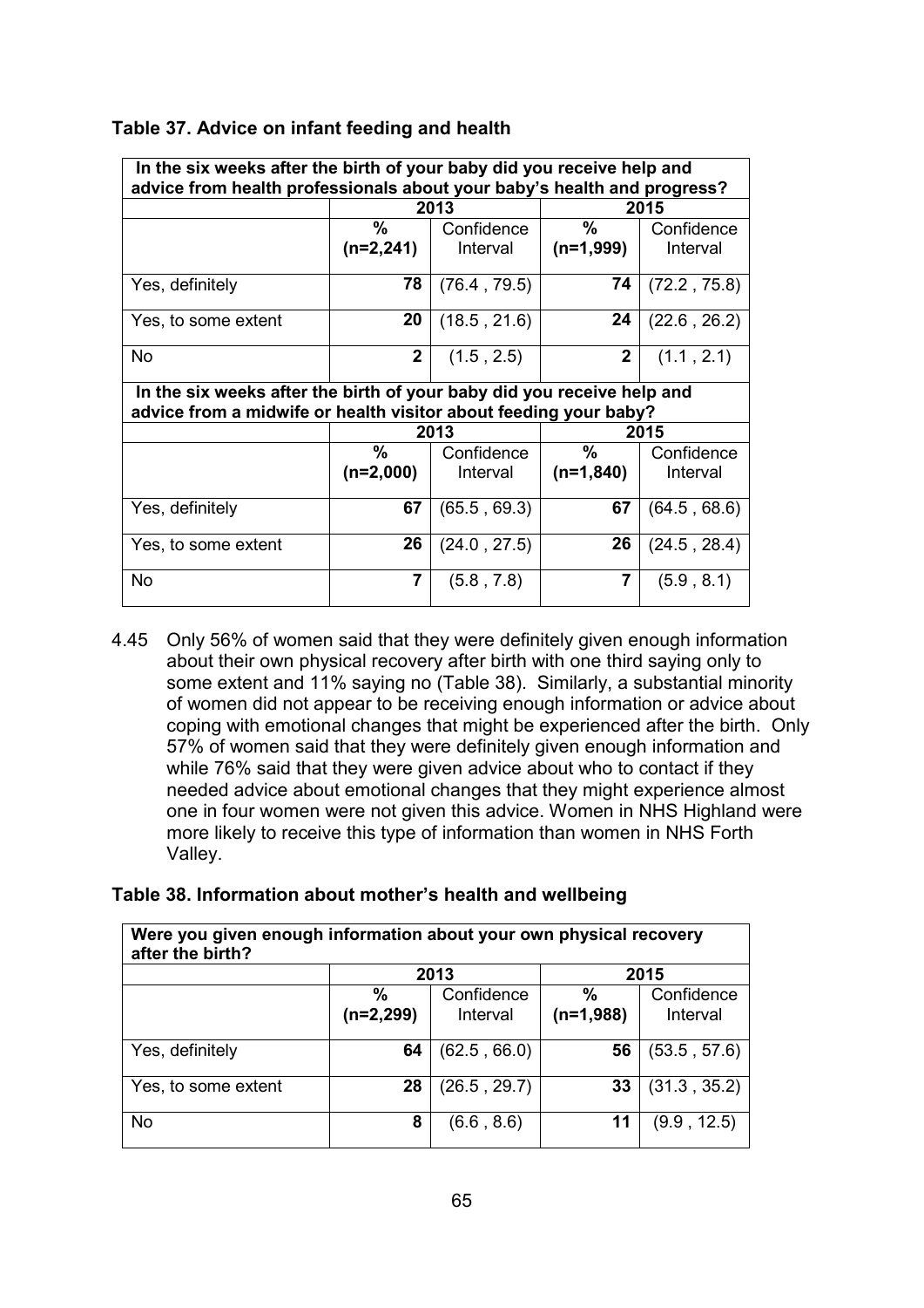**Table 37. Advice on infant feeding and health**

| In the six weeks after the birth of your baby did you receive help and advice from health professionals about your baby's health and progress? | | | | |
|---|---|---|---|---|
| | 2013 | | 2015 | |
| | % (n=2,241) | Confidence Interval | % (n=1,999) | Confidence Interval |
| Yes, definitely | **78** | (76.4 , 79.5) | **74** | (72.2 , 75.8) |
| Yes, to some extent | **20** | (18.5 , 21.6) | **24** | (22.6 , 26.2) |
| No | **2** | (1.5 , 2.5) | **2** | (1.1 , 2.1) |
| **In the six weeks after the birth of your baby did you receive help and advice from a midwife or health visitor about feeding your baby?** | | | | |
| | 2013 | | 2015 | |
| | % (n=2,000) | Confidence Interval | % (n=1,840) | Confidence Interval |
| Yes, definitely | **67** | (65.5 , 69.3) | **67** | (64.5 , 68.6) |
| Yes, to some extent | **26** | (24.0 , 27.5) | **26** | (24.5 , 28.4) |
| No | **7** | (5.8 , 7.8) | **7** | (5.9 , 8.1) |

4.45 Only 56% of women said that they were definitely given enough information about their own physical recovery after birth with one third saying only to some extent and 11% saying no (Table 38). Similarly, a substantial minority of women did not appear to be receiving enough information or advice about coping with emotional changes that might be experienced after the birth. Only 57% of women said that they were definitely given enough information and while 76% said that they were given advice about who to contact if they needed advice about emotional changes that they might experience almost one in four women were not given this advice. Women in NHS Highland were more likely to receive this type of information than women in NHS Forth Valley.

**Table 38. Information about mother's health and wellbeing**

| Were you given enough information about your own physical recovery after the birth? | | | | |
|---|---|---|---|---|
| | 2013 | | 2015 | |
| | % (n=2,299) | Confidence Interval | % (n=1,988) | Confidence Interval |
| Yes, definitely | **64** | (62.5 , 66.0) | **56** | (53.5 , 57.6) |
| Yes, to some extent | **28** | (26.5 , 29.7) | **33** | (31.3 , 35.2) |
| No | **8** | (6.6 , 8.6) | **11** | (9.9 , 12.5) |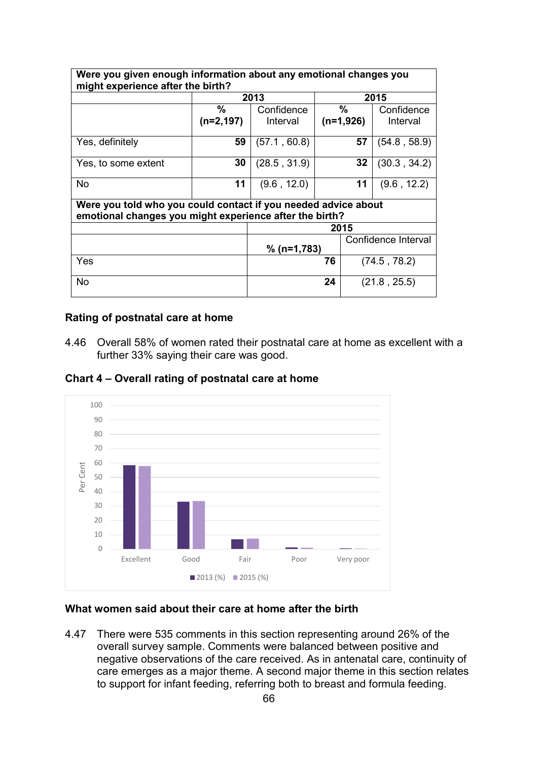| Were you given enough information about any emotional changes you might experience after the birth? | | | | |
|---|---|---|---|---|
| | 2013 | | 2015 | |
| | % (n=2,197) | Confidence Interval | % (n=1,926) | Confidence Interval |
| Yes, definitely | 59 | (57.1 , 60.8) | 57 | (54.8 , 58.9) |
| Yes, to some extent | 30 | (28.5 , 31.9) | 32 | (30.3 , 34.2) |
| No | 11 | (9.6 , 12.0) | 11 | (9.6 , 12.2) |

| Were you told who you could contact if you needed advice about emotional changes you might experience after the birth? | | |
|---|---|---|
| | 2015 | |
| | % (n=1,783) | Confidence Interval |
| Yes | 76 | (74.5 , 78.2) |
| No | 24 | (21.8 , 25.5) |

### Rating of postnatal care at home

4.46 Overall 58% of women rated their postnatal care at home as excellent with a further 33% saying their care was good.

**Chart 4 – Overall rating of postnatal care at home**

### What women said about their care at home after the birth

4.47 There were 535 comments in this section representing around 26% of the overall survey sample. Comments were balanced between positive and negative observations of the care received. As in antenatal care, continuity of care emerges as a major theme. A second major theme in this section relates to support for infant feeding, referring both to breast and formula feeding.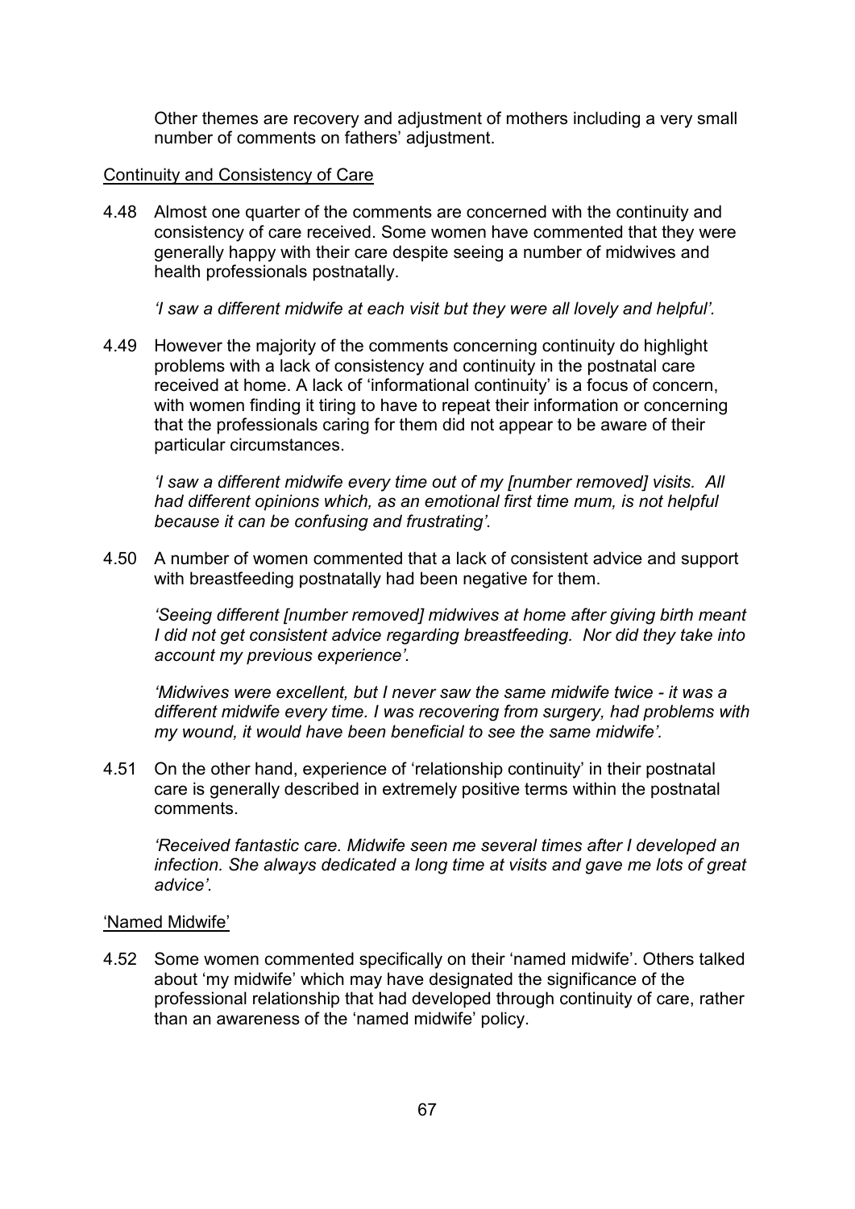Other themes are recovery and adjustment of mothers including a very small number of comments on fathers' adjustment.

### Continuity and Consistency of Care

4.48 Almost one quarter of the comments are concerned with the continuity and consistency of care received. Some women have commented that they were generally happy with their care despite seeing a number of midwives and health professionals postnatally.

*'I saw a different midwife at each visit but they were all lovely and helpful'.*

4.49 However the majority of the comments concerning continuity do highlight problems with a lack of consistency and continuity in the postnatal care received at home. A lack of 'informational continuity' is a focus of concern, with women finding it tiring to have to repeat their information or concerning that the professionals caring for them did not appear to be aware of their particular circumstances.

*'I saw a different midwife every time out of my [number removed] visits. All had different opinions which, as an emotional first time mum, is not helpful because it can be confusing and frustrating'.*

4.50 A number of women commented that a lack of consistent advice and support with breastfeeding postnatally had been negative for them.

*'Seeing different [number removed] midwives at home after giving birth meant I did not get consistent advice regarding breastfeeding. Nor did they take into account my previous experience'.*

*'Midwives were excellent, but I never saw the same midwife twice - it was a different midwife every time. I was recovering from surgery, had problems with my wound, it would have been beneficial to see the same midwife'.*

4.51 On the other hand, experience of 'relationship continuity' in their postnatal care is generally described in extremely positive terms within the postnatal comments.

*'Received fantastic care. Midwife seen me several times after I developed an infection. She always dedicated a long time at visits and gave me lots of great advice'.*

### 'Named Midwife'

4.52 Some women commented specifically on their 'named midwife'. Others talked about 'my midwife' which may have designated the significance of the professional relationship that had developed through continuity of care, rather than an awareness of the 'named midwife' policy.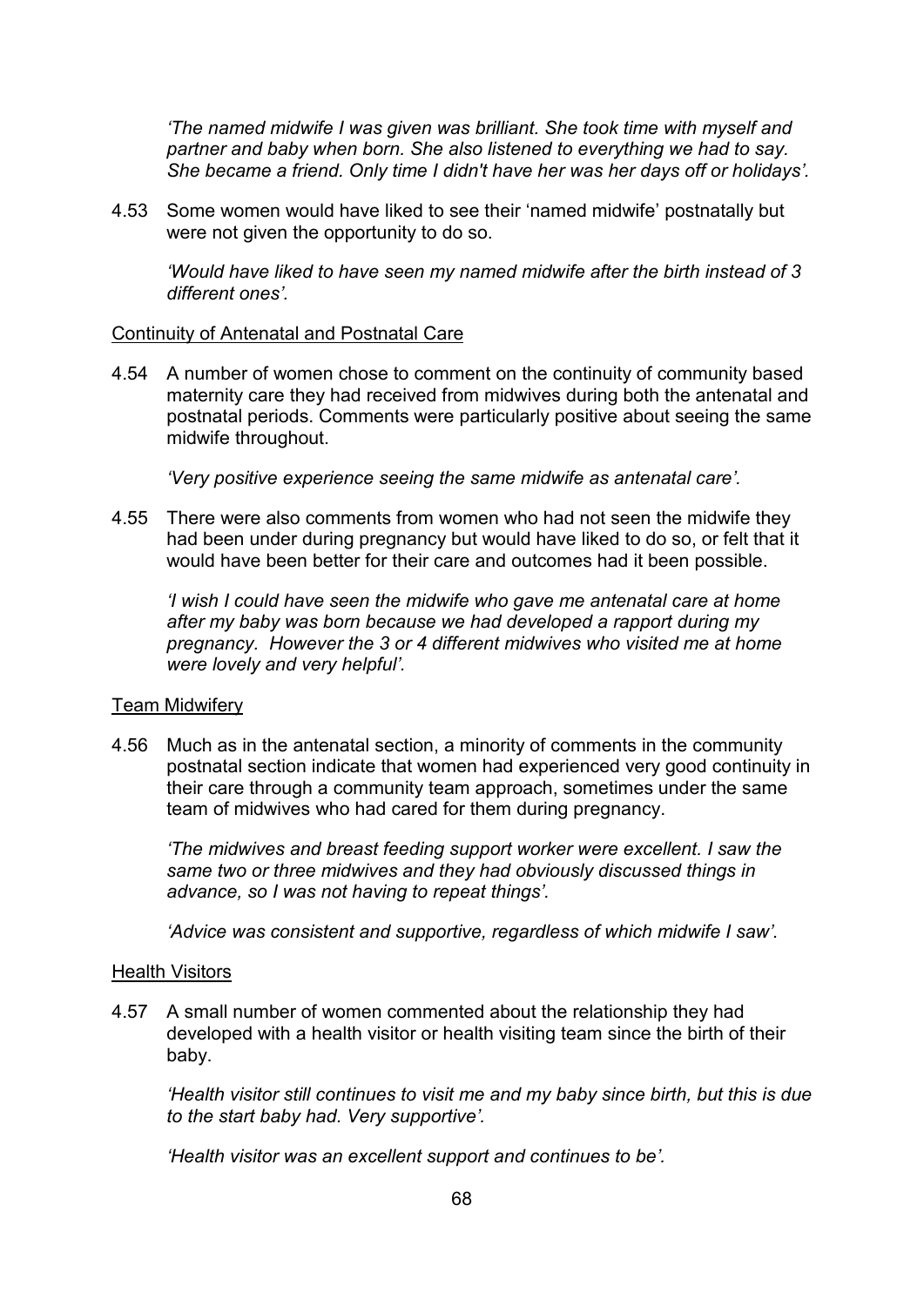*'The named midwife I was given was brilliant. She took time with myself and partner and baby when born. She also listened to everything we had to say. She became a friend. Only time I didn't have her was her days off or holidays'.*

4.53 Some women would have liked to see their 'named midwife' postnatally but were not given the opportunity to do so.

*'Would have liked to have seen my named midwife after the birth instead of 3 different ones'.*

<u>Continuity of Antenatal and Postnatal Care</u>

4.54 A number of women chose to comment on the continuity of community based maternity care they had received from midwives during both the antenatal and postnatal periods. Comments were particularly positive about seeing the same midwife throughout.

*'Very positive experience seeing the same midwife as antenatal care'.*

4.55 There were also comments from women who had not seen the midwife they had been under during pregnancy but would have liked to do so, or felt that it would have been better for their care and outcomes had it been possible.

*'I wish I could have seen the midwife who gave me antenatal care at home after my baby was born because we had developed a rapport during my pregnancy. However the 3 or 4 different midwives who visited me at home were lovely and very helpful'.*

<u>Team Midwifery</u>

4.56 Much as in the antenatal section, a minority of comments in the community postnatal section indicate that women had experienced very good continuity in their care through a community team approach, sometimes under the same team of midwives who had cared for them during pregnancy.

*'The midwives and breast feeding support worker were excellent. I saw the same two or three midwives and they had obviously discussed things in advance, so I was not having to repeat things'.*

*'Advice was consistent and supportive, regardless of which midwife I saw'.*

<u>Health Visitors</u>

4.57 A small number of women commented about the relationship they had developed with a health visitor or health visiting team since the birth of their baby.

*'Health visitor still continues to visit me and my baby since birth, but this is due to the start baby had. Very supportive'.*

*'Health visitor was an excellent support and continues to be'.*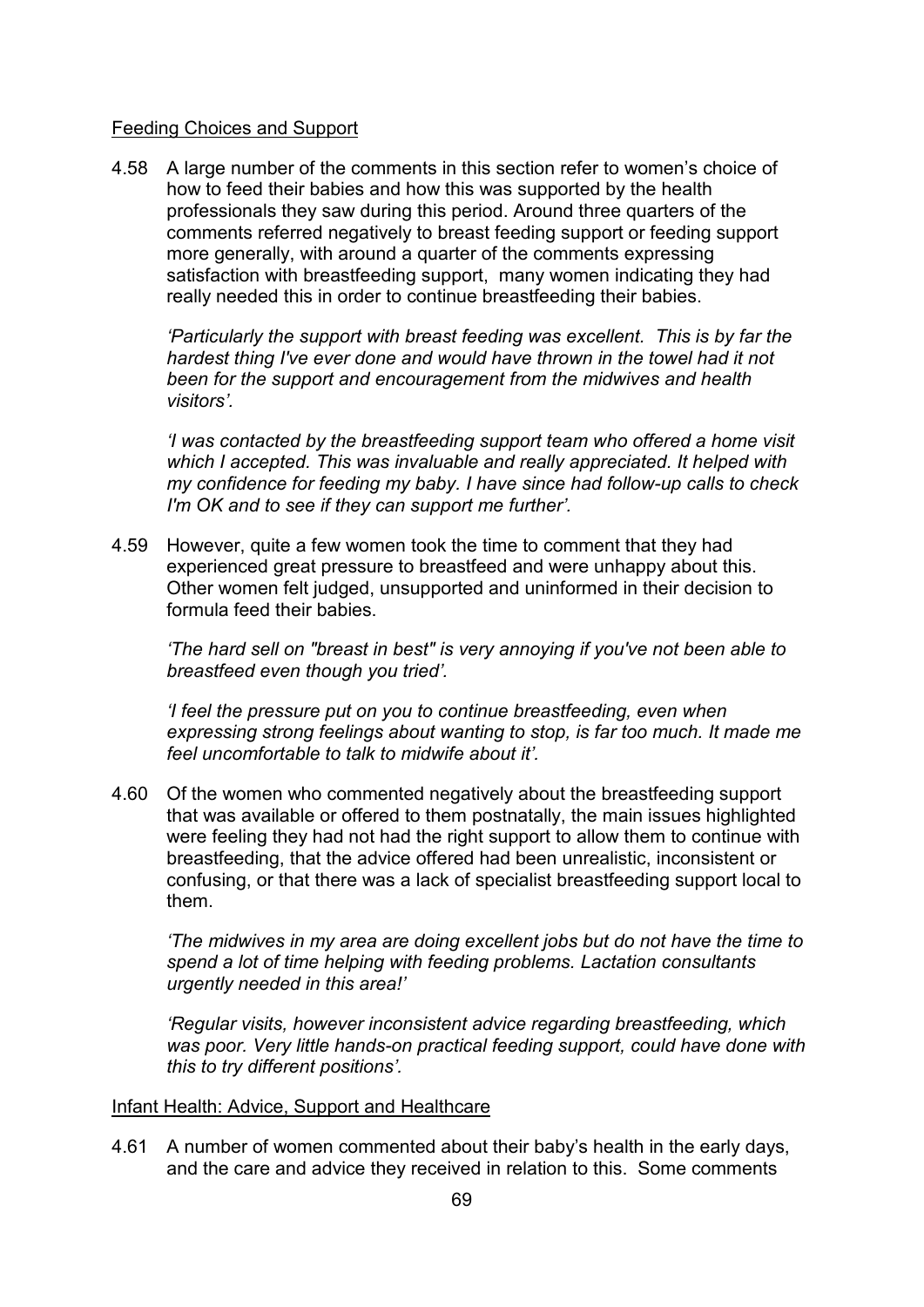Feeding Choices and Support

4.58 A large number of the comments in this section refer to women's choice of how to feed their babies and how this was supported by the health professionals they saw during this period. Around three quarters of the comments referred negatively to breast feeding support or feeding support more generally, with around a quarter of the comments expressing satisfaction with breastfeeding support, many women indicating they had really needed this in order to continue breastfeeding their babies.

*'Particularly the support with breast feeding was excellent. This is by far the hardest thing I've ever done and would have thrown in the towel had it not been for the support and encouragement from the midwives and health visitors'.*

*'I was contacted by the breastfeeding support team who offered a home visit which I accepted. This was invaluable and really appreciated. It helped with my confidence for feeding my baby. I have since had follow-up calls to check I'm OK and to see if they can support me further'.*

4.59 However, quite a few women took the time to comment that they had experienced great pressure to breastfeed and were unhappy about this. Other women felt judged, unsupported and uninformed in their decision to formula feed their babies.

*'The hard sell on "breast in best" is very annoying if you've not been able to breastfeed even though you tried'.*

*'I feel the pressure put on you to continue breastfeeding, even when expressing strong feelings about wanting to stop, is far too much. It made me feel uncomfortable to talk to midwife about it'.*

4.60 Of the women who commented negatively about the breastfeeding support that was available or offered to them postnatally, the main issues highlighted were feeling they had not had the right support to allow them to continue with breastfeeding, that the advice offered had been unrealistic, inconsistent or confusing, or that there was a lack of specialist breastfeeding support local to them.

*'The midwives in my area are doing excellent jobs but do not have the time to spend a lot of time helping with feeding problems. Lactation consultants urgently needed in this area!'*

*'Regular visits, however inconsistent advice regarding breastfeeding, which was poor. Very little hands-on practical feeding support, could have done with this to try different positions'.*

Infant Health: Advice, Support and Healthcare

4.61 A number of women commented about their baby's health in the early days, and the care and advice they received in relation to this. Some comments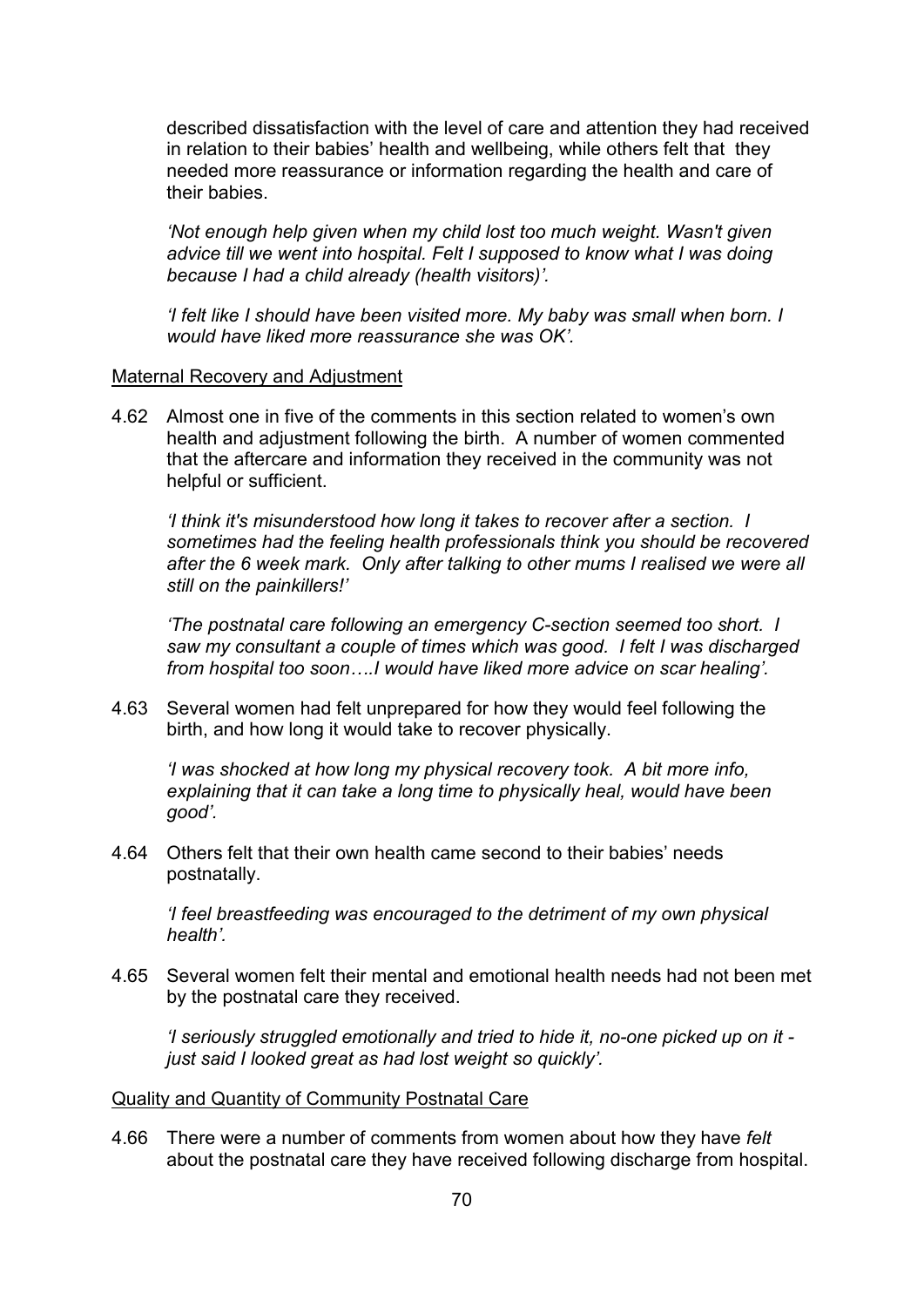described dissatisfaction with the level of care and attention they had received in relation to their babies' health and wellbeing, while others felt that they needed more reassurance or information regarding the health and care of their babies.

*'Not enough help given when my child lost too much weight. Wasn't given advice till we went into hospital. Felt I supposed to know what I was doing because I had a child already (health visitors)'.*

*'I felt like I should have been visited more. My baby was small when born. I would have liked more reassurance she was OK'.*

<u>Maternal Recovery and Adjustment</u>

4.62 Almost one in five of the comments in this section related to women's own health and adjustment following the birth. A number of women commented that the aftercare and information they received in the community was not helpful or sufficient.

*'I think it's misunderstood how long it takes to recover after a section. I sometimes had the feeling health professionals think you should be recovered after the 6 week mark. Only after talking to other mums I realised we were all still on the painkillers!'*

*'The postnatal care following an emergency C-section seemed too short. I saw my consultant a couple of times which was good. I felt I was discharged from hospital too soon….I would have liked more advice on scar healing'.*

4.63 Several women had felt unprepared for how they would feel following the birth, and how long it would take to recover physically.

*'I was shocked at how long my physical recovery took. A bit more info, explaining that it can take a long time to physically heal, would have been good'.*

4.64 Others felt that their own health came second to their babies' needs postnatally.

*'I feel breastfeeding was encouraged to the detriment of my own physical health'.*

4.65 Several women felt their mental and emotional health needs had not been met by the postnatal care they received.

*'I seriously struggled emotionally and tried to hide it, no-one picked up on it - just said I looked great as had lost weight so quickly'.*

<u>Quality and Quantity of Community Postnatal Care</u>

4.66 There were a number of comments from women about how they have *felt* about the postnatal care they have received following discharge from hospital.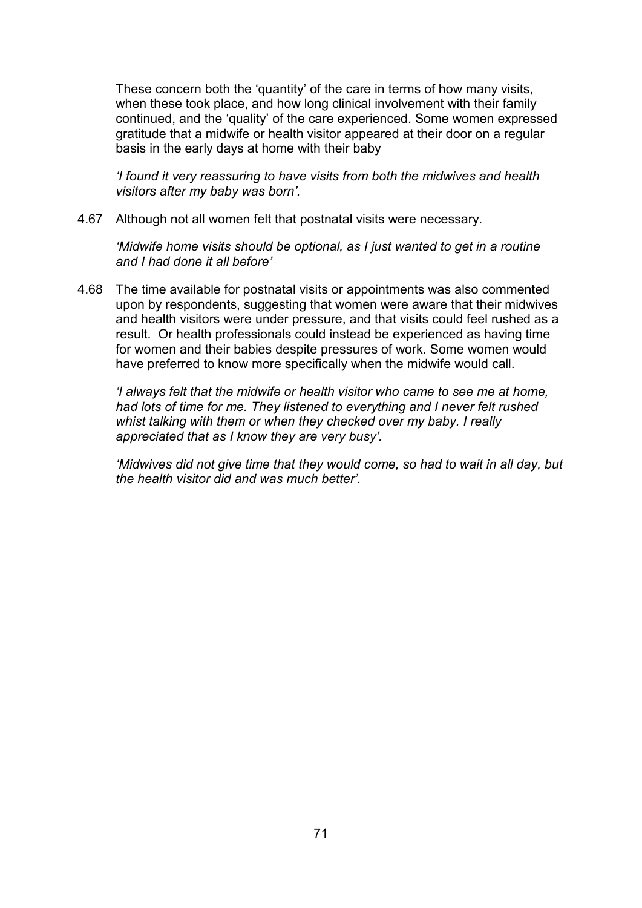These concern both the 'quantity' of the care in terms of how many visits, when these took place, and how long clinical involvement with their family continued, and the 'quality' of the care experienced. Some women expressed gratitude that a midwife or health visitor appeared at their door on a regular basis in the early days at home with their baby

*'I found it very reassuring to have visits from both the midwives and health visitors after my baby was born'.*

4.67 Although not all women felt that postnatal visits were necessary.

*'Midwife home visits should be optional, as I just wanted to get in a routine and I had done it all before'*

4.68 The time available for postnatal visits or appointments was also commented upon by respondents, suggesting that women were aware that their midwives and health visitors were under pressure, and that visits could feel rushed as a result. Or health professionals could instead be experienced as having time for women and their babies despite pressures of work. Some women would have preferred to know more specifically when the midwife would call.

*'I always felt that the midwife or health visitor who came to see me at home, had lots of time for me. They listened to everything and I never felt rushed whist talking with them or when they checked over my baby. I really appreciated that as I know they are very busy'.*

*'Midwives did not give time that they would come, so had to wait in all day, but the health visitor did and was much better'.*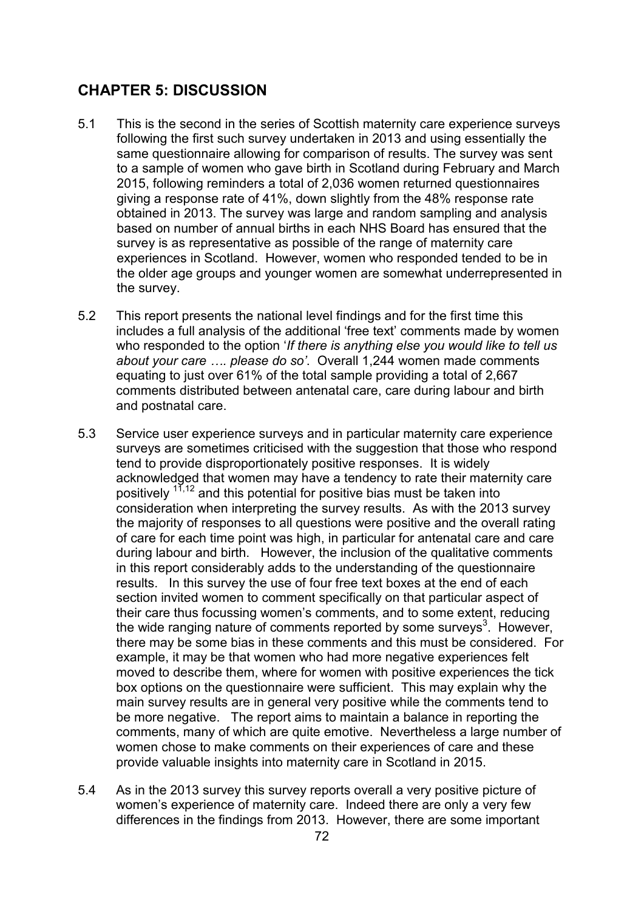## CHAPTER 5: DISCUSSION

5.1 This is the second in the series of Scottish maternity care experience surveys following the first such survey undertaken in 2013 and using essentially the same questionnaire allowing for comparison of results. The survey was sent to a sample of women who gave birth in Scotland during February and March 2015, following reminders a total of 2,036 women returned questionnaires giving a response rate of 41%, down slightly from the 48% response rate obtained in 2013. The survey was large and random sampling and analysis based on number of annual births in each NHS Board has ensured that the survey is as representative as possible of the range of maternity care experiences in Scotland. However, women who responded tended to be in the older age groups and younger women are somewhat underrepresented in the survey.

5.2 This report presents the national level findings and for the first time this includes a full analysis of the additional 'free text' comments made by women who responded to the option '*If there is anything else you would like to tell us about your care …. please do so'*. Overall 1,244 women made comments equating to just over 61% of the total sample providing a total of 2,667 comments distributed between antenatal care, care during labour and birth and postnatal care.

5.3 Service user experience surveys and in particular maternity care experience surveys are sometimes criticised with the suggestion that those who respond tend to provide disproportionately positive responses. It is widely acknowledged that women may have a tendency to rate their maternity care positively [11,12] and this potential for positive bias must be taken into consideration when interpreting the survey results. As with the 2013 survey the majority of responses to all questions were positive and the overall rating of care for each time point was high, in particular for antenatal care and care during labour and birth. However, the inclusion of the qualitative comments in this report considerably adds to the understanding of the questionnaire results. In this survey the use of four free text boxes at the end of each section invited women to comment specifically on that particular aspect of their care thus focussing women's comments, and to some extent, reducing the wide ranging nature of comments reported by some surveys[3]. However, there may be some bias in these comments and this must be considered. For example, it may be that women who had more negative experiences felt moved to describe them, where for women with positive experiences the tick box options on the questionnaire were sufficient. This may explain why the main survey results are in general very positive while the comments tend to be more negative. The report aims to maintain a balance in reporting the comments, many of which are quite emotive. Nevertheless a large number of women chose to make comments on their experiences of care and these provide valuable insights into maternity care in Scotland in 2015.

5.4 As in the 2013 survey this survey reports overall a very positive picture of women's experience of maternity care. Indeed there are only a very few differences in the findings from 2013. However, there are some important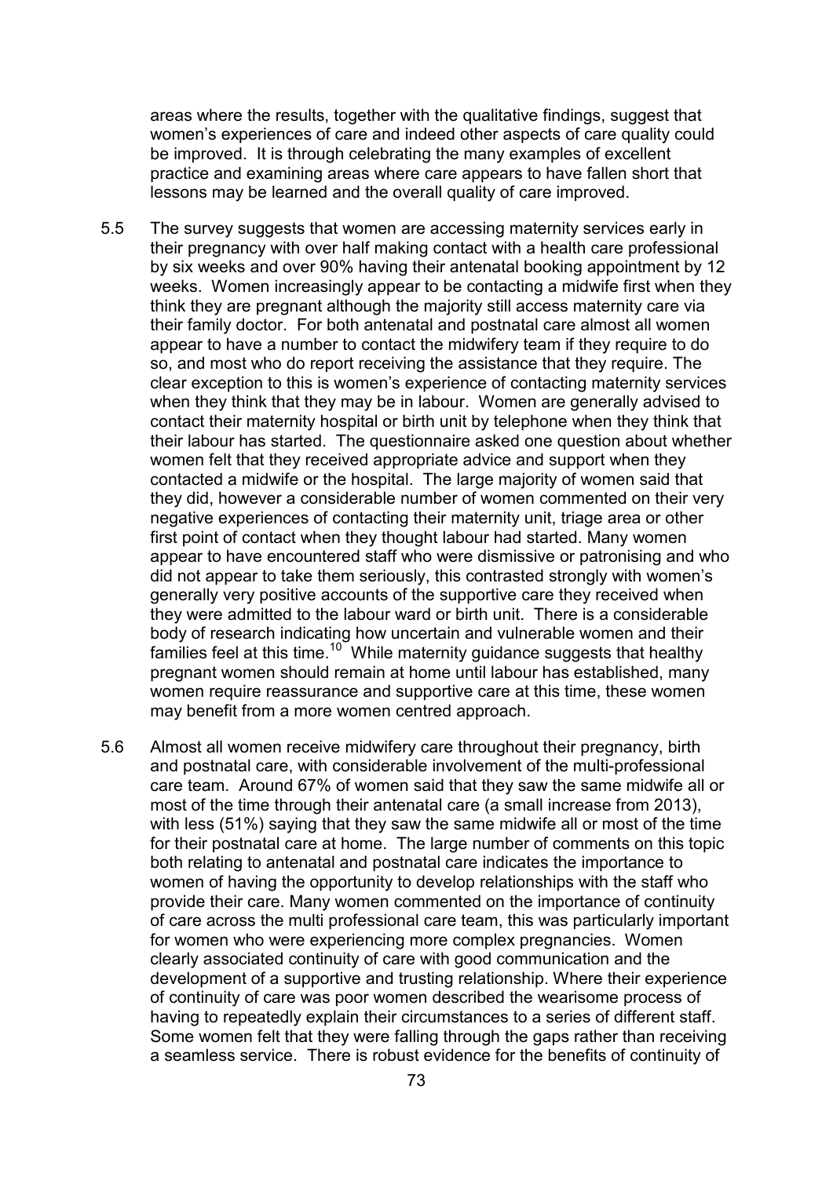areas where the results, together with the qualitative findings, suggest that women's experiences of care and indeed other aspects of care quality could be improved. It is through celebrating the many examples of excellent practice and examining areas where care appears to have fallen short that lessons may be learned and the overall quality of care improved.

5.5 The survey suggests that women are accessing maternity services early in their pregnancy with over half making contact with a health care professional by six weeks and over 90% having their antenatal booking appointment by 12 weeks. Women increasingly appear to be contacting a midwife first when they think they are pregnant although the majority still access maternity care via their family doctor. For both antenatal and postnatal care almost all women appear to have a number to contact the midwifery team if they require to do so, and most who do report receiving the assistance that they require. The clear exception to this is women's experience of contacting maternity services when they think that they may be in labour. Women are generally advised to contact their maternity hospital or birth unit by telephone when they think that their labour has started. The questionnaire asked one question about whether women felt that they received appropriate advice and support when they contacted a midwife or the hospital. The large majority of women said that they did, however a considerable number of women commented on their very negative experiences of contacting their maternity unit, triage area or other first point of contact when they thought labour had started. Many women appear to have encountered staff who were dismissive or patronising and who did not appear to take them seriously, this contrasted strongly with women's generally very positive accounts of the supportive care they received when they were admitted to the labour ward or birth unit. There is a considerable body of research indicating how uncertain and vulnerable women and their families feel at this time.[10] While maternity guidance suggests that healthy pregnant women should remain at home until labour has established, many women require reassurance and supportive care at this time, these women may benefit from a more women centred approach.

5.6 Almost all women receive midwifery care throughout their pregnancy, birth and postnatal care, with considerable involvement of the multi-professional care team. Around 67% of women said that they saw the same midwife all or most of the time through their antenatal care (a small increase from 2013), with less (51%) saying that they saw the same midwife all or most of the time for their postnatal care at home. The large number of comments on this topic both relating to antenatal and postnatal care indicates the importance to women of having the opportunity to develop relationships with the staff who provide their care. Many women commented on the importance of continuity of care across the multi professional care team, this was particularly important for women who were experiencing more complex pregnancies. Women clearly associated continuity of care with good communication and the development of a supportive and trusting relationship. Where their experience of continuity of care was poor women described the wearisome process of having to repeatedly explain their circumstances to a series of different staff. Some women felt that they were falling through the gaps rather than receiving a seamless service. There is robust evidence for the benefits of continuity of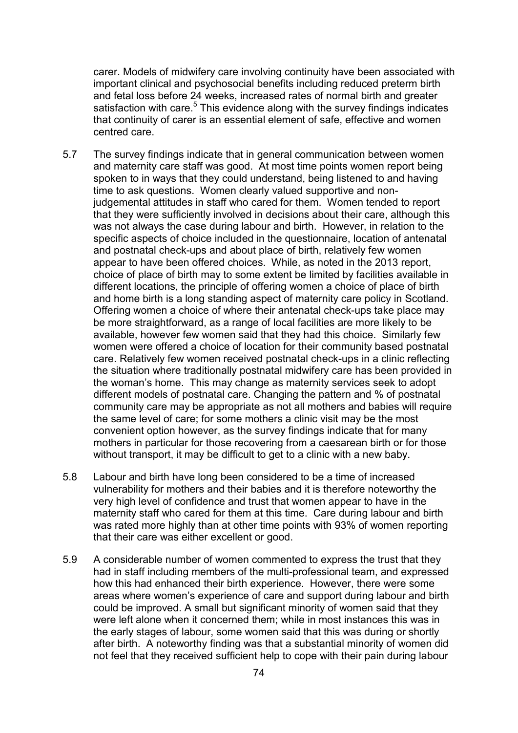carer. Models of midwifery care involving continuity have been associated with important clinical and psychosocial benefits including reduced preterm birth and fetal loss before 24 weeks, increased rates of normal birth and greater satisfaction with care.[5] This evidence along with the survey findings indicates that continuity of carer is an essential element of safe, effective and women centred care.

5.7 The survey findings indicate that in general communication between women and maternity care staff was good. At most time points women report being spoken to in ways that they could understand, being listened to and having time to ask questions. Women clearly valued supportive and non-judgemental attitudes in staff who cared for them. Women tended to report that they were sufficiently involved in decisions about their care, although this was not always the case during labour and birth. However, in relation to the specific aspects of choice included in the questionnaire, location of antenatal and postnatal check-ups and about place of birth, relatively few women appear to have been offered choices. While, as noted in the 2013 report, choice of place of birth may to some extent be limited by facilities available in different locations, the principle of offering women a choice of place of birth and home birth is a long standing aspect of maternity care policy in Scotland. Offering women a choice of where their antenatal check-ups take place may be more straightforward, as a range of local facilities are more likely to be available, however few women said that they had this choice. Similarly few women were offered a choice of location for their community based postnatal care. Relatively few women received postnatal check-ups in a clinic reflecting the situation where traditionally postnatal midwifery care has been provided in the woman's home. This may change as maternity services seek to adopt different models of postnatal care. Changing the pattern and % of postnatal community care may be appropriate as not all mothers and babies will require the same level of care; for some mothers a clinic visit may be the most convenient option however, as the survey findings indicate that for many mothers in particular for those recovering from a caesarean birth or for those without transport, it may be difficult to get to a clinic with a new baby.

5.8 Labour and birth have long been considered to be a time of increased vulnerability for mothers and their babies and it is therefore noteworthy the very high level of confidence and trust that women appear to have in the maternity staff who cared for them at this time. Care during labour and birth was rated more highly than at other time points with 93% of women reporting that their care was either excellent or good.

5.9 A considerable number of women commented to express the trust that they had in staff including members of the multi-professional team, and expressed how this had enhanced their birth experience. However, there were some areas where women's experience of care and support during labour and birth could be improved. A small but significant minority of women said that they were left alone when it concerned them; while in most instances this was in the early stages of labour, some women said that this was during or shortly after birth. A noteworthy finding was that a substantial minority of women did not feel that they received sufficient help to cope with their pain during labour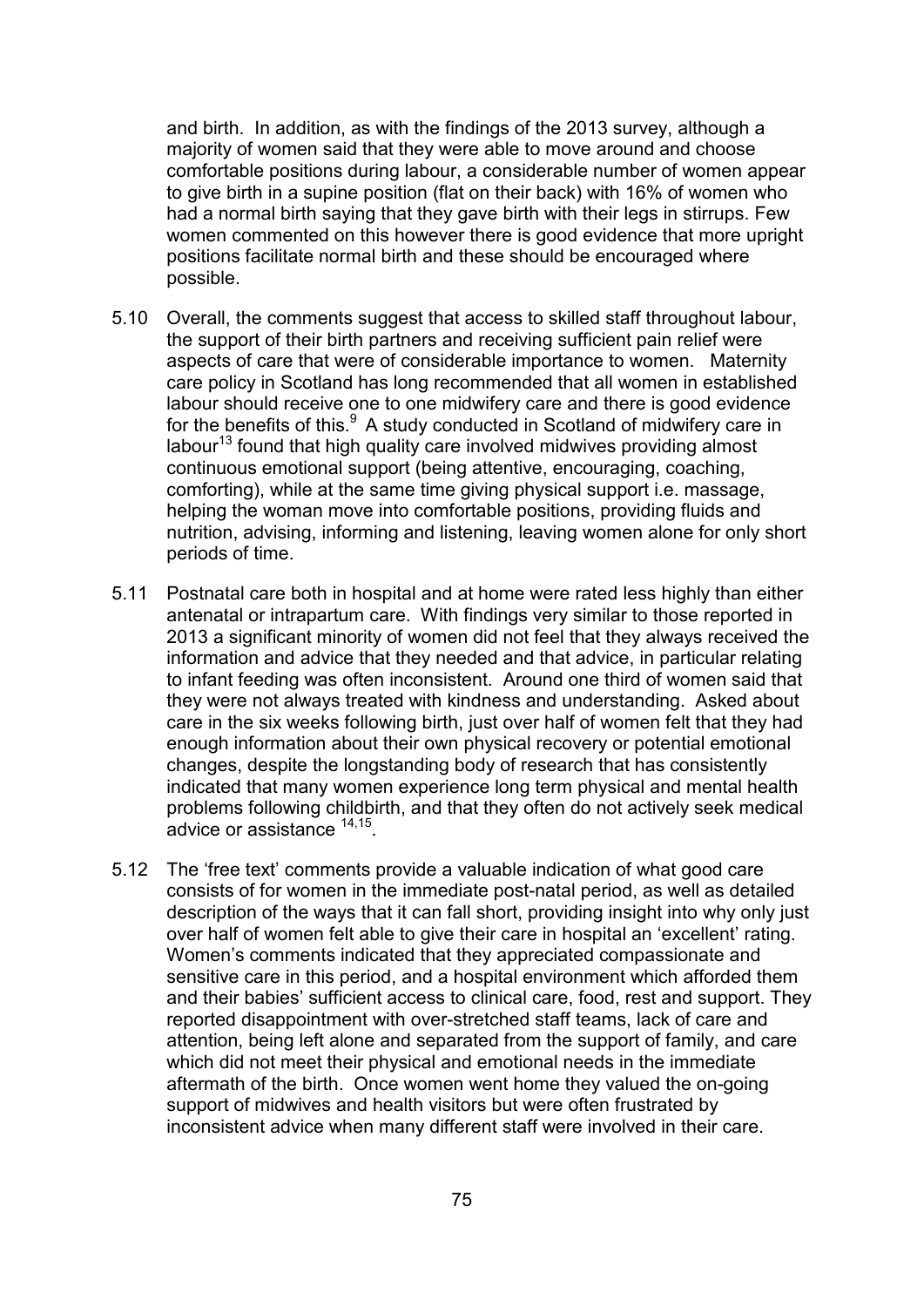and birth. In addition, as with the findings of the 2013 survey, although a majority of women said that they were able to move around and choose comfortable positions during labour, a considerable number of women appear to give birth in a supine position (flat on their back) with 16% of women who had a normal birth saying that they gave birth with their legs in stirrups. Few women commented on this however there is good evidence that more upright positions facilitate normal birth and these should be encouraged where possible.

5.10 Overall, the comments suggest that access to skilled staff throughout labour, the support of their birth partners and receiving sufficient pain relief were aspects of care that were of considerable importance to women. Maternity care policy in Scotland has long recommended that all women in established labour should receive one to one midwifery care and there is good evidence for the benefits of this.[9] A study conducted in Scotland of midwifery care in labour[13] found that high quality care involved midwives providing almost continuous emotional support (being attentive, encouraging, coaching, comforting), while at the same time giving physical support i.e. massage, helping the woman move into comfortable positions, providing fluids and nutrition, advising, informing and listening, leaving women alone for only short periods of time.

5.11 Postnatal care both in hospital and at home were rated less highly than either antenatal or intrapartum care. With findings very similar to those reported in 2013 a significant minority of women did not feel that they always received the information and advice that they needed and that advice, in particular relating to infant feeding was often inconsistent. Around one third of women said that they were not always treated with kindness and understanding. Asked about care in the six weeks following birth, just over half of women felt that they had enough information about their own physical recovery or potential emotional changes, despite the longstanding body of research that has consistently indicated that many women experience long term physical and mental health problems following childbirth, and that they often do not actively seek medical advice or assistance [14,15].

5.12 The 'free text' comments provide a valuable indication of what good care consists of for women in the immediate post-natal period, as well as detailed description of the ways that it can fall short, providing insight into why only just over half of women felt able to give their care in hospital an 'excellent' rating. Women's comments indicated that they appreciated compassionate and sensitive care in this period, and a hospital environment which afforded them and their babies' sufficient access to clinical care, food, rest and support. They reported disappointment with over-stretched staff teams, lack of care and attention, being left alone and separated from the support of family, and care which did not meet their physical and emotional needs in the immediate aftermath of the birth. Once women went home they valued the on-going support of midwives and health visitors but were often frustrated by inconsistent advice when many different staff were involved in their care.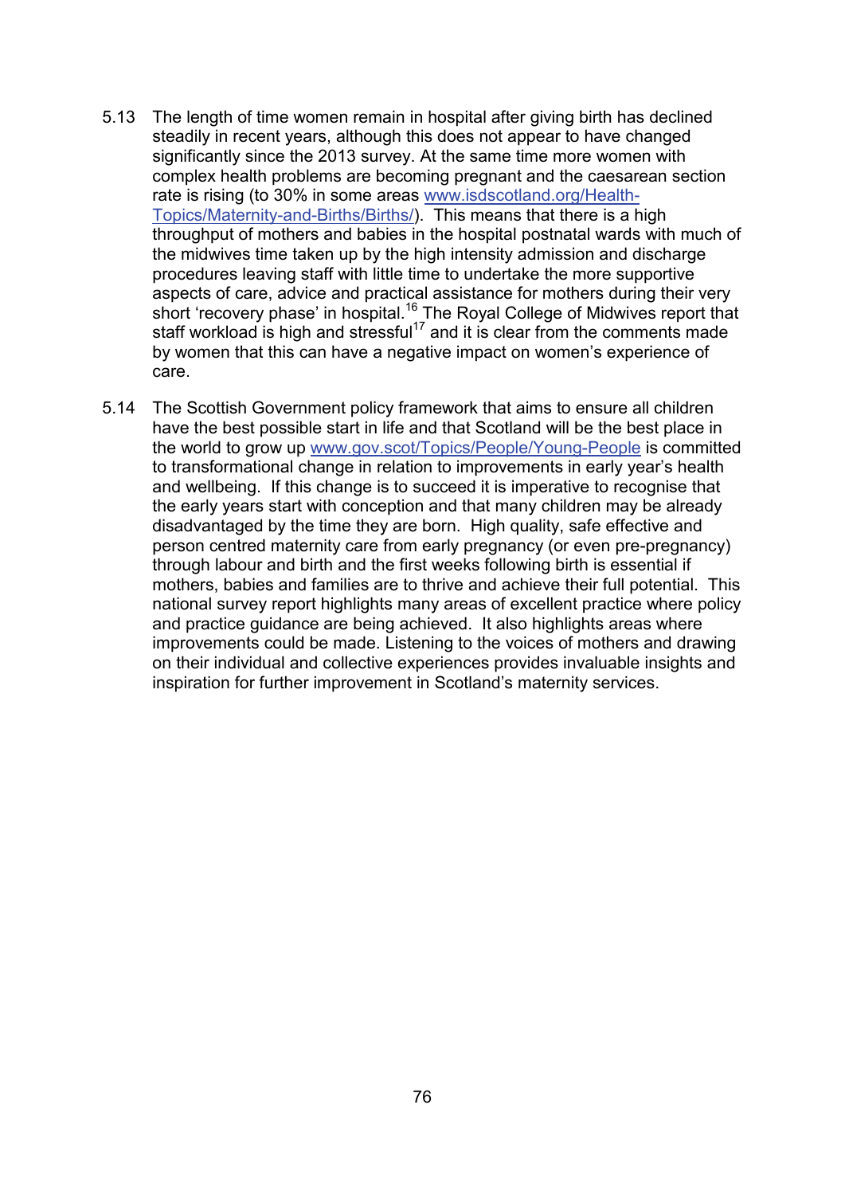5.13 The length of time women remain in hospital after giving birth has declined steadily in recent years, although this does not appear to have changed significantly since the 2013 survey. At the same time more women with complex health problems are becoming pregnant and the caesarean section rate is rising (to 30% in some areas www.isdscotland.org/Health-Topics/Maternity-and-Births/Births/). This means that there is a high throughput of mothers and babies in the hospital postnatal wards with much of the midwives time taken up by the high intensity admission and discharge procedures leaving staff with little time to undertake the more supportive aspects of care, advice and practical assistance for mothers during their very short 'recovery phase' in hospital.[16] The Royal College of Midwives report that staff workload is high and stressful[17] and it is clear from the comments made by women that this can have a negative impact on women's experience of care.

5.14 The Scottish Government policy framework that aims to ensure all children have the best possible start in life and that Scotland will be the best place in the world to grow up www.gov.scot/Topics/People/Young-People is committed to transformational change in relation to improvements in early year's health and wellbeing. If this change is to succeed it is imperative to recognise that the early years start with conception and that many children may be already disadvantaged by the time they are born. High quality, safe effective and person centred maternity care from early pregnancy (or even pre-pregnancy) through labour and birth and the first weeks following birth is essential if mothers, babies and families are to thrive and achieve their full potential. This national survey report highlights many areas of excellent practice where policy and practice guidance are being achieved. It also highlights areas where improvements could be made. Listening to the voices of mothers and drawing on their individual and collective experiences provides invaluable insights and inspiration for further improvement in Scotland's maternity services.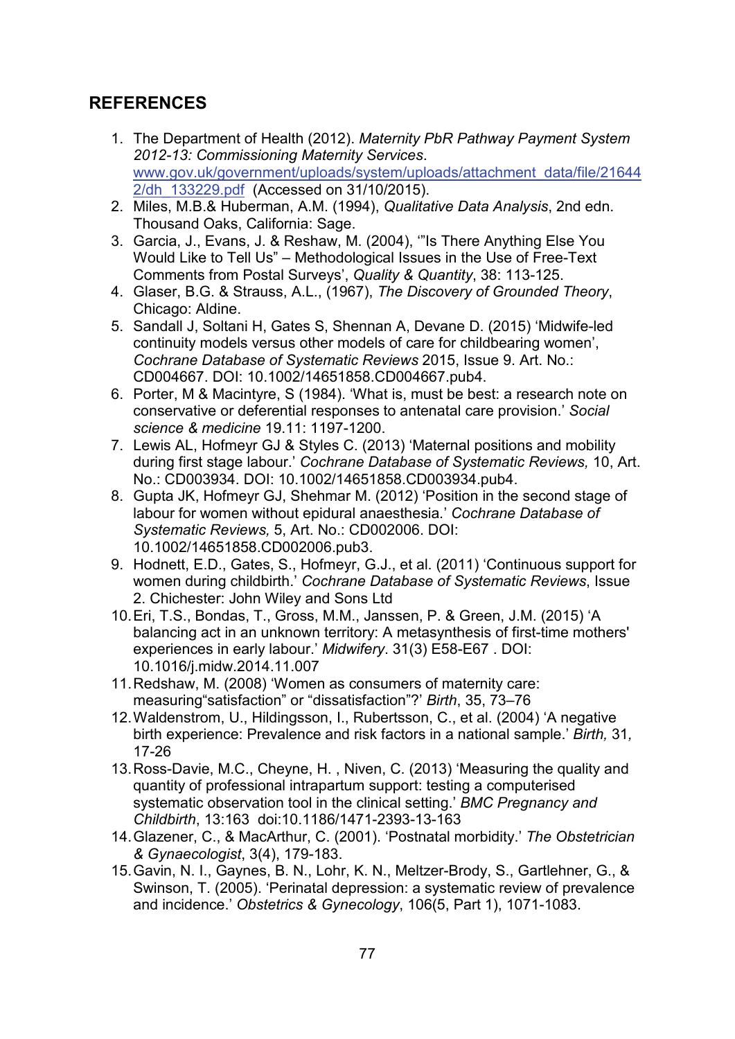## REFERENCES

1. The Department of Health (2012). *Maternity PbR Pathway Payment System 2012-13: Commissioning Maternity Services*. www.gov.uk/government/uploads/system/uploads/attachment_data/file/216442/dh_133229.pdf (Accessed on 31/10/2015).
2. Miles, M.B.& Huberman, A.M. (1994), *Qualitative Data Analysis*, 2nd edn. Thousand Oaks, California: Sage.
3. Garcia, J., Evans, J. & Reshaw, M. (2004), '"Is There Anything Else You Would Like to Tell Us" – Methodological Issues in the Use of Free-Text Comments from Postal Surveys', *Quality & Quantity*, 38: 113-125.
4. Glaser, B.G. & Strauss, A.L., (1967), *The Discovery of Grounded Theory*, Chicago: Aldine.
5. Sandall J, Soltani H, Gates S, Shennan A, Devane D. (2015) 'Midwife-led continuity models versus other models of care for childbearing women', *Cochrane Database of Systematic Reviews* 2015, Issue 9. Art. No.: CD004667. DOI: 10.1002/14651858.CD004667.pub4.
6. Porter, M & Macintyre, S (1984). 'What is, must be best: a research note on conservative or deferential responses to antenatal care provision.' *Social science & medicine* 19.11: 1197-1200.
7. Lewis AL, Hofmeyr GJ & Styles C. (2013) 'Maternal positions and mobility during first stage labour.' *Cochrane Database of Systematic Reviews,* 10, Art. No.: CD003934. DOI: 10.1002/14651858.CD003934.pub4.
8. Gupta JK, Hofmeyr GJ, Shehmar M. (2012) 'Position in the second stage of labour for women without epidural anaesthesia.' *Cochrane Database of Systematic Reviews,* 5, Art. No.: CD002006. DOI: 10.1002/14651858.CD002006.pub3.
9. Hodnett, E.D., Gates, S., Hofmeyr, G.J., et al. (2011) 'Continuous support for women during childbirth.' *Cochrane Database of Systematic Reviews*, Issue 2. Chichester: John Wiley and Sons Ltd
10. Eri, T.S., Bondas, T., Gross, M.M., Janssen, P. & Green, J.M. (2015) 'A balancing act in an unknown territory: A metasynthesis of first-time mothers' experiences in early labour.' *Midwifery*. 31(3) E58-E67 . DOI: 10.1016/j.midw.2014.11.007
11. Redshaw, M. (2008) 'Women as consumers of maternity care: measuring"satisfaction" or "dissatisfaction"?' *Birth*, 35, 73–76
12. Waldenstrom, U., Hildingsson, I., Rubertsson, C., et al. (2004) 'A negative birth experience: Prevalence and risk factors in a national sample.' *Birth,* 31*,* 17-26
13. Ross-Davie, M.C., Cheyne, H. , Niven, C. (2013) 'Measuring the quality and quantity of professional intrapartum support: testing a computerised systematic observation tool in the clinical setting.' *BMC Pregnancy and Childbirth*, 13:163 doi:10.1186/1471-2393-13-163
14. Glazener, C., & MacArthur, C. (2001). 'Postnatal morbidity.' *The Obstetrician & Gynaecologist*, 3(4), 179-183.
15. Gavin, N. I., Gaynes, B. N., Lohr, K. N., Meltzer-Brody, S., Gartlehner, G., & Swinson, T. (2005). 'Perinatal depression: a systematic review of prevalence and incidence.' *Obstetrics & Gynecology*, 106(5, Part 1), 1071-1083.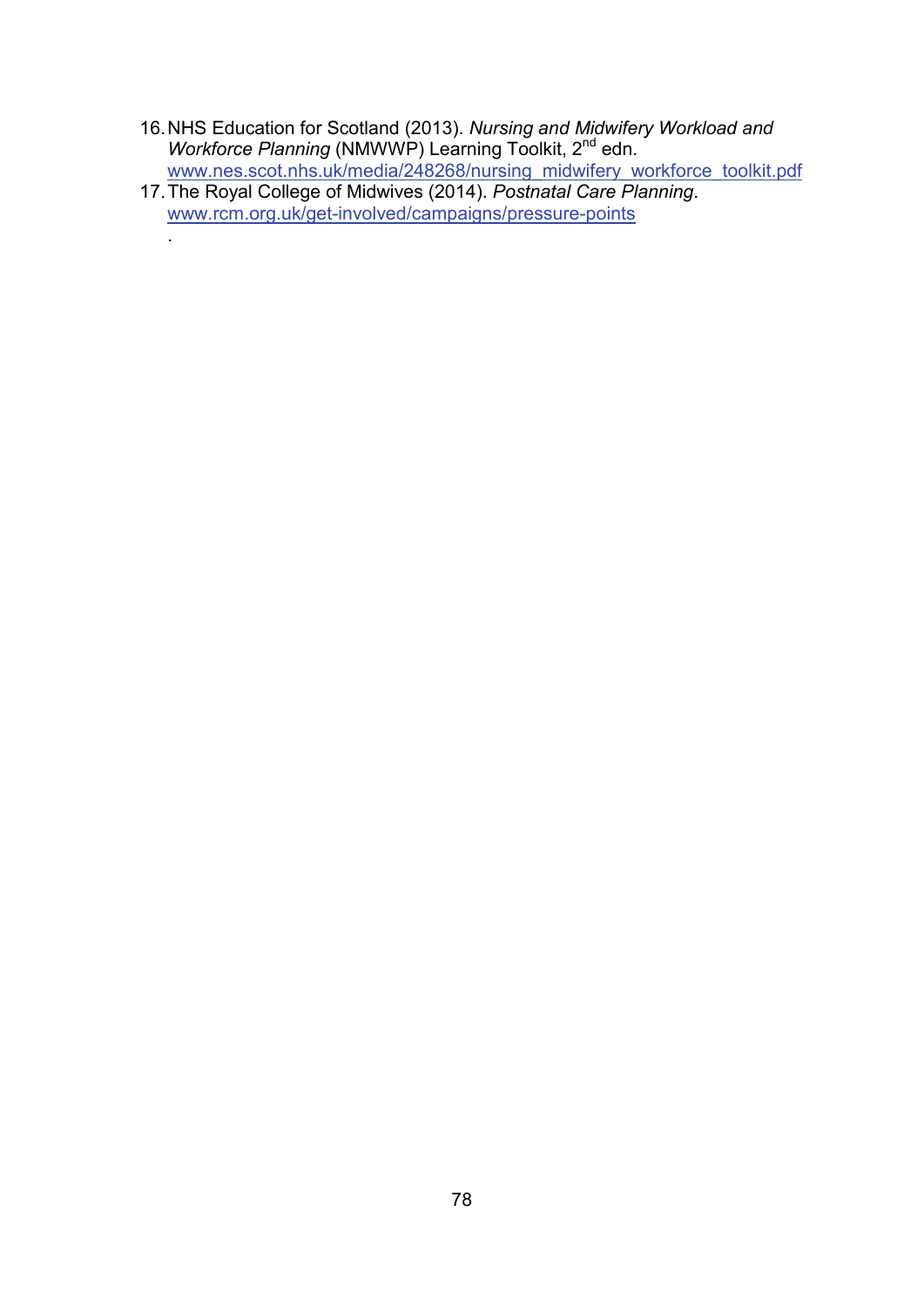16. NHS Education for Scotland (2013). *Nursing and Midwifery Workload and Workforce Planning* (NMWWP) Learning Toolkit, 2nd edn. www.nes.scot.nhs.uk/media/248268/nursing_midwifery_workforce_toolkit.pdf
17. The Royal College of Midwives (2014). *Postnatal Care Planning*. www.rcm.org.uk/get-involved/campaigns/pressure-points
.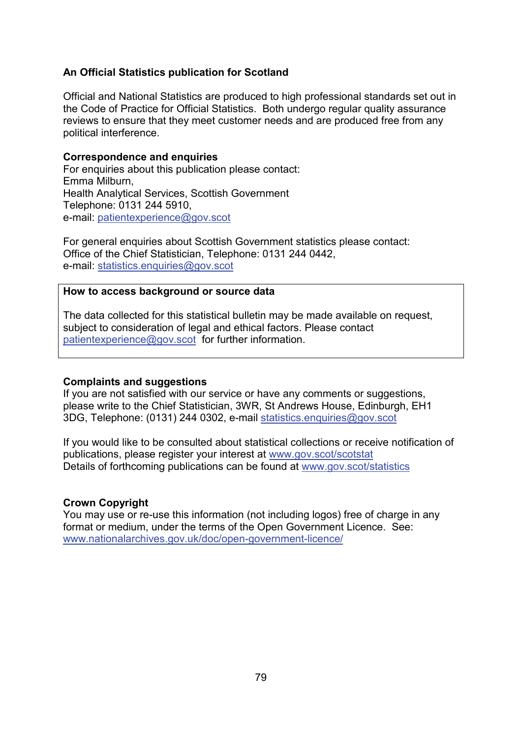**An Official Statistics publication for Scotland**

Official and National Statistics are produced to high professional standards set out in the Code of Practice for Official Statistics. Both undergo regular quality assurance reviews to ensure that they meet customer needs and are produced free from any political interference.

**Correspondence and enquiries**
For enquiries about this publication please contact:
Emma Milburn,
Health Analytical Services, Scottish Government
Telephone: 0131 244 5910,
e-mail: patientexperience@gov.scot

For general enquiries about Scottish Government statistics please contact:
Office of the Chief Statistician, Telephone: 0131 244 0442,
e-mail: statistics.enquiries@gov.scot

**How to access background or source data**

The data collected for this statistical bulletin may be made available on request, subject to consideration of legal and ethical factors. Please contact patientexperience@gov.scot for further information.

**Complaints and suggestions**
If you are not satisfied with our service or have any comments or suggestions, please write to the Chief Statistician, 3WR, St Andrews House, Edinburgh, EH1 3DG, Telephone: (0131) 244 0302, e-mail statistics.enquiries@gov.scot

If you would like to be consulted about statistical collections or receive notification of publications, please register your interest at www.gov.scot/scotstat
Details of forthcoming publications can be found at www.gov.scot/statistics

**Crown Copyright**
You may use or re-use this information (not including logos) free of charge in any format or medium, under the terms of the Open Government Licence. See:
www.nationalarchives.gov.uk/doc/open-government-licence/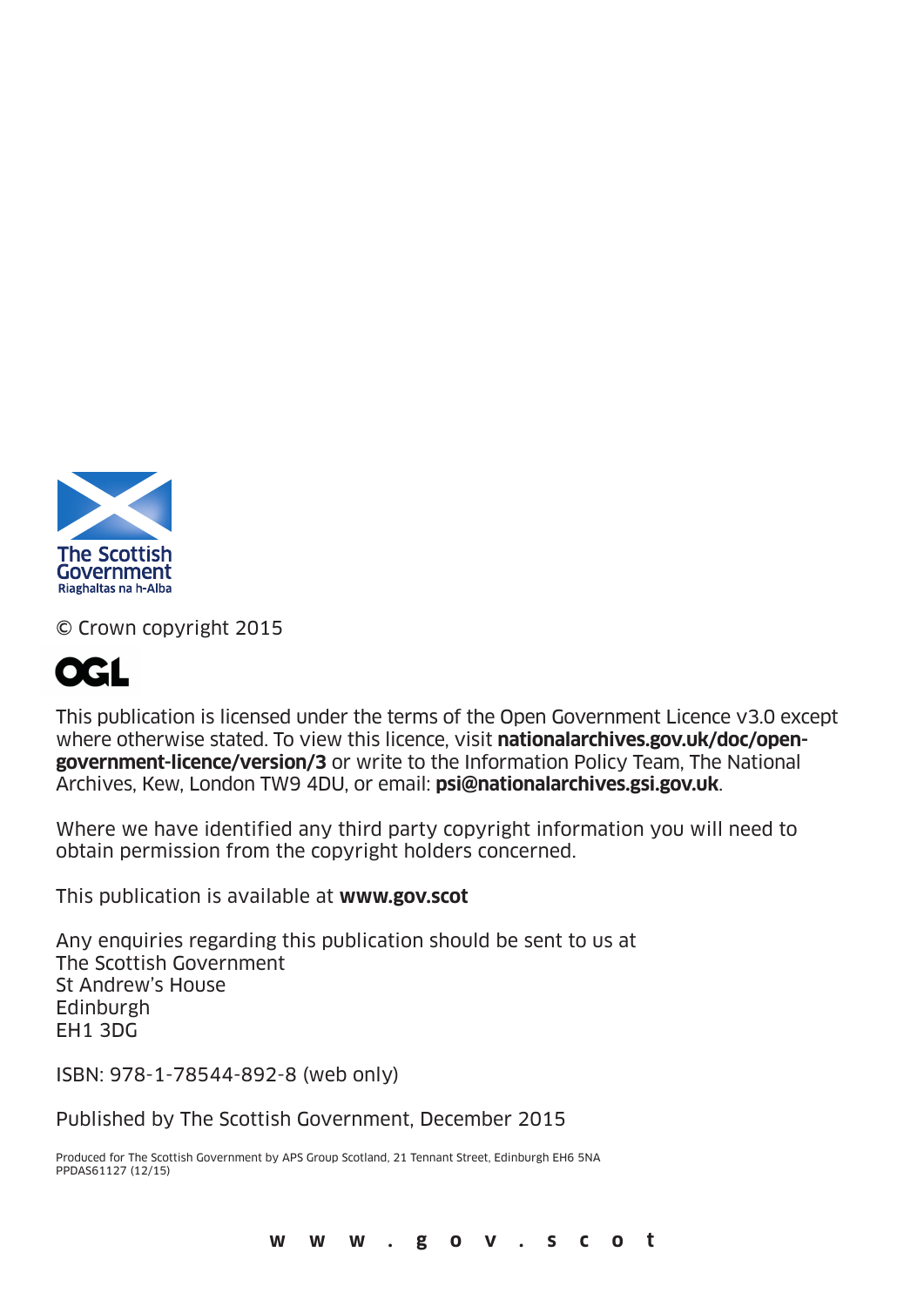The Scottish Government
Riaghaltas na h-Alba

© Crown copyright 2015

OGL

This publication is licensed under the terms of the Open Government Licence v3.0 except where otherwise stated. To view this licence, visit **nationalarchives.gov.uk/doc/open-government-licence/version/3** or write to the Information Policy Team, The National Archives, Kew, London TW9 4DU, or email: **psi@nationalarchives.gsi.gov.uk**.

Where we have identified any third party copyright information you will need to obtain permission from the copyright holders concerned.

This publication is available at **www.gov.scot**

Any enquiries regarding this publication should be sent to us at
The Scottish Government
St Andrew's House
Edinburgh
EH1 3DG

ISBN: 978-1-78544-892-8 (web only)

Published by The Scottish Government, December 2015

Produced for The Scottish Government by APS Group Scotland, 21 Tennant Street, Edinburgh EH6 5NA
PPDAS61127 (12/15)

**w w w . g o v . s c o t**